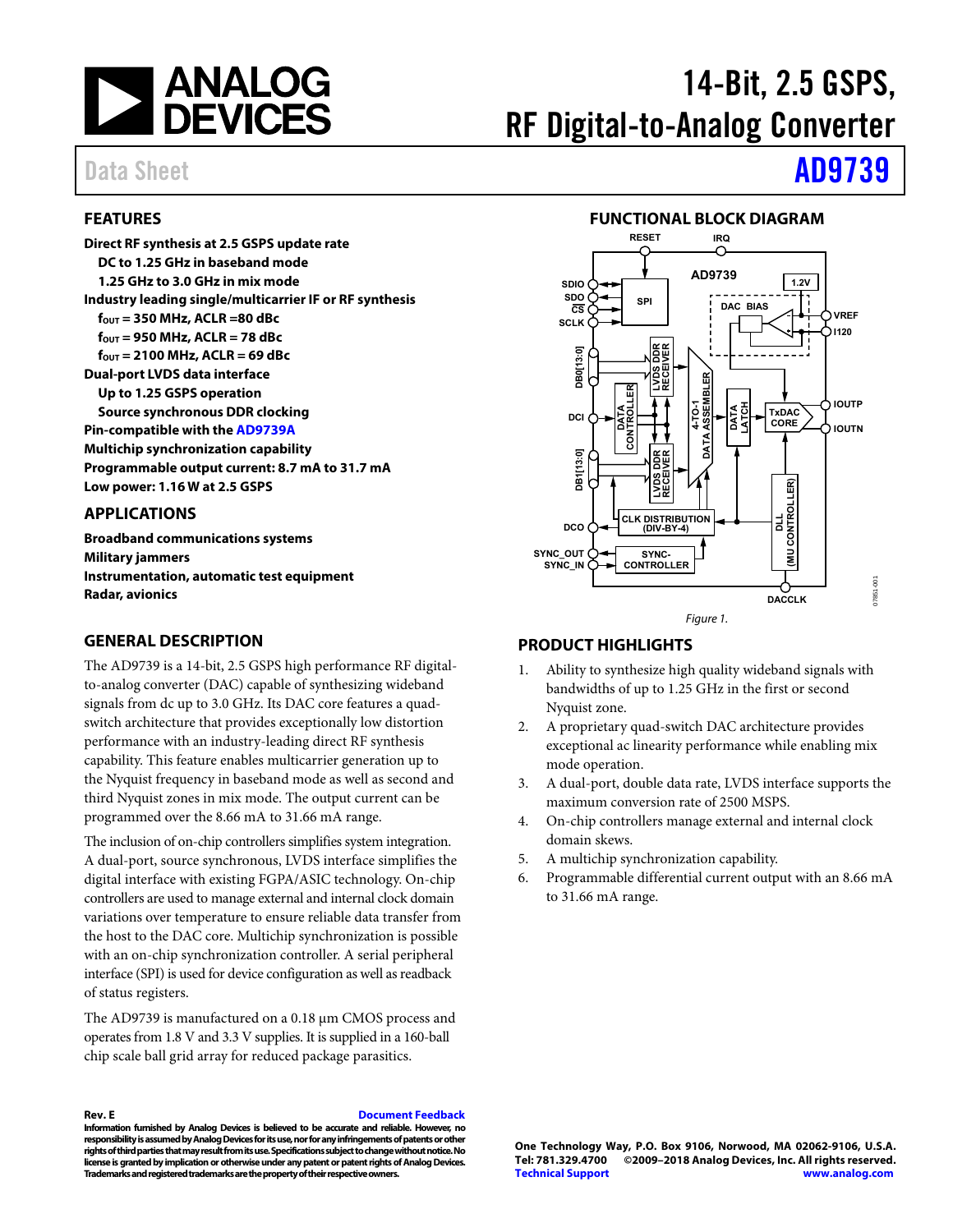# 14-Bit, 2.5 GSPS, RF Digital-to-Analog Converter

Data Sheet **AD9739**

## FEATURES

**Direct RF synthesis at 2.5 GSPS update rate**
- **DC to 1.25 GHz in baseband mode**
- **1.25 GHz to 3.0 GHz in mix mode**

**Industry leading single/multicarrier IF or RF synthesis**
- **$f_{OUT}$ = 350 MHz, ACLR =80 dBc**
- **$f_{OUT}$ = 950 MHz, ACLR = 78 dBc**
- **$f_{OUT}$ = 2100 MHz, ACLR = 69 dBc**

**Dual-port LVDS data interface**
- **Up to 1.25 GSPS operation**
- **Source synchronous DDR clocking**

**Pin-compatible with the AD9739A**
**Multichip synchronization capability**
**Programmable output current: 8.7 mA to 31.7 mA**
**Low power: 1.16 W at 2.5 GSPS**

## APPLICATIONS

**Broadband communications systems**
**Military jammers**
**Instrumentation, automatic test equipment**
**Radar, avionics**

## GENERAL DESCRIPTION

The AD9739 is a 14-bit, 2.5 GSPS high performance RF digital-to-analog converter (DAC) capable of synthesizing wideband signals from dc up to 3.0 GHz. Its DAC core features a quad-switch architecture that provides exceptionally low distortion performance with an industry-leading direct RF synthesis capability. This feature enables multicarrier generation up to the Nyquist frequency in baseband mode as well as second and third Nyquist zones in mix mode. The output current can be programmed over the 8.66 mA to 31.66 mA range.

The inclusion of on-chip controllers simplifies system integration. A dual-port, source synchronous, LVDS interface simplifies the digital interface with existing FGPA/ASIC technology. On-chip controllers are used to manage external and internal clock domain variations over temperature to ensure reliable data transfer from the host to the DAC core. Multichip synchronization is possible with an on-chip synchronization controller. A serial peripheral interface (SPI) is used for device configuration as well as readback of status registers.

The AD9739 is manufactured on a 0.18 µm CMOS process and operates from 1.8 V and 3.3 V supplies. It is supplied in a 160-ball chip scale ball grid array for reduced package parasitics.

## FUNCTIONAL BLOCK DIAGRAM

Figure 1.

## PRODUCT HIGHLIGHTS

1. Ability to synthesize high quality wideband signals with bandwidths of up to 1.25 GHz in the first or second Nyquist zone.
2. A proprietary quad-switch DAC architecture provides exceptional ac linearity performance while enabling mix mode operation.
3. A dual-port, double data rate, LVDS interface supports the maximum conversion rate of 2500 MSPS.
4. On-chip controllers manage external and internal clock domain skews.
5. A multichip synchronization capability.
6. Programmable differential current output with an 8.66 mA to 31.66 mA range.

Rev. E Document Feedback
Information furnished by Analog Devices is believed to be accurate and reliable. However, no responsibility is assumed by Analog Devices for its use, nor for any infringements of patents or other rights of third parties that may result from its use. Specifications subject to change without notice. No license is granted by implication or otherwise under any patent or patent rights of Analog Devices. Trademarks and registered trademarks are the property of their respective owners.

One Technology Way, P.O. Box 9106, Norwood, MA 02062-9106, U.S.A.
Tel: 781.329.4700 ©2009–2018 Analog Devices, Inc. All rights reserved.
Technical Support www.analog.com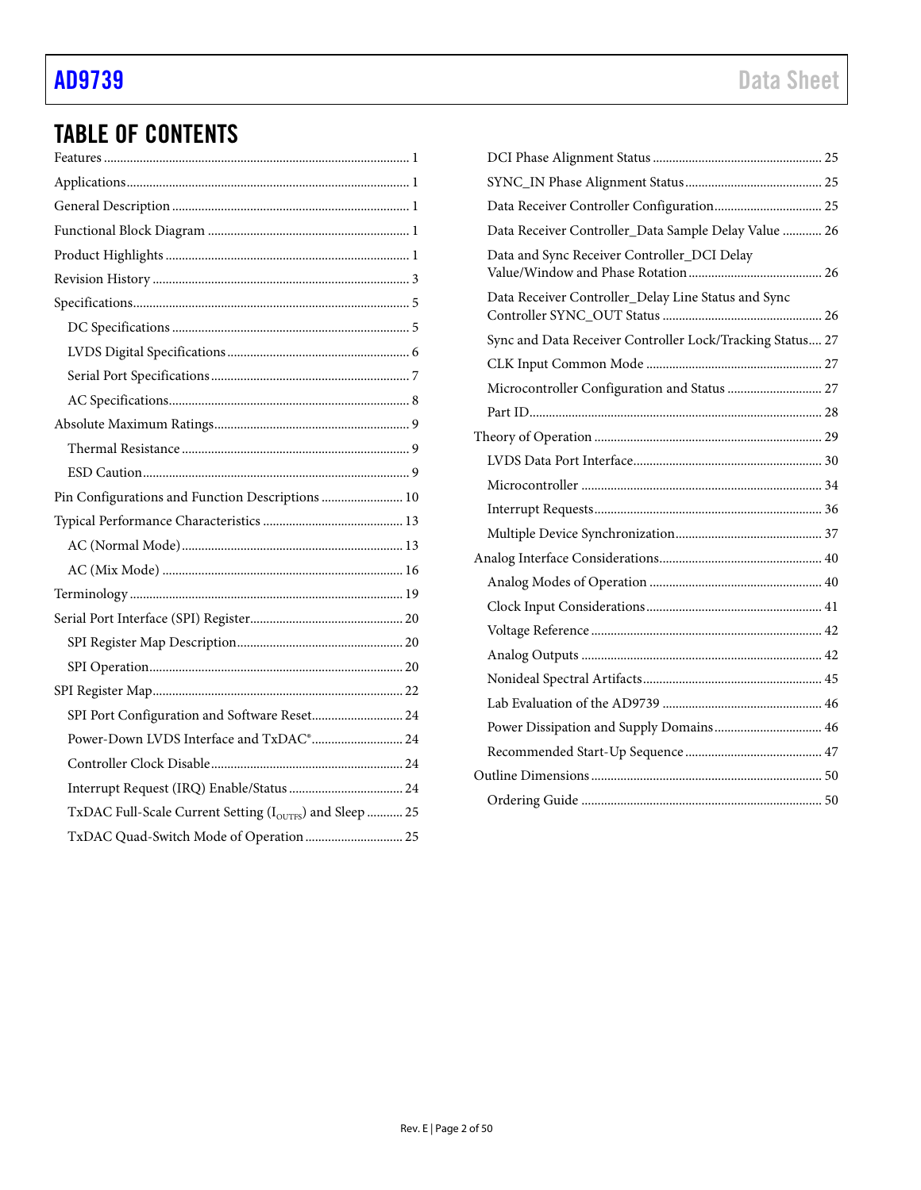## TABLE OF CONTENTS

Features ... 1
Applications ... 1
General Description ... 1
Functional Block Diagram ... 1
Product Highlights ... 1
Revision History ... 3
Specifications ... 5
  DC Specifications ... 5
  LVDS Digital Specifications ... 6
  Serial Port Specifications ... 7
  AC Specifications ... 8
Absolute Maximum Ratings ... 9
  Thermal Resistance ... 9
  ESD Caution ... 9
Pin Configurations and Function Descriptions ... 10
Typical Performance Characteristics ... 13
  AC (Normal Mode) ... 13
  AC (Mix Mode) ... 16
Terminology ... 19
Serial Port Interface (SPI) Register ... 20
  SPI Register Map Description ... 20
  SPI Operation ... 20
SPI Register Map ... 22
  SPI Port Configuration and Software Reset ... 24
  Power-Down LVDS Interface and TxDAC® ... 24
  Controller Clock Disable ... 24
  Interrupt Request (IRQ) Enable/Status ... 24
  TxDAC Full-Scale Current Setting ($I_{OUTFS}$) and Sleep ... 25
  TxDAC Quad-Switch Mode of Operation ... 25
  DCI Phase Alignment Status ... 25
  SYNC_IN Phase Alignment Status ... 25
  Data Receiver Controller Configuration ... 25
  Data Receiver Controller_Data Sample Delay Value ... 26
  Data and Sync Receiver Controller_DCI Delay Value/Window and Phase Rotation ... 26
  Data Receiver Controller_Delay Line Status and Sync Controller SYNC_OUT Status ... 26
  Sync and Data Receiver Controller Lock/Tracking Status ... 27
  CLK Input Common Mode ... 27
  Microcontroller Configuration and Status ... 27
  Part ID ... 28
Theory of Operation ... 29
  LVDS Data Port Interface ... 30
  Microcontroller ... 34
  Interrupt Requests ... 36
  Multiple Device Synchronization ... 37
Analog Interface Considerations ... 40
  Analog Modes of Operation ... 40
  Clock Input Considerations ... 41
  Voltage Reference ... 42
  Analog Outputs ... 42
  Nonideal Spectral Artifacts ... 45
  Lab Evaluation of the AD9739 ... 46
  Power Dissipation and Supply Domains ... 46
  Recommended Start-Up Sequence ... 47
Outline Dimensions ... 50
  Ordering Guide ... 50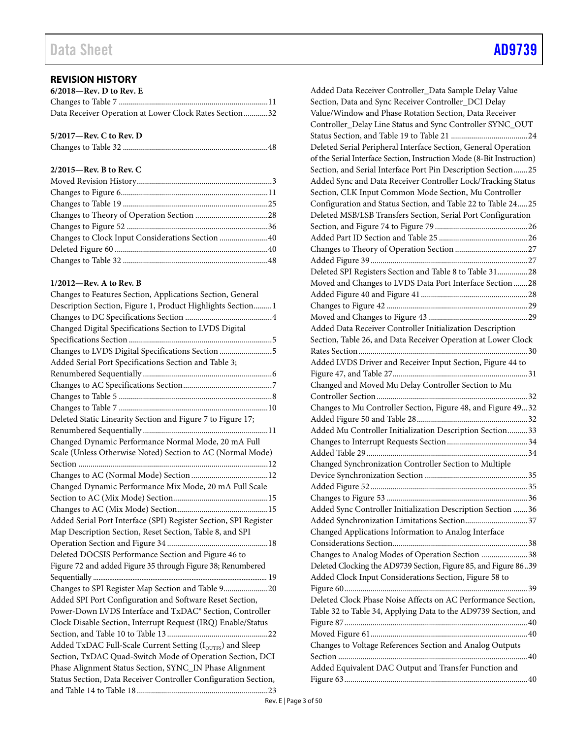## REVISION HISTORY

**6/2018—Rev. D to Rev. E**

Changes to Table 7 ........................................................................ 11
Data Receiver Operation at Lower Clock Rates Section ............ 32

**5/2017—Rev. C to Rev. D**

Changes to Table 32 ...................................................................... 48

**2/2015—Rev. B to Rev. C**

Moved Revision History .................................................................. 3
Changes to Figure 6 ........................................................................ 11
Changes to Table 19 ....................................................................... 25
Changes to Theory of Operation Section .................................... 28
Changes to Figure 52 ..................................................................... 36
Changes to Clock Input Considerations Section ........................ 40
Deleted Figure 60 ........................................................................... 40
Changes to Table 32 ....................................................................... 48

**1/2012—Rev. A to Rev. B**

Changes to Features Section, Applications Section, General Description Section, Figure 1, Product Highlights Section ......... 1
Changes to DC Specifications Section ........................................... 4
Changed Digital Specifications Section to LVDS Digital Specifications Section ...................................................................... 5
Changes to LVDS Digital Specifications Section .......................... 5
Added Serial Port Specifications Section and Table 3; Renumbered Sequentially ............................................................... 6
Changes to AC Specifications Section ............................................ 7
Changes to Table 5 ........................................................................... 8
Changes to Table 7 ......................................................................... 10
Deleted Static Linearity Section and Figure 7 to Figure 17; Renumbered Sequentially ............................................................. 11
Changed Dynamic Performance Normal Mode, 20 mA Full Scale (Unless Otherwise Noted) Section to AC (Normal Mode) Section ............................................................................................. 12
Changes to AC (Normal Mode) Section ...................................... 12
Changed Dynamic Performance Mix Mode, 20 mA Full Scale Section to AC (Mix Mode) Section .............................................. 15
Changes to AC (Mix Mode) Section ............................................ 15
Added Serial Port Interface (SPI) Register Section, SPI Register Map Description Section, Reset Section, Table 8, and SPI Operation Section and Figure 34 .................................................. 18
Deleted DOCSIS Performance Section and Figure 46 to Figure 72 and added Figure 35 through Figure 38; Renumbered Sequentially ............................................................................................. 19
Changes to SPI Register Map Section and Table 9 ...................... 20
Added SPI Port Configuration and Software Reset Section, Power-Down LVDS Interface and TxDAC® Section, Controller Clock Disable Section, Interrupt Request (IRQ) Enable/Status Section, and Table 10 to Table 13 .................................................. 22
Added TxDAC Full-Scale Current Setting ($I_{OUTFS}$) and Sleep Section, TxDAC Quad-Switch Mode of Operation Section, DCI Phase Alignment Status Section, SYNC_IN Phase Alignment Status Section, Data Receiver Controller Configuration Section, and Table 14 to Table 18 ................................................................ 23
Added Data Receiver Controller_Data Sample Delay Value Section, Data and Sync Receiver Controller_DCI Delay Value/Window and Phase Rotation Section, Data Receiver Controller_Delay Line Status and Sync Controller SYNC_OUT Status Section, and Table 19 to Table 21 ...................................... 24
Deleted Serial Peripheral Interface Section, General Operation of the Serial Interface Section, Instruction Mode (8-Bit Instruction) Section, and Serial Interface Port Pin Description Section ....... 25
Added Sync and Data Receiver Controller Lock/Tracking Status Section, CLK Input Common Mode Section, Mu Controller Configuration and Status Section, and Table 22 to Table 24 ..... 25
Deleted MSB/LSB Transfers Section, Serial Port Configuration Section, and Figure 74 to Figure 79 .............................................. 26
Added Part ID Section and Table 25 ............................................ 26
Changes to Theory of Operation Section .................................... 27
Added Figure 39 ............................................................................. 27
Deleted SPI Registers Section and Table 8 to Table 31 ............... 28
Moved and Changes to LVDS Data Port Interface Section ....... 28
Added Figure 40 and Figure 41 ..................................................... 28
Changes to Figure 42 ..................................................................... 29
Moved and Changes to Figure 43 ................................................. 29
Added Data Receiver Controller Initialization Description Section, Table 26, and Data Receiver Operation at Lower Clock Rates Section ................................................................................... 30
Added LVDS Driver and Receiver Input Section, Figure 44 to Figure 47, and Table 27 .................................................................. 31
Changed and Moved Mu Delay Controller Section to Mu Controller Section .......................................................................... 32
Changes to Mu Controller Section, Figure 48, and Figure 49 ... 32
Added Figure 50 and Table 28 ....................................................... 32
Added Mu Controller Initialization Description Section .......... 33
Changes to Interrupt Requests Section ........................................ 34
Added Table 29 ............................................................................... 34
Changed Synchronization Controller Section to Multiple Device Synchronization Section .................................................. 35
Added Figure 52 ............................................................................. 35
Changes to Figure 53 ..................................................................... 36
Added Sync Controller Initialization Description Section ....... 36
Added Synchronization Limitations Section ............................... 37
Changed Applications Information to Analog Interface Considerations Section .................................................................. 38
Changes to Analog Modes of Operation Section ....................... 38
Deleted Clocking the AD9739 Section, Figure 85, and Figure 86 .. 39
Added Clock Input Considerations Section, Figure 58 to Figure 60 .......................................................................................... 39
Deleted Clock Phase Noise Affects on AC Performance Section, Table 32 to Table 34, Applying Data to the AD9739 Section, and Figure 87 .......................................................................................... 40
Moved Figure 61 ............................................................................. 40
Changes to Voltage References Section and Analog Outputs Section ............................................................................................ 40
Added Equivalent DAC Output and Transfer Function and Figure 63 .......................................................................................... 40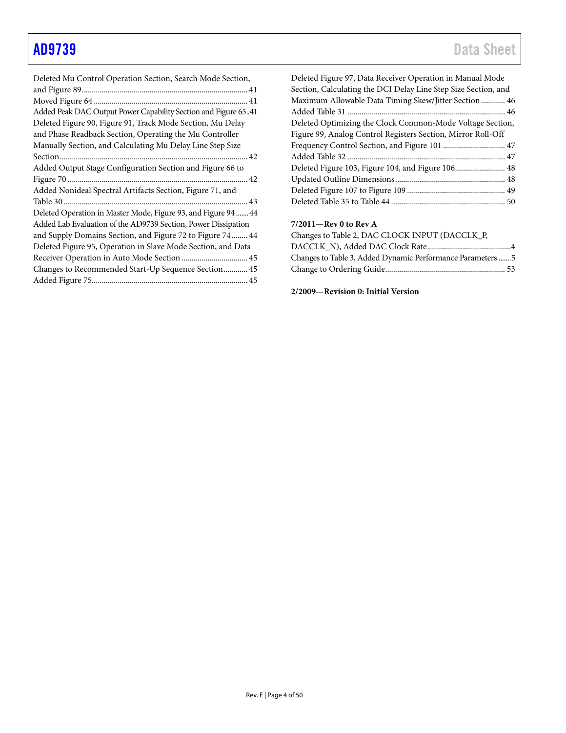Deleted Mu Control Operation Section, Search Mode Section, and Figure 89 ... 41
Moved Figure 64 ... 41
Added Peak DAC Output Power Capability Section and Figure 65 .. 41
Deleted Figure 90, Figure 91, Track Mode Section, Mu Delay and Phase Readback Section, Operating the Mu Controller Manually Section, and Calculating Mu Delay Line Step Size Section ... 42
Added Output Stage Configuration Section and Figure 66 to Figure 70 ... 42
Added Nonideal Spectral Artifacts Section, Figure 71, and Table 30 ... 43
Deleted Operation in Master Mode, Figure 93, and Figure 94 ... 44
Added Lab Evaluation of the AD9739 Section, Power Dissipation and Supply Domains Section, and Figure 72 to Figure 74 ... 44
Deleted Figure 95, Operation in Slave Mode Section, and Data Receiver Operation in Auto Mode Section ... 45
Changes to Recommended Start-Up Sequence Section ... 45
Added Figure 75 ... 45
Deleted Figure 97, Data Receiver Operation in Manual Mode Section, Calculating the DCI Delay Line Step Size Section, and Maximum Allowable Data Timing Skew/Jitter Section ... 46
Added Table 31 ... 46
Deleted Optimizing the Clock Common-Mode Voltage Section, Figure 99, Analog Control Registers Section, Mirror Roll-Off Frequency Control Section, and Figure 101 ... 47
Added Table 32 ... 47
Deleted Figure 103, Figure 104, and Figure 106 ... 48
Updated Outline Dimensions ... 48
Deleted Figure 107 to Figure 109 ... 49
Deleted Table 35 to Table 44 ... 50

**7/2011—Rev 0 to Rev A**

Changes to Table 2, DAC CLOCK INPUT (DACCLK_P, DACCLK_N), Added DAC Clock Rate ... 4
Changes to Table 3, Added Dynamic Performance Parameters ... 5
Change to Ordering Guide ... 53

**2/2009—Revision 0: Initial Version**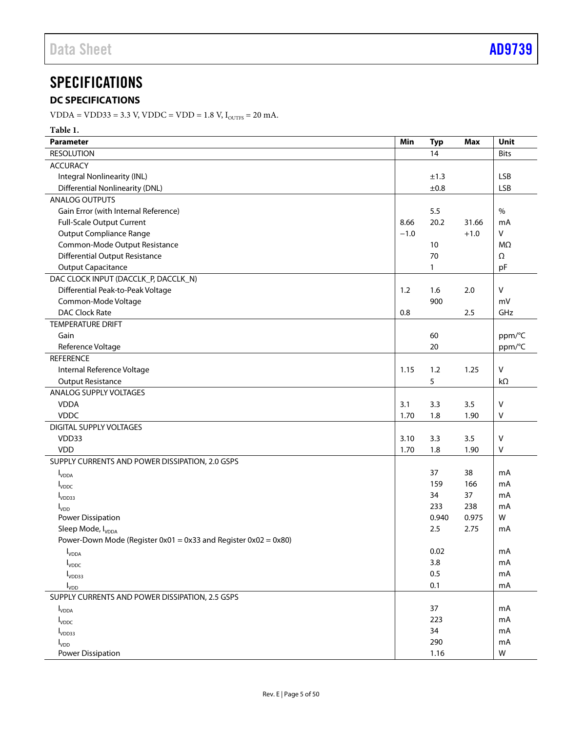# SPECIFICATIONS

## DC SPECIFICATIONS

VDDA = VDD33 = 3.3 V, VDDC = VDD = 1.8 V, $I_{OUTFS}$ = 20 mA.

Table 1.

| Parameter | Min | Typ | Max | Unit |
|---|---|---|---|---|
| RESOLUTION | | 14 | | Bits |
| ACCURACY | | | | |
| Integral Nonlinearity (INL) | | ±1.3 | | LSB |
| Differential Nonlinearity (DNL) | | ±0.8 | | LSB |
| ANALOG OUTPUTS | | | | |
| Gain Error (with Internal Reference) | | 5.5 | | % |
| Full-Scale Output Current | 8.66 | 20.2 | 31.66 | mA |
| Output Compliance Range | −1.0 | | +1.0 | V |
| Common-Mode Output Resistance | | 10 | | MΩ |
| Differential Output Resistance | | 70 | | Ω |
| Output Capacitance | | 1 | | pF |
| DAC CLOCK INPUT (DACCLK_P, DACCLK_N) | | | | |
| Differential Peak-to-Peak Voltage | 1.2 | 1.6 | 2.0 | V |
| Common-Mode Voltage | | 900 | | mV |
| DAC Clock Rate | 0.8 | | 2.5 | GHz |
| TEMPERATURE DRIFT | | | | |
| Gain | | 60 | | ppm/°C |
| Reference Voltage | | 20 | | ppm/°C |
| REFERENCE | | | | |
| Internal Reference Voltage | 1.15 | 1.2 | 1.25 | V |
| Output Resistance | | 5 | | kΩ |
| ANALOG SUPPLY VOLTAGES | | | | |
| VDDA | 3.1 | 3.3 | 3.5 | V |
| VDDC | 1.70 | 1.8 | 1.90 | V |
| DIGITAL SUPPLY VOLTAGES | | | | |
| VDD33 | 3.10 | 3.3 | 3.5 | V |
| VDD | 1.70 | 1.8 | 1.90 | V |
| SUPPLY CURRENTS AND POWER DISSIPATION, 2.0 GSPS | | | | |
| $I_{VDDA}$ | | 37 | 38 | mA |
| $I_{VDDC}$ | | 159 | 166 | mA |
| $I_{VDD33}$ | | 34 | 37 | mA |
| $I_{VDD}$ | | 233 | 238 | mA |
| Power Dissipation | | 0.940 | 0.975 | W |
| Sleep Mode, $I_{VDDA}$ | | 2.5 | 2.75 | mA |
| Power-Down Mode (Register 0x01 = 0x33 and Register 0x02 = 0x80) | | | | |
| $I_{VDDA}$ | | 0.02 | | mA |
| $I_{VDDC}$ | | 3.8 | | mA |
| $I_{VDD33}$ | | 0.5 | | mA |
| $I_{VDD}$ | | 0.1 | | mA |
| SUPPLY CURRENTS AND POWER DISSIPATION, 2.5 GSPS | | | | |
| $I_{VDDA}$ | | 37 | | mA |
| $I_{VDDC}$ | | 223 | | mA |
| $I_{VDD33}$ | | 34 | | mA |
| $I_{VDD}$ | | 290 | | mA |
| Power Dissipation | | 1.16 | | W |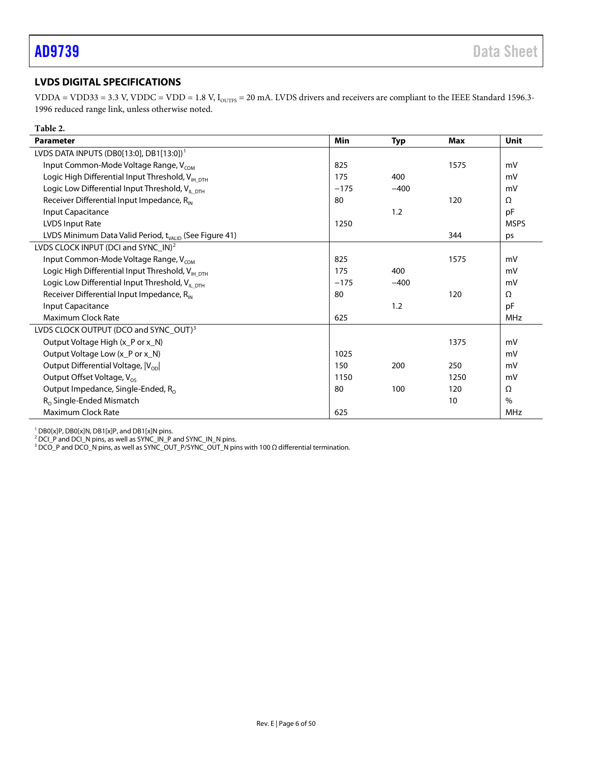## LVDS DIGITAL SPECIFICATIONS

VDDA = VDD33 = 3.3 V, VDDC = VDD = 1.8 V, $I_{OUTFS}$ = 20 mA. LVDS drivers and receivers are compliant to the IEEE Standard 1596.3-1996 reduced range link, unless otherwise noted.

**Table 2.**

| Parameter | Min | Typ | Max | Unit |
|---|---|---|---|---|
| LVDS DATA INPUTS (DB0[13:0], DB1[13:0])[1] | | | | |
| Input Common-Mode Voltage Range, $V_{COM}$ | 825 | | 1575 | mV |
| Logic High Differential Input Threshold, $V_{IH\_DTH}$ | 175 | 400 | | mV |
| Logic Low Differential Input Threshold, $V_{IL\_DTH}$ | −175 | −400 | | mV |
| Receiver Differential Input Impedance, $R_{IN}$ | 80 | | 120 | Ω |
| Input Capacitance | | 1.2 | | pF |
| LVDS Input Rate | 1250 | | | MSPS |
| LVDS Minimum Data Valid Period, $t_{VALID}$ (See Figure 41) | | | 344 | ps |
| LVDS CLOCK INPUT (DCI and SYNC_IN)[2] | | | | |
| Input Common-Mode Voltage Range, $V_{COM}$ | 825 | | 1575 | mV |
| Logic High Differential Input Threshold, $V_{IH\_DTH}$ | 175 | 400 | | mV |
| Logic Low Differential Input Threshold, $V_{IL\_DTH}$ | −175 | −400 | | mV |
| Receiver Differential Input Impedance, $R_{IN}$ | 80 | | 120 | Ω |
| Input Capacitance | | 1.2 | | pF |
| Maximum Clock Rate | 625 | | | MHz |
| LVDS CLOCK OUTPUT (DCO and SYNC_OUT)[3] | | | | |
| Output Voltage High (x_P or x_N) | | | 1375 | mV |
| Output Voltage Low (x_P or x_N) | 1025 | | | mV |
| Output Differential Voltage, $\|V_{OD}\|$ | 150 | 200 | 250 | mV |
| Output Offset Voltage, $V_{OS}$ | 1150 | | 1250 | mV |
| Output Impedance, Single-Ended, $R_O$ | 80 | 100 | 120 | Ω |
| $R_O$ Single-Ended Mismatch | | | 10 | % |
| Maximum Clock Rate | 625 | | | MHz |

[1] DB0[x]P, DB0[x]N, DB1[x]P, and DB1[x]N pins.
[2] DCI_P and DCI_N pins, as well as SYNC_IN_P and SYNC_IN_N pins.
[3] DCO_P and DCO_N pins, as well as SYNC_OUT_P/SYNC_OUT_N pins with 100 Ω differential termination.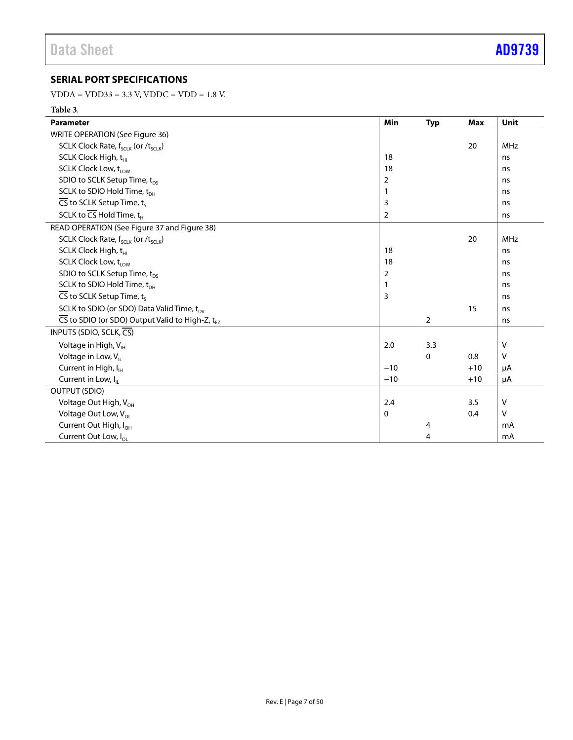## SERIAL PORT SPECIFICATIONS

VDDA = VDD33 = 3.3 V, VDDC = VDD = 1.8 V.

**Table 3.**

| Parameter | Min | Typ | Max | Unit |
|---|---|---|---|---|
| WRITE OPERATION (See Figure 36) | | | | |
| SCLK Clock Rate, $f_{SCLK}$ (or $/t_{SCLK}$) | | | 20 | MHz |
| SCLK Clock High, $t_{HI}$ | 18 | | | ns |
| SCLK Clock Low, $t_{LOW}$ | 18 | | | ns |
| SDIO to SCLK Setup Time, $t_{DS}$ | 2 | | | ns |
| SCLK to SDIO Hold Time, $t_{DH}$ | 1 | | | ns |
| $\overline{CS}$ to SCLK Setup Time, $t_S$ | 3 | | | ns |
| SCLK to $\overline{CS}$ Hold Time, $t_H$ | 2 | | | ns |
| READ OPERATION (See Figure 37 and Figure 38) | | | | |
| SCLK Clock Rate, $f_{SCLK}$ (or $/t_{SCLK}$) | | | 20 | MHz |
| SCLK Clock High, $t_{HI}$ | 18 | | | ns |
| SCLK Clock Low, $t_{LOW}$ | 18 | | | ns |
| SDIO to SCLK Setup Time, $t_{DS}$ | 2 | | | ns |
| SCLK to SDIO Hold Time, $t_{DH}$ | 1 | | | ns |
| $\overline{CS}$ to SCLK Setup Time, $t_S$ | 3 | | | ns |
| SCLK to SDIO (or SDO) Data Valid Time, $t_{DV}$ | | | 15 | ns |
| $\overline{CS}$ to SDIO (or SDO) Output Valid to High-Z, $t_{EZ}$ | | 2 | | ns |
| INPUTS (SDIO, SCLK, $\overline{CS}$) | | | | |
| Voltage in High, $V_{IH}$ | 2.0 | 3.3 | | V |
| Voltage in Low, $V_{IL}$ | | 0 | 0.8 | V |
| Current in High, $I_{IH}$ | −10 | | +10 | μA |
| Current in Low, $I_{IL}$ | −10 | | +10 | μA |
| OUTPUT (SDIO) | | | | |
| Voltage Out High, $V_{OH}$ | 2.4 | | 3.5 | V |
| Voltage Out Low, $V_{OL}$ | 0 | | 0.4 | V |
| Current Out High, $I_{OH}$ | | 4 | | mA |
| Current Out Low, $I_{OL}$ | | 4 | | mA |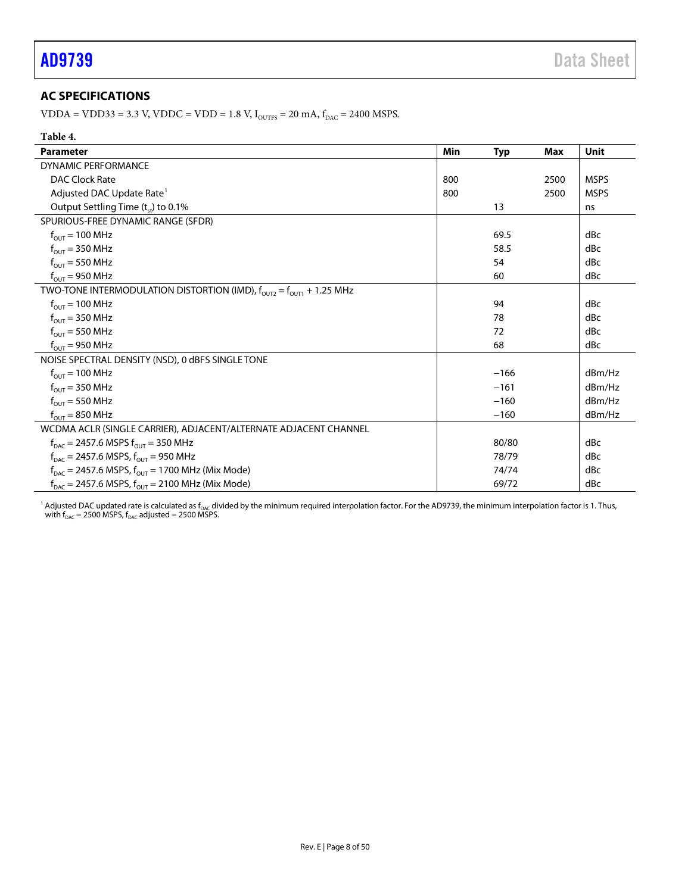## AC SPECIFICATIONS

VDDA = VDD33 = 3.3 V, VDDC = VDD = 1.8 V, $I_{OUTFS}$ = 20 mA, $f_{DAC}$ = 2400 MSPS.

**Table 4.**

| Parameter | Min | Typ | Max | Unit |
|---|---|---|---|---|
| DYNAMIC PERFORMANCE | | | | |
| DAC Clock Rate | 800 | | 2500 | MSPS |
| Adjusted DAC Update Rate[1] | 800 | | 2500 | MSPS |
| Output Settling Time ($t_{st}$) to 0.1% | | 13 | | ns |
| SPURIOUS-FREE DYNAMIC RANGE (SFDR) | | | | |
| $f_{OUT}$ = 100 MHz | | 69.5 | | dBc |
| $f_{OUT}$ = 350 MHz | | 58.5 | | dBc |
| $f_{OUT}$ = 550 MHz | | 54 | | dBc |
| $f_{OUT}$ = 950 MHz | | 60 | | dBc |
| TWO-TONE INTERMODULATION DISTORTION (IMD), $f_{OUT2} = f_{OUT1}$ + 1.25 MHz | | | | |
| $f_{OUT}$ = 100 MHz | | 94 | | dBc |
| $f_{OUT}$ = 350 MHz | | 78 | | dBc |
| $f_{OUT}$ = 550 MHz | | 72 | | dBc |
| $f_{OUT}$ = 950 MHz | | 68 | | dBc |
| NOISE SPECTRAL DENSITY (NSD), 0 dBFS SINGLE TONE | | | | |
| $f_{OUT}$ = 100 MHz | | −166 | | dBm/Hz |
| $f_{OUT}$ = 350 MHz | | −161 | | dBm/Hz |
| $f_{OUT}$ = 550 MHz | | −160 | | dBm/Hz |
| $f_{OUT}$ = 850 MHz | | −160 | | dBm/Hz |
| WCDMA ACLR (SINGLE CARRIER), ADJACENT/ALTERNATE ADJACENT CHANNEL | | | | |
| $f_{DAC}$ = 2457.6 MSPS $f_{OUT}$ = 350 MHz | | 80/80 | | dBc |
| $f_{DAC}$ = 2457.6 MSPS, $f_{OUT}$ = 950 MHz | | 78/79 | | dBc |
| $f_{DAC}$ = 2457.6 MSPS, $f_{OUT}$ = 1700 MHz (Mix Mode) | | 74/74 | | dBc |
| $f_{DAC}$ = 2457.6 MSPS, $f_{OUT}$ = 2100 MHz (Mix Mode) | | 69/72 | | dBc |

[1] Adjusted DAC updated rate is calculated as $f_{DAC}$ divided by the minimum required interpolation factor. For the AD9739, the minimum interpolation factor is 1. Thus, with $f_{DAC}$ = 2500 MSPS, $f_{DAC}$ adjusted = 2500 MSPS.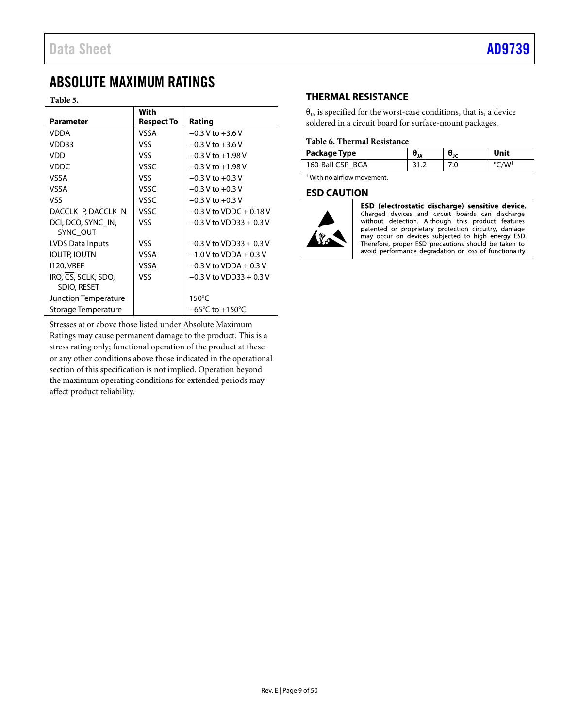# ABSOLUTE MAXIMUM RATINGS

**Table 5.**

| Parameter | With Respect To | Rating |
|---|---|---|
| VDDA | VSSA | −0.3 V to +3.6 V |
| VDD33 | VSS | −0.3 V to +3.6 V |
| VDD | VSS | −0.3 V to +1.98 V |
| VDDC | VSSC | −0.3 V to +1.98 V |
| VSSA | VSS | −0.3 V to +0.3 V |
| VSSA | VSSC | −0.3 V to +0.3 V |
| VSS | VSSC | −0.3 V to +0.3 V |
| DACCLK_P, DACCLK_N | VSSC | −0.3 V to VDDC + 0.18 V |
| DCI, DCO, SYNC_IN, SYNC_OUT | VSS | −0.3 V to VDD33 + 0.3 V |
| LVDS Data Inputs | VSS | −0.3 V to VDD33 + 0.3 V |
| IOUTP, IOUTN | VSSA | −1.0 V to VDDA + 0.3 V |
| I120, VREF | VSSA | −0.3 V to VDDA + 0.3 V |
| IRQ, $\overline{CS}$, SCLK, SDO, SDIO, RESET | VSS | −0.3 V to VDD33 + 0.3 V |
| Junction Temperature | | 150°C |
| Storage Temperature | | −65°C to +150°C |

Stresses at or above those listed under Absolute Maximum Ratings may cause permanent damage to the product. This is a stress rating only; functional operation of the product at these or any other conditions above those indicated in the operational section of this specification is not implied. Operation beyond the maximum operating conditions for extended periods may affect product reliability.

## THERMAL RESISTANCE

$\theta_{JA}$ is specified for the worst-case conditions, that is, a device soldered in a circuit board for surface-mount packages.

**Table 6. Thermal Resistance**

| Package Type | $\theta_{JA}$ | $\theta_{JC}$ | Unit |
|---|---|---|---|
| 160-Ball CSP_BGA | 31.2 | 7.0 | °C/W[1] |

[1] With no airflow movement.

## ESD CAUTION

**ESD (electrostatic discharge) sensitive device.** Charged devices and circuit boards can discharge without detection. Although this product features patented or proprietary protection circuitry, damage may occur on devices subjected to high energy ESD. Therefore, proper ESD precautions should be taken to avoid performance degradation or loss of functionality.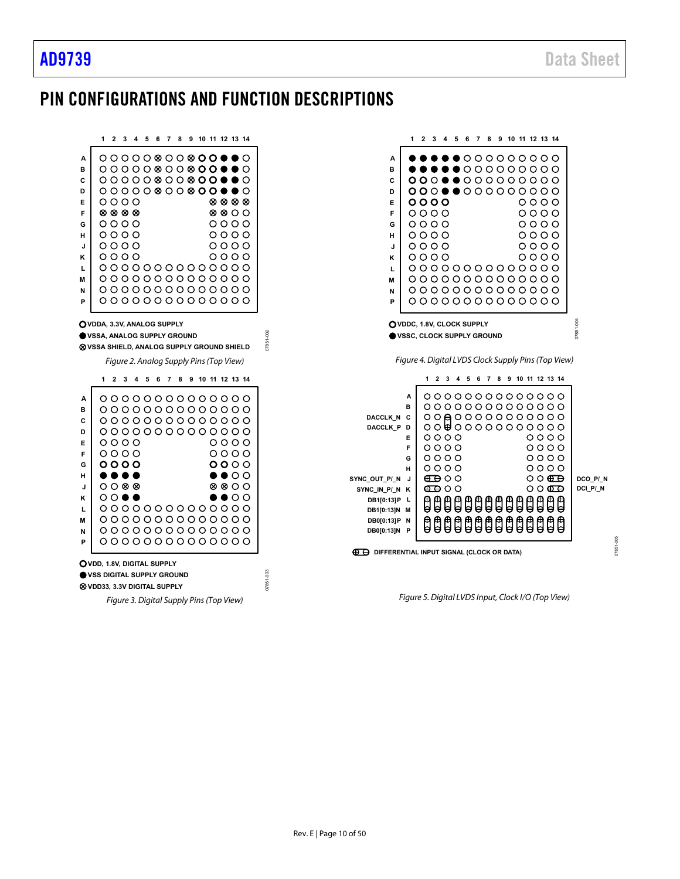# PIN CONFIGURATIONS AND FUNCTION DESCRIPTIONS

VDDA, 3.3V, ANALOG SUPPLY

VSSA, ANALOG SUPPLY GROUND

VSSA SHIELD, ANALOG SUPPLY GROUND SHIELD

*Figure 2. Analog Supply Pins (Top View)*

VDD, 1.8V, DIGITAL SUPPLY

VSS DIGITAL SUPPLY GROUND

VDD33, 3.3V DIGITAL SUPPLY

*Figure 3. Digital Supply Pins (Top View)*

VDDC, 1.8V, CLOCK SUPPLY

VSSC, CLOCK SUPPLY GROUND

*Figure 4. Digital LVDS Clock Supply Pins (Top View)*

DACCLK_N C

DACCLK_P D

SYNC_OUT_P/_N J

SYNC_IN_P/_N K

DB1[0:13]P L

DB1[0:13]N M

DB0[0:13]P N

DB0[0:13]N P

DCO_P/_N

DCI_P/_N

DIFFERENTIAL INPUT SIGNAL (CLOCK OR DATA)

*Figure 5. Digital LVDS Input, Clock I/O (Top View)*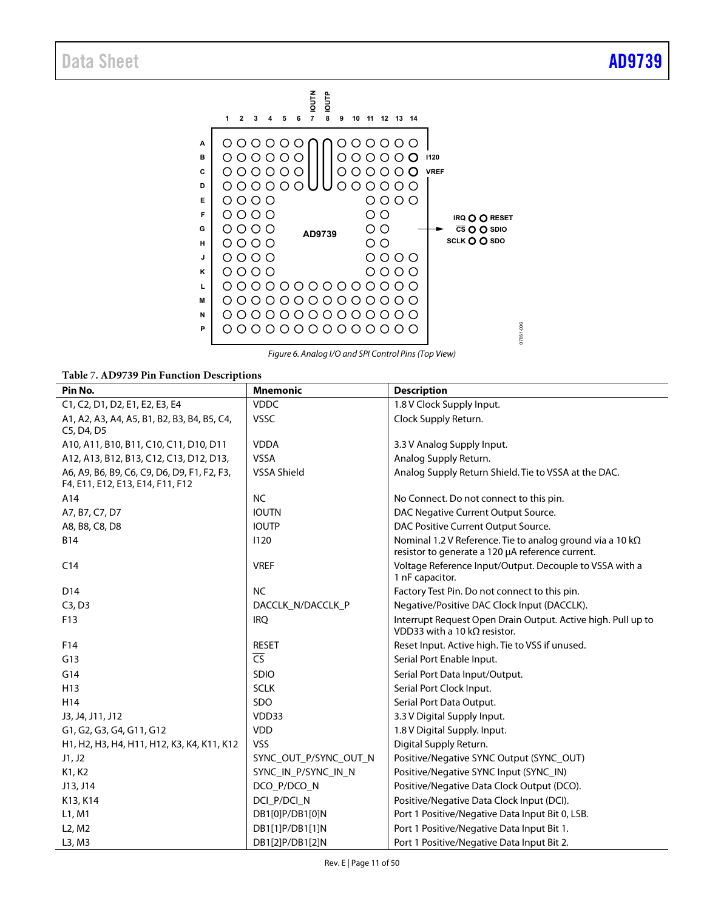Figure 6. Analog I/O and SPI Control Pins (Top View)

**Table 7. AD9739 Pin Function Descriptions**

| Pin No. | Mnemonic | Description |
|---|---|---|
| C1, C2, D1, D2, E1, E2, E3, E4 | VDDC | 1.8 V Clock Supply Input. |
| A1, A2, A3, A4, A5, B1, B2, B3, B4, B5, C4, C5, D4, D5 | VSSC | Clock Supply Return. |
| A10, A11, B10, B11, C10, C11, D10, D11 | VDDA | 3.3 V Analog Supply Input. |
| A12, A13, B12, B13, C12, C13, D12, D13, | VSSA | Analog Supply Return. |
| A6, A9, B6, B9, C6, C9, D6, D9, F1, F2, F3, F4, E11, E12, E13, E14, F11, F12 | VSSA Shield | Analog Supply Return Shield. Tie to VSSA at the DAC. |
| A14 | NC | No Connect. Do not connect to this pin. |
| A7, B7, C7, D7 | IOUTN | DAC Negative Current Output Source. |
| A8, B8, C8, D8 | IOUTP | DAC Positive Current Output Source. |
| B14 | I120 | Nominal 1.2 V Reference. Tie to analog ground via a 10 kΩ resistor to generate a 120 µA reference current. |
| C14 | VREF | Voltage Reference Input/Output. Decouple to VSSA with a 1 nF capacitor. |
| D14 | NC | Factory Test Pin. Do not connect to this pin. |
| C3, D3 | DACCLK_N/DACCLK_P | Negative/Positive DAC Clock Input (DACCLK). |
| F13 | IRQ | Interrupt Request Open Drain Output. Active high. Pull up to VDD33 with a 10 kΩ resistor. |
| F14 | RESET | Reset Input. Active high. Tie to VSS if unused. |
| G13 | $\overline{\text{CS}}$ | Serial Port Enable Input. |
| G14 | SDIO | Serial Port Data Input/Output. |
| H13 | SCLK | Serial Port Clock Input. |
| H14 | SDO | Serial Port Data Output. |
| J3, J4, J11, J12 | VDD33 | 3.3 V Digital Supply Input. |
| G1, G2, G3, G4, G11, G12 | VDD | 1.8 V Digital Supply. Input. |
| H1, H2, H3, H4, H11, H12, K3, K4, K11, K12 | VSS | Digital Supply Return. |
| J1, J2 | SYNC_OUT_P/SYNC_OUT_N | Positive/Negative SYNC Output (SYNC_OUT) |
| K1, K2 | SYNC_IN_P/SYNC_IN_N | Positive/Negative SYNC Input (SYNC_IN) |
| J13, J14 | DCO_P/DCO_N | Positive/Negative Data Clock Output (DCO). |
| K13, K14 | DCI_P/DCI_N | Positive/Negative Data Clock Input (DCI). |
| L1, M1 | DB1[0]P/DB1[0]N | Port 1 Positive/Negative Data Input Bit 0, LSB. |
| L2, M2 | DB1[1]P/DB1[1]N | Port 1 Positive/Negative Data Input Bit 1. |
| L3, M3 | DB1[2]P/DB1[2]N | Port 1 Positive/Negative Data Input Bit 2. |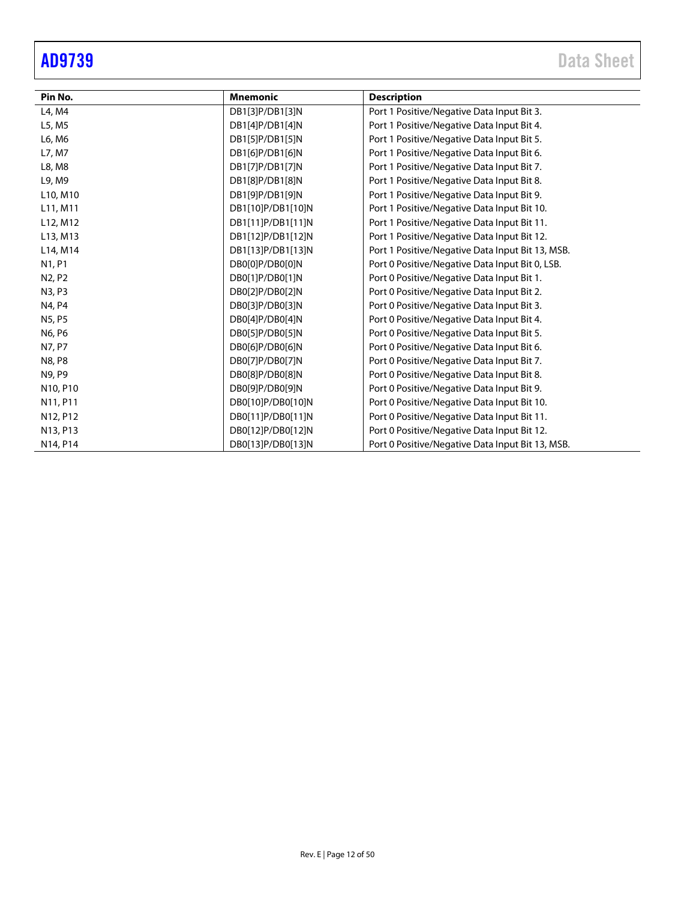| Pin No. | Mnemonic | Description |
|---|---|---|
| L4, M4 | DB1[3]P/DB1[3]N | Port 1 Positive/Negative Data Input Bit 3. |
| L5, M5 | DB1[4]P/DB1[4]N | Port 1 Positive/Negative Data Input Bit 4. |
| L6, M6 | DB1[5]P/DB1[5]N | Port 1 Positive/Negative Data Input Bit 5. |
| L7, M7 | DB1[6]P/DB1[6]N | Port 1 Positive/Negative Data Input Bit 6. |
| L8, M8 | DB1[7]P/DB1[7]N | Port 1 Positive/Negative Data Input Bit 7. |
| L9, M9 | DB1[8]P/DB1[8]N | Port 1 Positive/Negative Data Input Bit 8. |
| L10, M10 | DB1[9]P/DB1[9]N | Port 1 Positive/Negative Data Input Bit 9. |
| L11, M11 | DB1[10]P/DB1[10]N | Port 1 Positive/Negative Data Input Bit 10. |
| L12, M12 | DB1[11]P/DB1[11]N | Port 1 Positive/Negative Data Input Bit 11. |
| L13, M13 | DB1[12]P/DB1[12]N | Port 1 Positive/Negative Data Input Bit 12. |
| L14, M14 | DB1[13]P/DB1[13]N | Port 1 Positive/Negative Data Input Bit 13, MSB. |
| N1, P1 | DB0[0]P/DB0[0]N | Port 0 Positive/Negative Data Input Bit 0, LSB. |
| N2, P2 | DB0[1]P/DB0[1]N | Port 0 Positive/Negative Data Input Bit 1. |
| N3, P3 | DB0[2]P/DB0[2]N | Port 0 Positive/Negative Data Input Bit 2. |
| N4, P4 | DB0[3]P/DB0[3]N | Port 0 Positive/Negative Data Input Bit 3. |
| N5, P5 | DB0[4]P/DB0[4]N | Port 0 Positive/Negative Data Input Bit 4. |
| N6, P6 | DB0[5]P/DB0[5]N | Port 0 Positive/Negative Data Input Bit 5. |
| N7, P7 | DB0[6]P/DB0[6]N | Port 0 Positive/Negative Data Input Bit 6. |
| N8, P8 | DB0[7]P/DB0[7]N | Port 0 Positive/Negative Data Input Bit 7. |
| N9, P9 | DB0[8]P/DB0[8]N | Port 0 Positive/Negative Data Input Bit 8. |
| N10, P10 | DB0[9]P/DB0[9]N | Port 0 Positive/Negative Data Input Bit 9. |
| N11, P11 | DB0[10]P/DB0[10]N | Port 0 Positive/Negative Data Input Bit 10. |
| N12, P12 | DB0[11]P/DB0[11]N | Port 0 Positive/Negative Data Input Bit 11. |
| N13, P13 | DB0[12]P/DB0[12]N | Port 0 Positive/Negative Data Input Bit 12. |
| N14, P14 | DB0[13]P/DB0[13]N | Port 0 Positive/Negative Data Input Bit 13, MSB. |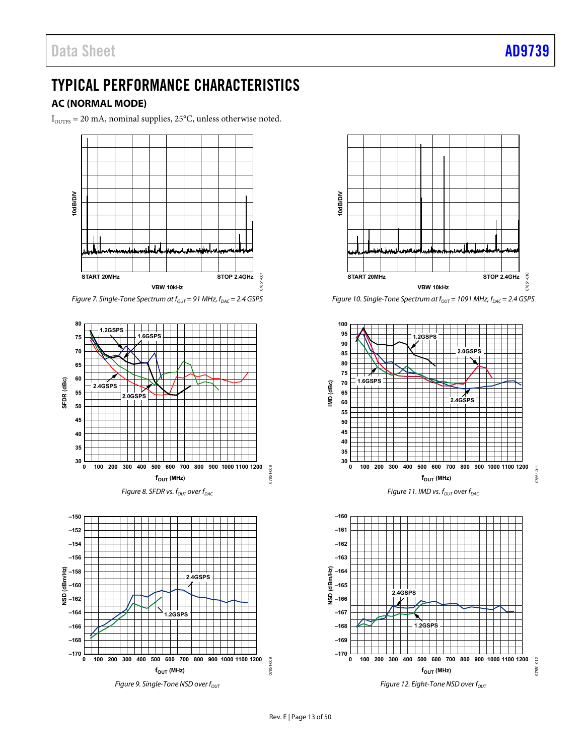# TYPICAL PERFORMANCE CHARACTERISTICS

## AC (NORMAL MODE)

$I_{OUTFS}$ = 20 mA, nominal supplies, 25°C, unless otherwise noted.

*Figure 7. Single-Tone Spectrum at $f_{OUT}$ = 91 MHz, $f_{DAC}$ = 2.4 GSPS*

*Figure 8. SFDR vs. $f_{OUT}$ over $f_{DAC}$*

*Figure 9. Single-Tone NSD over $f_{OUT}$*

*Figure 10. Single-Tone Spectrum at $f_{OUT}$ = 1091 MHz, $f_{DAC}$ = 2.4 GSPS*

*Figure 11. IMD vs. $f_{OUT}$ over $f_{DAC}$*

*Figure 12. Eight-Tone NSD over $f_{OUT}$*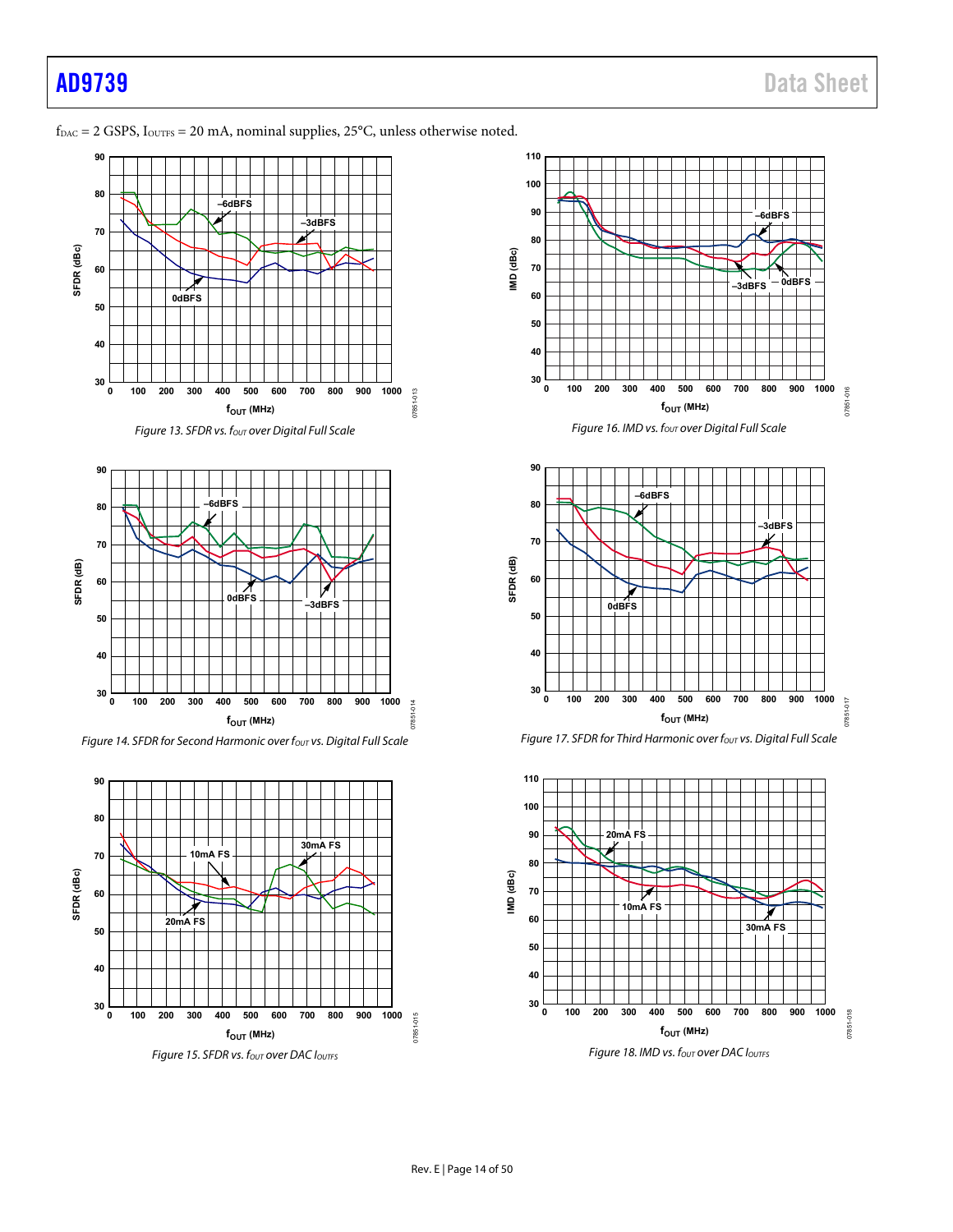$f_{DAC}$ = 2 GSPS, $I_{OUTFS}$ = 20 mA, nominal supplies, 25°C, unless otherwise noted.

*Figure 13. SFDR vs. $f_{OUT}$ over Digital Full Scale*

*Figure 14. SFDR for Second Harmonic over $f_{OUT}$ vs. Digital Full Scale*

*Figure 15. SFDR vs. $f_{OUT}$ over DAC $I_{OUTFS}$*

*Figure 16. IMD vs. $f_{OUT}$ over Digital Full Scale*

*Figure 17. SFDR for Third Harmonic over $f_{OUT}$ vs. Digital Full Scale*

*Figure 18. IMD vs. $f_{OUT}$ over DAC $I_{OUTFS}$*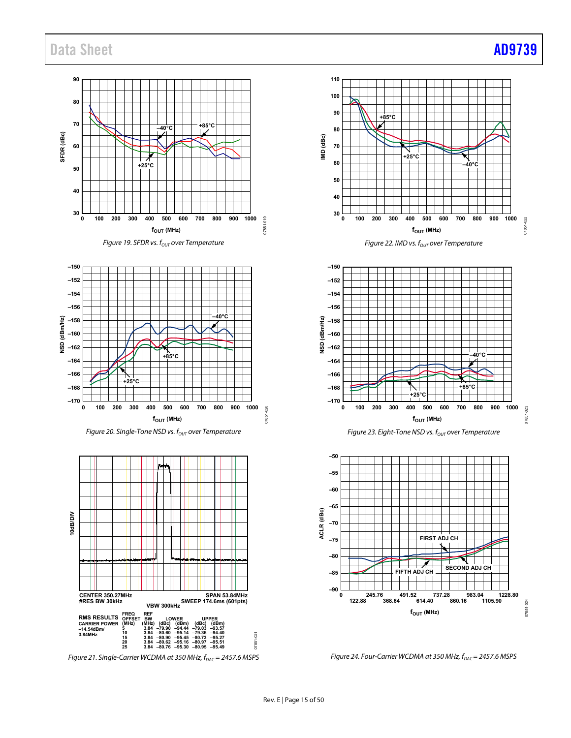Figure 19. SFDR vs. $f_{OUT}$ over Temperature

Figure 22. IMD vs. $f_{OUT}$ over Temperature

Figure 20. Single-Tone NSD vs. $f_{OUT}$ over Temperature

Figure 23. Eight-Tone NSD vs. $f_{OUT}$ over Temperature

| RMS RESULTS | FREQ OFFSET (MHz) | REF BW (MHz) | LOWER (dBc) | LOWER (dBm) | UPPER (dBc) | UPPER (dBm) |
|---|---|---|---|---|---|---|
| CARRIER POWER −14.54dBm/ 3.84MHz | 5 | 3.84 | −79.90 | −94.44 | −79.03 | −93.57 |
| | 10 | 3.84 | −80.60 | −95.14 | −79.36 | −94.40 |
| | 15 | 3.84 | −80.90 | −95.45 | −80.73 | −95.27 |
| | 20 | 3.84 | −80.62 | −95.16 | −80.97 | −95.51 |
| | 25 | 3.84 | −80.76 | −95.30 | −80.95 | −95.49 |

Figure 21. Single-Carrier WCDMA at 350 MHz, $f_{DAC}$ = 2457.6 MSPS

Figure 24. Four-Carrier WCDMA at 350 MHz, $f_{DAC}$ = 2457.6 MSPS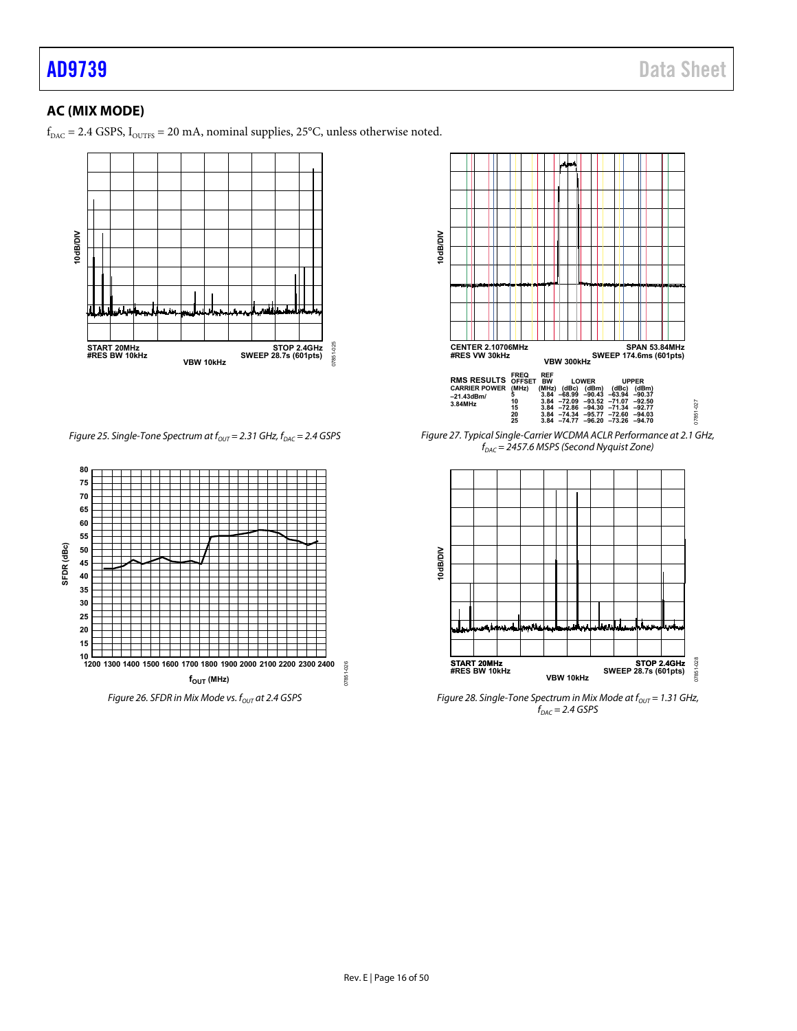## AC (MIX MODE)

$f_{DAC}$ = 2.4 GSPS, $I_{OUTFS}$ = 20 mA, nominal supplies, 25°C, unless otherwise noted.

*Figure 25. Single-Tone Spectrum at $f_{OUT}$ = 2.31 GHz, $f_{DAC}$ = 2.4 GSPS*

*Figure 26. SFDR in Mix Mode vs. $f_{OUT}$ at 2.4 GSPS*

| RMS RESULTS | FREQ OFFSET | REF BW | LOWER | | UPPER | |
|---|---|---|---|---|---|---|
| CARRIER POWER | (MHz) | (MHz) | (dBc) | (dBm) | (dBc) | (dBm) |
| –21.43dBm/ | 5 | 3.84 | –68.99 | –90.43 | –63.94 | –90.37 |
| 3.84MHz | 10 | 3.84 | –72.09 | –93.52 | –71.07 | –92.50 |
| | 15 | 3.84 | –72.86 | –94.30 | –71.34 | –92.77 |
| | 20 | 3.84 | –74.34 | –95.77 | –72.60 | –94.03 |
| | 25 | 3.84 | –74.77 | –96.20 | –73.26 | –94.70 |

*Figure 27. Typical Single-Carrier WCDMA ACLR Performance at 2.1 GHz, $f_{DAC}$ = 2457.6 MSPS (Second Nyquist Zone)*

*Figure 28. Single-Tone Spectrum in Mix Mode at $f_{OUT}$ = 1.31 GHz, $f_{DAC}$ = 2.4 GSPS*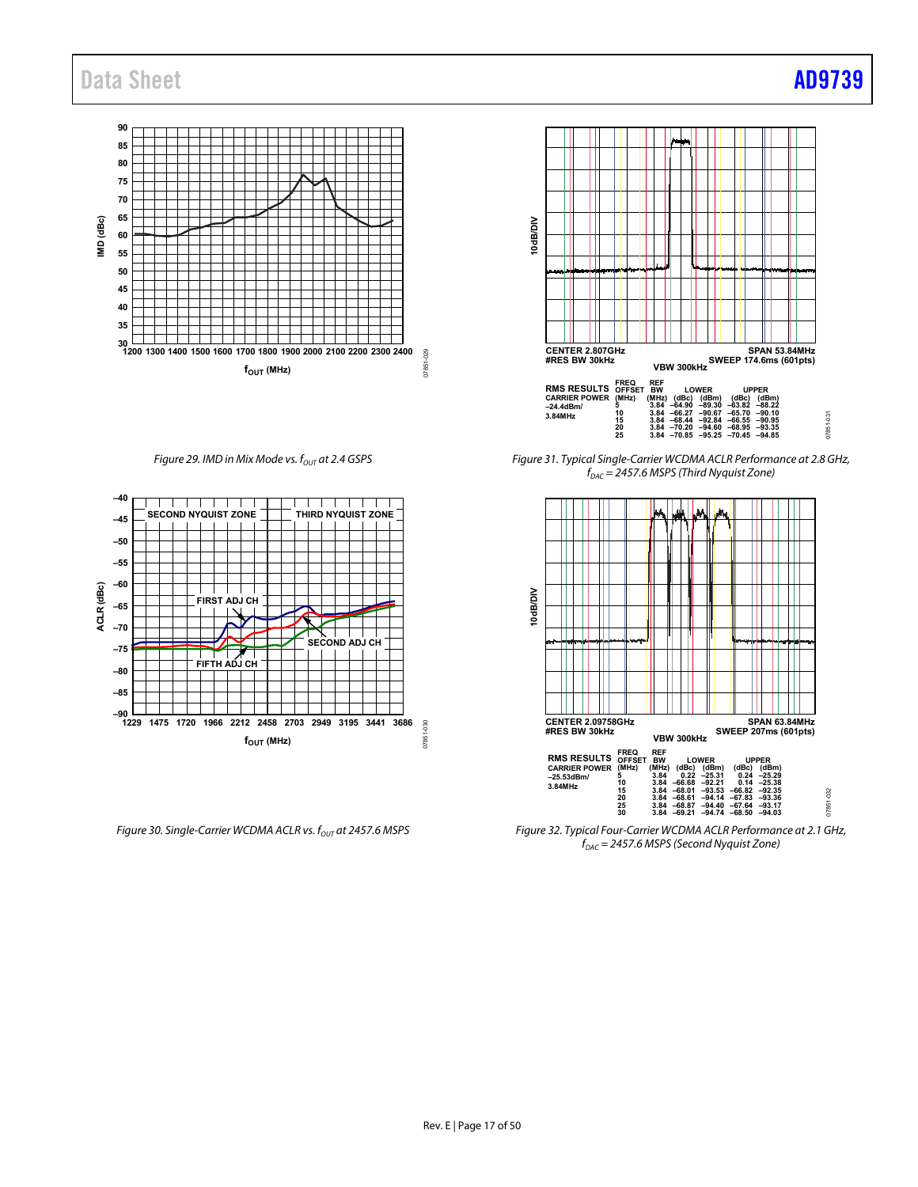Figure 29. IMD in Mix Mode vs. $f_{OUT}$ at 2.4 GSPS

Figure 30. Single-Carrier WCDMA ACLR vs. $f_{OUT}$ at 2457.6 MSPS

Figure 31. Typical Single-Carrier WCDMA ACLR Performance at 2.8 GHz, $f_{DAC}$ = 2457.6 MSPS (Third Nyquist Zone)

Figure 32. Typical Four-Carrier WCDMA ACLR Performance at 2.1 GHz, $f_{DAC}$ = 2457.6 MSPS (Second Nyquist Zone)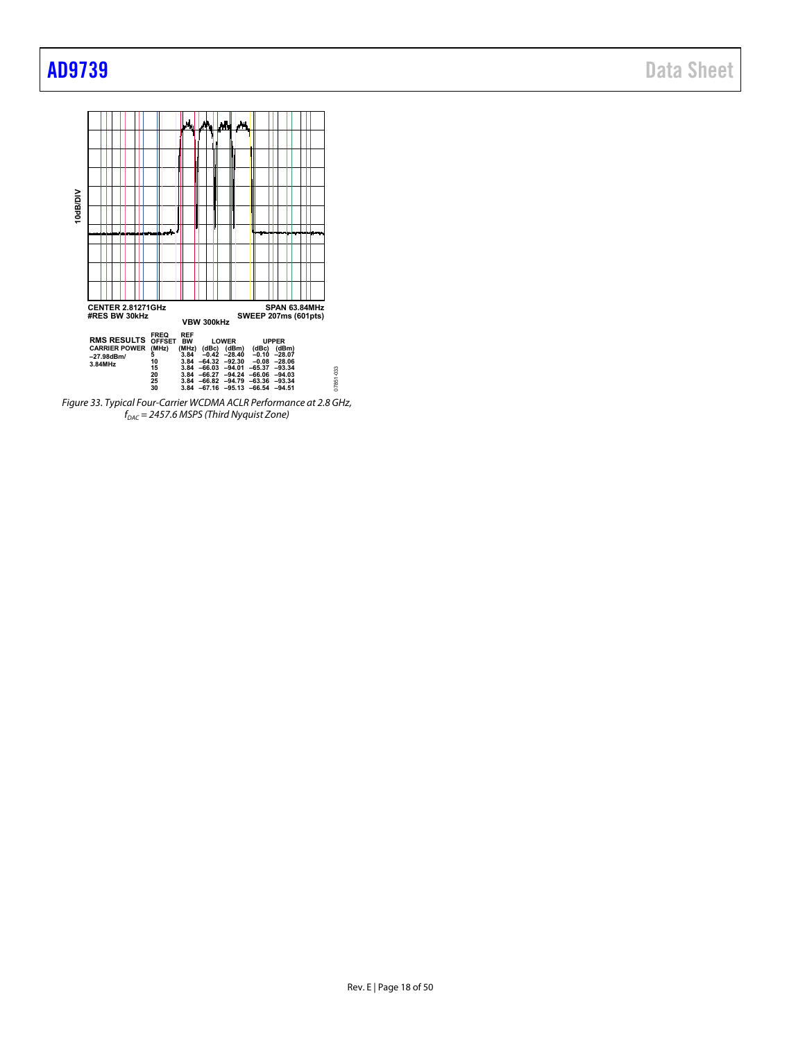10dB/DIV

CENTER 2.81271GHz  
#RES BW 30kHz  
VBW 300kHz  
SPAN 63.84MHz  
SWEEP 207ms (601pts)

| RMS RESULTS | FREQ OFFSET (MHz) | REF BW (MHz) | LOWER (dBc) | LOWER (dBm) | UPPER (dBc) | UPPER (dBm) |
|---|---|---|---|---|---|---|
| CARRIER POWER –27.98dBm/ 3.84MHz | 5 | 3.84 | –0.42 | –28.40 | –0.10 | –28.07 |
| | 10 | 3.84 | –64.32 | –92.30 | –0.08 | –28.06 |
| | 15 | 3.84 | –66.03 | –94.01 | –65.37 | –93.34 |
| | 20 | 3.84 | –66.27 | –94.24 | –66.06 | –94.03 |
| | 25 | 3.84 | –66.82 | –94.79 | –63.36 | –93.34 |
| | 30 | 3.84 | –67.16 | –95.13 | –66.54 | –94.51 |

07851-033

*Figure 33. Typical Four-Carrier WCDMA ACLR Performance at 2.8 GHz, $f_{DAC}$ = 2457.6 MSPS (Third Nyquist Zone)*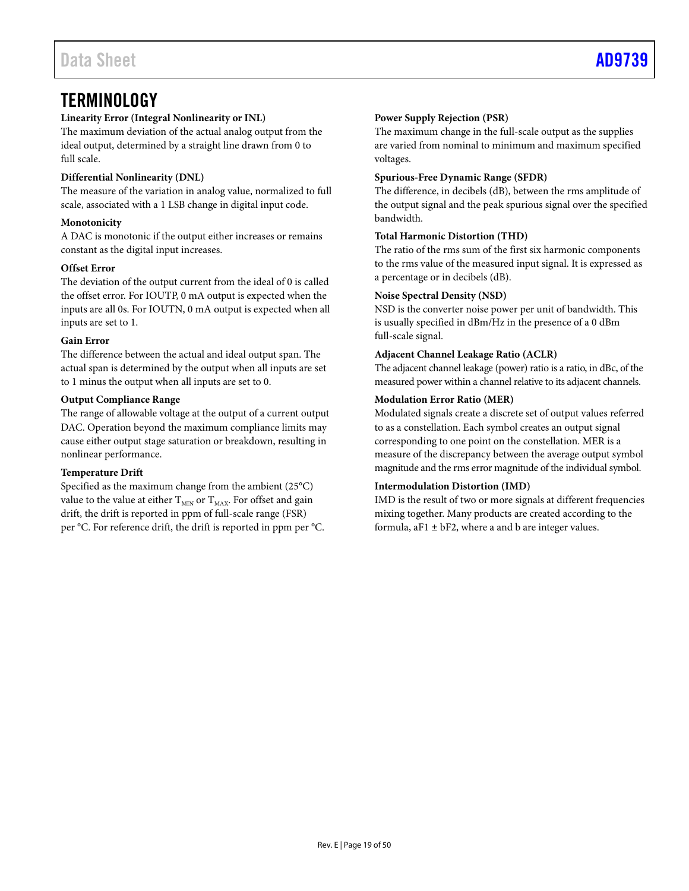# TERMINOLOGY

**Linearity Error (Integral Nonlinearity or INL)**

The maximum deviation of the actual analog output from the ideal output, determined by a straight line drawn from 0 to full scale.

**Differential Nonlinearity (DNL)**

The measure of the variation in analog value, normalized to full scale, associated with a 1 LSB change in digital input code.

**Monotonicity**

A DAC is monotonic if the output either increases or remains constant as the digital input increases.

**Offset Error**

The deviation of the output current from the ideal of 0 is called the offset error. For IOUTP, 0 mA output is expected when the inputs are all 0s. For IOUTN, 0 mA output is expected when all inputs are set to 1.

**Gain Error**

The difference between the actual and ideal output span. The actual span is determined by the output when all inputs are set to 1 minus the output when all inputs are set to 0.

**Output Compliance Range**

The range of allowable voltage at the output of a current output DAC. Operation beyond the maximum compliance limits may cause either output stage saturation or breakdown, resulting in nonlinear performance.

**Temperature Drift**

Specified as the maximum change from the ambient (25°C) value to the value at either $T_{MIN}$ or $T_{MAX}$. For offset and gain drift, the drift is reported in ppm of full-scale range (FSR) per °C. For reference drift, the drift is reported in ppm per °C.

**Power Supply Rejection (PSR)**

The maximum change in the full-scale output as the supplies are varied from nominal to minimum and maximum specified voltages.

**Spurious-Free Dynamic Range (SFDR)**

The difference, in decibels (dB), between the rms amplitude of the output signal and the peak spurious signal over the specified bandwidth.

**Total Harmonic Distortion (THD)**

The ratio of the rms sum of the first six harmonic components to the rms value of the measured input signal. It is expressed as a percentage or in decibels (dB).

**Noise Spectral Density (NSD)**

NSD is the converter noise power per unit of bandwidth. This is usually specified in dBm/Hz in the presence of a 0 dBm full-scale signal.

**Adjacent Channel Leakage Ratio (ACLR)**

The adjacent channel leakage (power) ratio is a ratio, in dBc, of the measured power within a channel relative to its adjacent channels.

**Modulation Error Ratio (MER)**

Modulated signals create a discrete set of output values referred to as a constellation. Each symbol creates an output signal corresponding to one point on the constellation. MER is a measure of the discrepancy between the average output symbol magnitude and the rms error magnitude of the individual symbol.

**Intermodulation Distortion (IMD)**

IMD is the result of two or more signals at different frequencies mixing together. Many products are created according to the formula, $aF1 \pm bF2$, where a and b are integer values.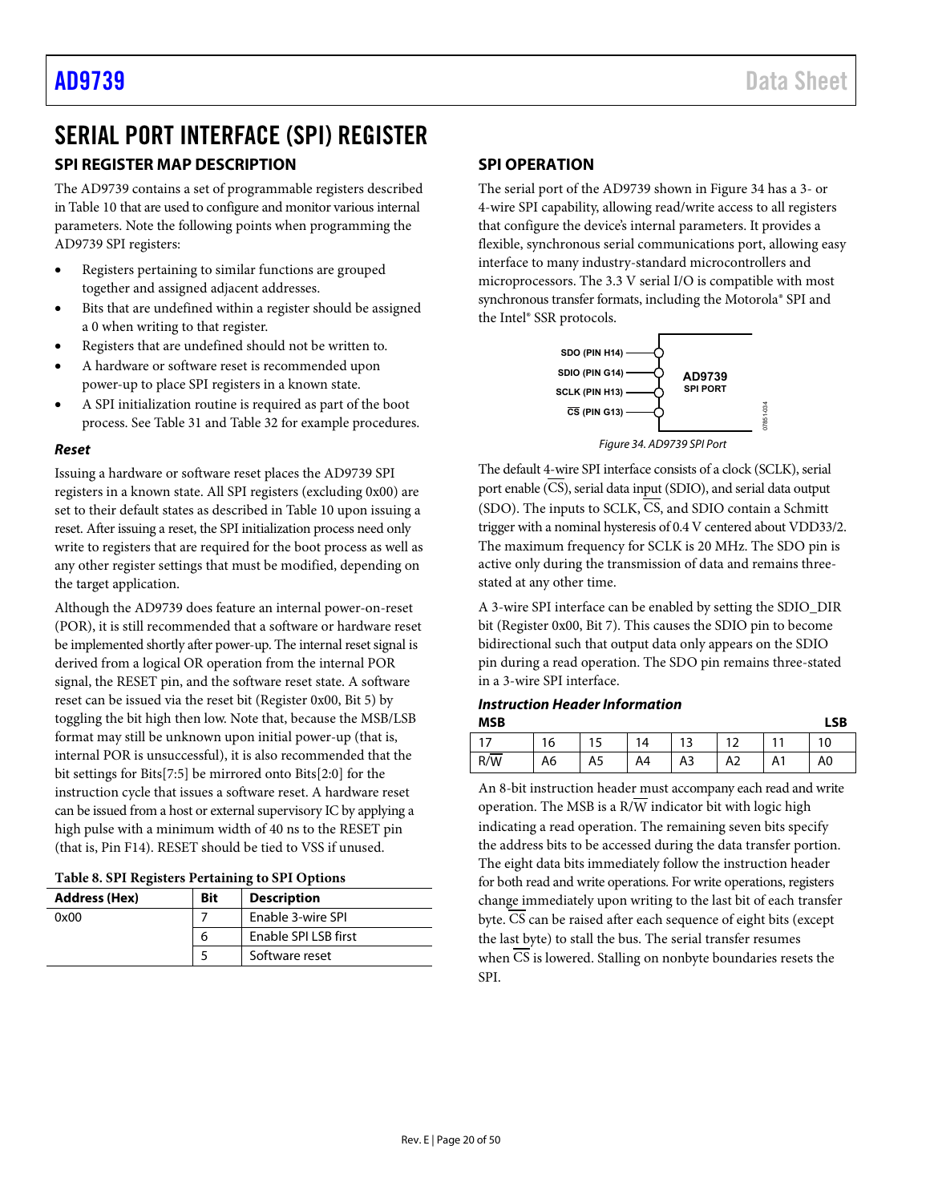# SERIAL PORT INTERFACE (SPI) REGISTER

## SPI REGISTER MAP DESCRIPTION

The AD9739 contains a set of programmable registers described in Table 10 that are used to configure and monitor various internal parameters. Note the following points when programming the AD9739 SPI registers:

- Registers pertaining to similar functions are grouped together and assigned adjacent addresses.
- Bits that are undefined within a register should be assigned a 0 when writing to that register.
- Registers that are undefined should not be written to.
- A hardware or software reset is recommended upon power-up to place SPI registers in a known state.
- A SPI initialization routine is required as part of the boot process. See Table 31 and Table 32 for example procedures.

### *Reset*

Issuing a hardware or software reset places the AD9739 SPI registers in a known state. All SPI registers (excluding 0x00) are set to their default states as described in Table 10 upon issuing a reset. After issuing a reset, the SPI initialization process need only write to registers that are required for the boot process as well as any other register settings that must be modified, depending on the target application.

Although the AD9739 does feature an internal power-on-reset (POR), it is still recommended that a software or hardware reset be implemented shortly after power-up. The internal reset signal is derived from a logical OR operation from the internal POR signal, the RESET pin, and the software reset state. A software reset can be issued via the reset bit (Register 0x00, Bit 5) by toggling the bit high then low. Note that, because the MSB/LSB format may still be unknown upon initial power-up (that is, internal POR is unsuccessful), it is also recommended that the bit settings for Bits[7:5] be mirrored onto Bits[2:0] for the instruction cycle that issues a software reset. A hardware reset can be issued from a host or external supervisory IC by applying a high pulse with a minimum width of 40 ns to the RESET pin (that is, Pin F14). RESET should be tied to VSS if unused.

**Table 8. SPI Registers Pertaining to SPI Options**

| Address (Hex) | Bit | Description |
|---|---|---|
| 0x00 | 7 | Enable 3-wire SPI |
| | 6 | Enable SPI LSB first |
| | 5 | Software reset |

## SPI OPERATION

The serial port of the AD9739 shown in Figure 34 has a 3- or 4-wire SPI capability, allowing read/write access to all registers that configure the device's internal parameters. It provides a flexible, synchronous serial communications port, allowing easy interface to many industry-standard microcontrollers and microprocessors. The 3.3 V serial I/O is compatible with most synchronous transfer formats, including the Motorola® SPI and the Intel® SSR protocols.

SDO (PIN H14)
SDIO (PIN G14)
SCLK (PIN H13)
$\overline{CS}$ (PIN G13)
AD9739
SPI PORT

*Figure 34. AD9739 SPI Port*

The default 4-wire SPI interface consists of a clock (SCLK), serial port enable ($\overline{CS}$), serial data input (SDIO), and serial data output (SDO). The inputs to SCLK, $\overline{CS}$, and SDIO contain a Schmitt trigger with a nominal hysteresis of 0.4 V centered about VDD33/2. The maximum frequency for SCLK is 20 MHz. The SDO pin is active only during the transmission of data and remains three-stated at any other time.

A 3-wire SPI interface can be enabled by setting the SDIO_DIR bit (Register 0x00, Bit 7). This causes the SDIO pin to become bidirectional such that output data only appears on the SDIO pin during a read operation. The SDO pin remains three-stated in a 3-wire SPI interface.

### *Instruction Header Information*

| MSB | | | | | | | LSB |
|---|---|---|---|---|---|---|---|
| 17 | 16 | 15 | 14 | 13 | 12 | 11 | 10 |
| R/$\overline{W}$ | A6 | A5 | A4 | A3 | A2 | A1 | A0 |

An 8-bit instruction header must accompany each read and write operation. The MSB is a R/$\overline{W}$ indicator bit with logic high indicating a read operation. The remaining seven bits specify the address bits to be accessed during the data transfer portion. The eight data bits immediately follow the instruction header for both read and write operations. For write operations, registers change immediately upon writing to the last bit of each transfer byte. $\overline{CS}$ can be raised after each sequence of eight bits (except the last byte) to stall the bus. The serial transfer resumes when $\overline{CS}$ is lowered. Stalling on nonbyte boundaries resets the SPI.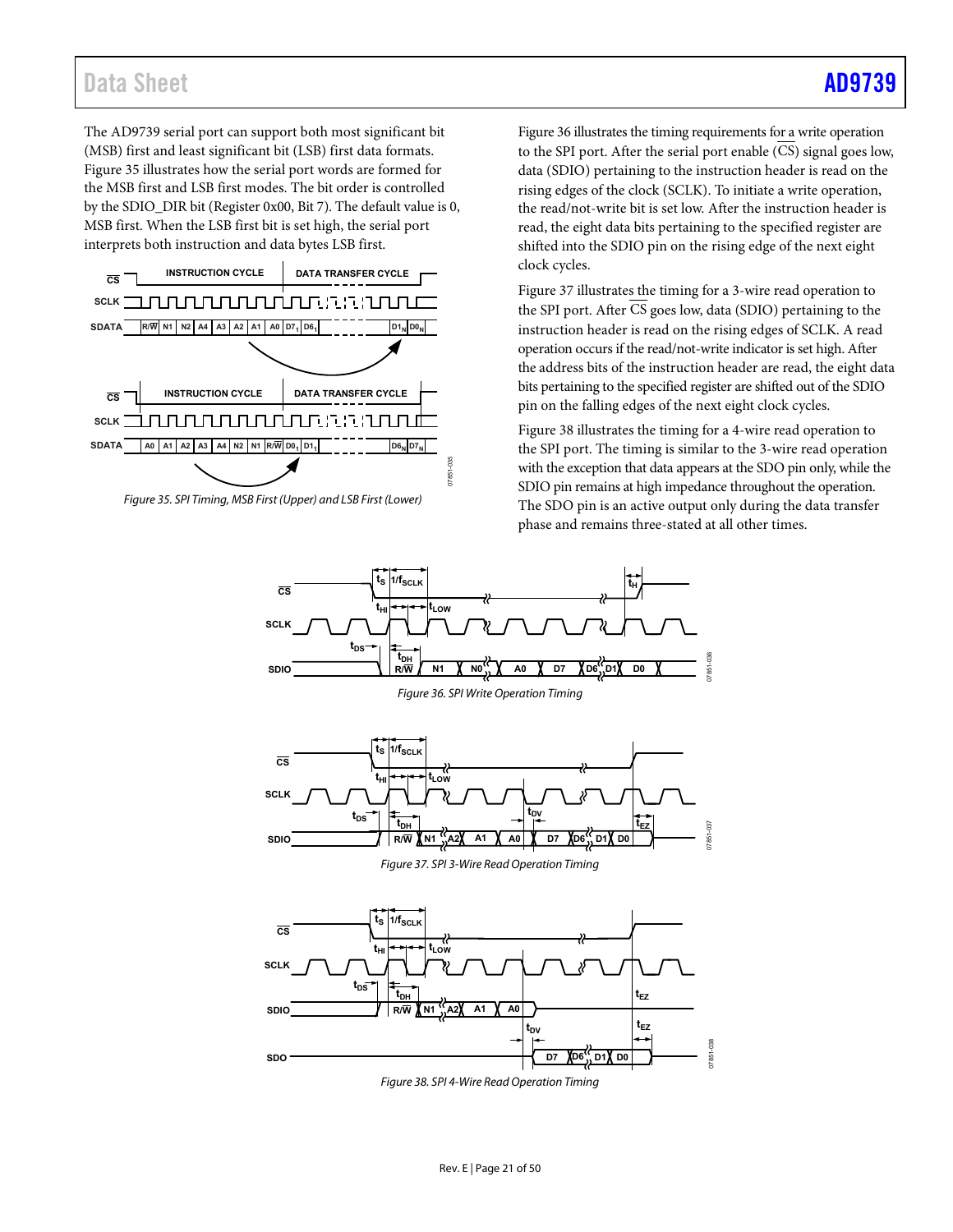The AD9739 serial port can support both most significant bit (MSB) first and least significant bit (LSB) first data formats. Figure 35 illustrates how the serial port words are formed for the MSB first and LSB first modes. The bit order is controlled by the SDIO_DIR bit (Register 0x00, Bit 7). The default value is 0, MSB first. When the LSB first bit is set high, the serial port interprets both instruction and data bytes LSB first.

*Figure 35. SPI Timing, MSB First (Upper) and LSB First (Lower)*

Figure 36 illustrates the timing requirements for a write operation to the SPI port. After the serial port enable (CS) signal goes low, data (SDIO) pertaining to the instruction header is read on the rising edges of the clock (SCLK). To initiate a write operation, the read/not-write bit is set low. After the instruction header is read, the eight data bits pertaining to the specified register are shifted into the SDIO pin on the rising edge of the next eight clock cycles.

Figure 37 illustrates the timing for a 3-wire read operation to the SPI port. After CS goes low, data (SDIO) pertaining to the instruction header is read on the rising edges of SCLK. A read operation occurs if the read/not-write indicator is set high. After the address bits of the instruction header are read, the eight data bits pertaining to the specified register are shifted out of the SDIO pin on the falling edges of the next eight clock cycles.

Figure 38 illustrates the timing for a 4-wire read operation to the SPI port. The timing is similar to the 3-wire read operation with the exception that data appears at the SDO pin only, while the SDIO pin remains at high impedance throughout the operation. The SDO pin is an active output only during the data transfer phase and remains three-stated at all other times.

*Figure 36. SPI Write Operation Timing*

*Figure 37. SPI 3-Wire Read Operation Timing*

*Figure 38. SPI 4-Wire Read Operation Timing*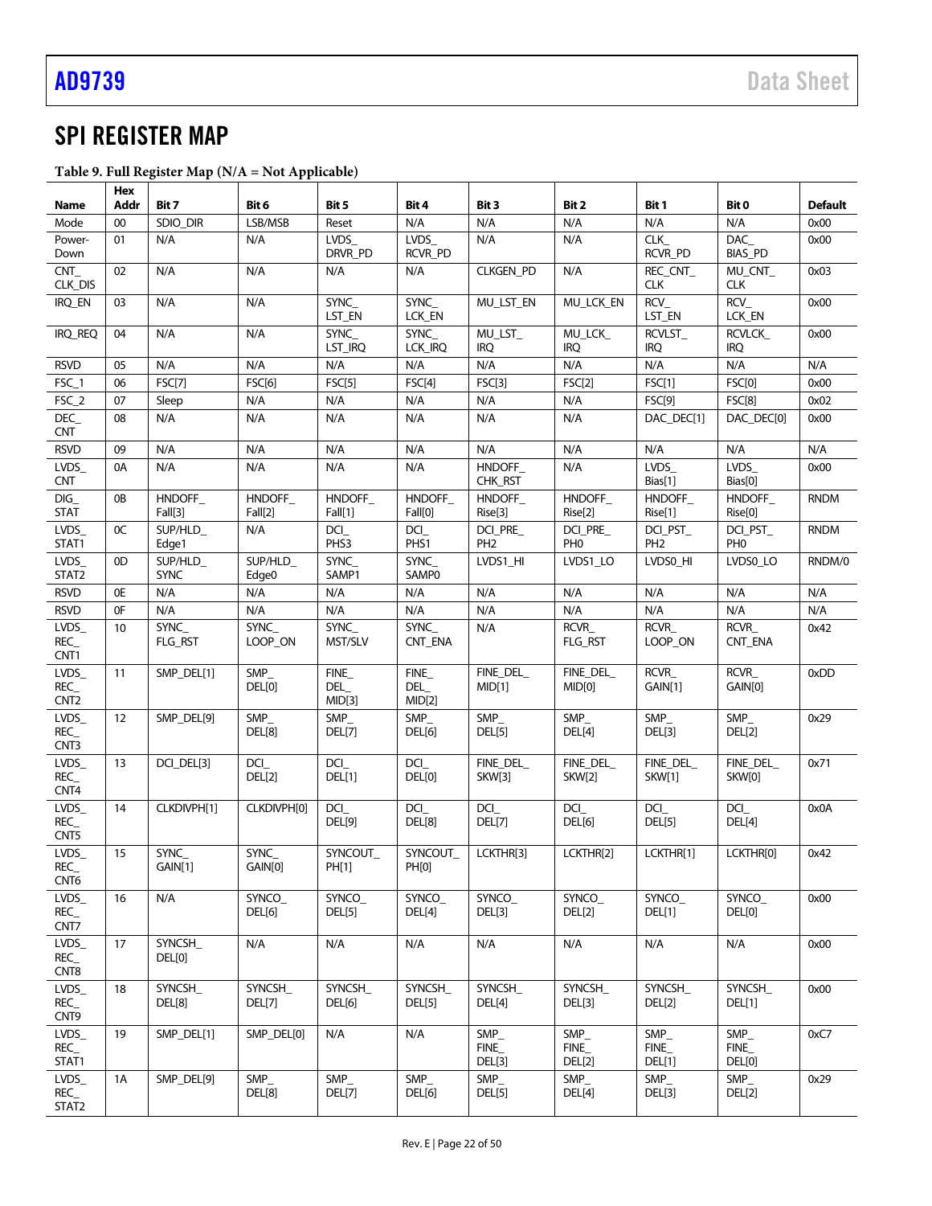## SPI REGISTER MAP

**Table 9. Full Register Map (N/A = Not Applicable)**

| Name | Hex Addr | Bit 7 | Bit 6 | Bit 5 | Bit 4 | Bit 3 | Bit 2 | Bit 1 | Bit 0 | Default |
|---|---|---|---|---|---|---|---|---|---|---|
| Mode | 00 | SDIO_DIR | LSB/MSB | Reset | N/A | N/A | N/A | N/A | N/A | 0x00 |
| Power-Down | 01 | N/A | N/A | LVDS_DRVR_PD | LVDS_RCVR_PD | N/A | N/A | CLK_RCVR_PD | DAC_BIAS_PD | 0x00 |
| CNT_CLK_DIS | 02 | N/A | N/A | N/A | N/A | CLKGEN_PD | N/A | REC_CNT_CLK | MU_CNT_CLK | 0x03 |
| IRQ_EN | 03 | N/A | N/A | SYNC_LST_EN | SYNC_LCK_EN | MU_LST_EN | MU_LCK_EN | RCV_LST_EN | RCV_LCK_EN | 0x00 |
| IRQ_REQ | 04 | N/A | N/A | SYNC_LST_IRQ | SYNC_LCK_IRQ | MU_LST_IRQ | MU_LCK_IRQ | RCVLST_IRQ | RCVLCK_IRQ | 0x00 |
| RSVD | 05 | N/A | N/A | N/A | N/A | N/A | N/A | N/A | N/A | N/A |
| FSC_1 | 06 | FSC[7] | FSC[6] | FSC[5] | FSC[4] | FSC[3] | FSC[2] | FSC[1] | FSC[0] | 0x00 |
| FSC_2 | 07 | Sleep | N/A | N/A | N/A | N/A | N/A | FSC[9] | FSC[8] | 0x02 |
| DEC_CNT | 08 | N/A | N/A | N/A | N/A | N/A | N/A | DAC_DEC[1] | DAC_DEC[0] | 0x00 |
| RSVD | 09 | N/A | N/A | N/A | N/A | N/A | N/A | N/A | N/A | N/A |
| LVDS_CNT | 0A | N/A | N/A | N/A | N/A | HNDOFF_CHK_RST | N/A | LVDS_Bias[1] | LVDS_Bias[0] | 0x00 |
| DIG_STAT | 0B | HNDOFF_Fall[3] | HNDOFF_Fall[2] | HNDOFF_Fall[1] | HNDOFF_Fall[0] | HNDOFF_Rise[3] | HNDOFF_Rise[2] | HNDOFF_Rise[1] | HNDOFF_Rise[0] | RNDM |
| LVDS_STAT1 | 0C | SUP/HLD_Edge1 | N/A | DCI_PHS3 | DCI_PHS1 | DCI_PRE_PH2 | DCI_PRE_PH0 | DCI_PST_PH2 | DCI_PST_PH0 | RNDM |
| LVDS_STAT2 | 0D | SUP/HLD_SYNC | SUP/HLD_Edge0 | SYNC_SAMP1 | SYNC_SAMP0 | LVDS1_HI | LVDS1_LO | LVDS0_HI | LVDS0_LO | RNDM/0 |
| RSVD | 0E | N/A | N/A | N/A | N/A | N/A | N/A | N/A | N/A | N/A |
| RSVD | 0F | N/A | N/A | N/A | N/A | N/A | N/A | N/A | N/A | N/A |
| LVDS_REC_CNT1 | 10 | SYNC_FLG_RST | SYNC_LOOP_ON | SYNC_MST/SLV | SYNC_CNT_ENA | N/A | RCVR_FLG_RST | RCVR_LOOP_ON | RCVR_CNT_ENA | 0x42 |
| LVDS_REC_CNT2 | 11 | SMP_DEL[1] | SMP_DEL[0] | FINE_DEL_MID[3] | FINE_DEL_MID[2] | FINE_DEL_MID[1] | FINE_DEL_MID[0] | RCVR_GAIN[1] | RCVR_GAIN[0] | 0xDD |
| LVDS_REC_CNT3 | 12 | SMP_DEL[9] | SMP_DEL[8] | SMP_DEL[7] | SMP_DEL[6] | SMP_DEL[5] | SMP_DEL[4] | SMP_DEL[3] | SMP_DEL[2] | 0x29 |
| LVDS_REC_CNT4 | 13 | DCI_DEL[3] | DCI_DEL[2] | DCI_DEL[1] | DCI_DEL[0] | FINE_DEL_SKW[3] | FINE_DEL_SKW[2] | FINE_DEL_SKW[1] | FINE_DEL_SKW[0] | 0x71 |
| LVDS_REC_CNT5 | 14 | CLKDIVPH[1] | CLKDIVPH[0] | DCI_DEL[9] | DCI_DEL[8] | DCI_DEL[7] | DCI_DEL[6] | DCI_DEL[5] | DCI_DEL[4] | 0x0A |
| LVDS_REC_CNT6 | 15 | SYNC_GAIN[1] | SYNC_GAIN[0] | SYNCOUT_PH[1] | SYNCOUT_PH[0] | LCKTHR[3] | LCKTHR[2] | LCKTHR[1] | LCKTHR[0] | 0x42 |
| LVDS_REC_CNT7 | 16 | N/A | SYNCO_DEL[6] | SYNCO_DEL[5] | SYNCO_DEL[4] | SYNCO_DEL[3] | SYNCO_DEL[2] | SYNCO_DEL[1] | SYNCO_DEL[0] | 0x00 |
| LVDS_REC_CNT8 | 17 | SYNCSH_DEL[0] | N/A | N/A | N/A | N/A | N/A | N/A | N/A | 0x00 |
| LVDS_REC_CNT9 | 18 | SYNCSH_DEL[8] | SYNCSH_DEL[7] | SYNCSH_DEL[6] | SYNCSH_DEL[5] | SYNCSH_DEL[4] | SYNCSH_DEL[3] | SYNCSH_DEL[2] | SYNCSH_DEL[1] | 0x00 |
| LVDS_REC_STAT1 | 19 | SMP_DEL[1] | SMP_DEL[0] | N/A | N/A | SMP_FINE_DEL[3] | SMP_FINE_DEL[2] | SMP_FINE_DEL[1] | SMP_FINE_DEL[0] | 0xC7 |
| LVDS_REC_STAT2 | 1A | SMP_DEL[9] | SMP_DEL[8] | SMP_DEL[7] | SMP_DEL[6] | SMP_DEL[5] | SMP_DEL[4] | SMP_DEL[3] | SMP_DEL[2] | 0x29 |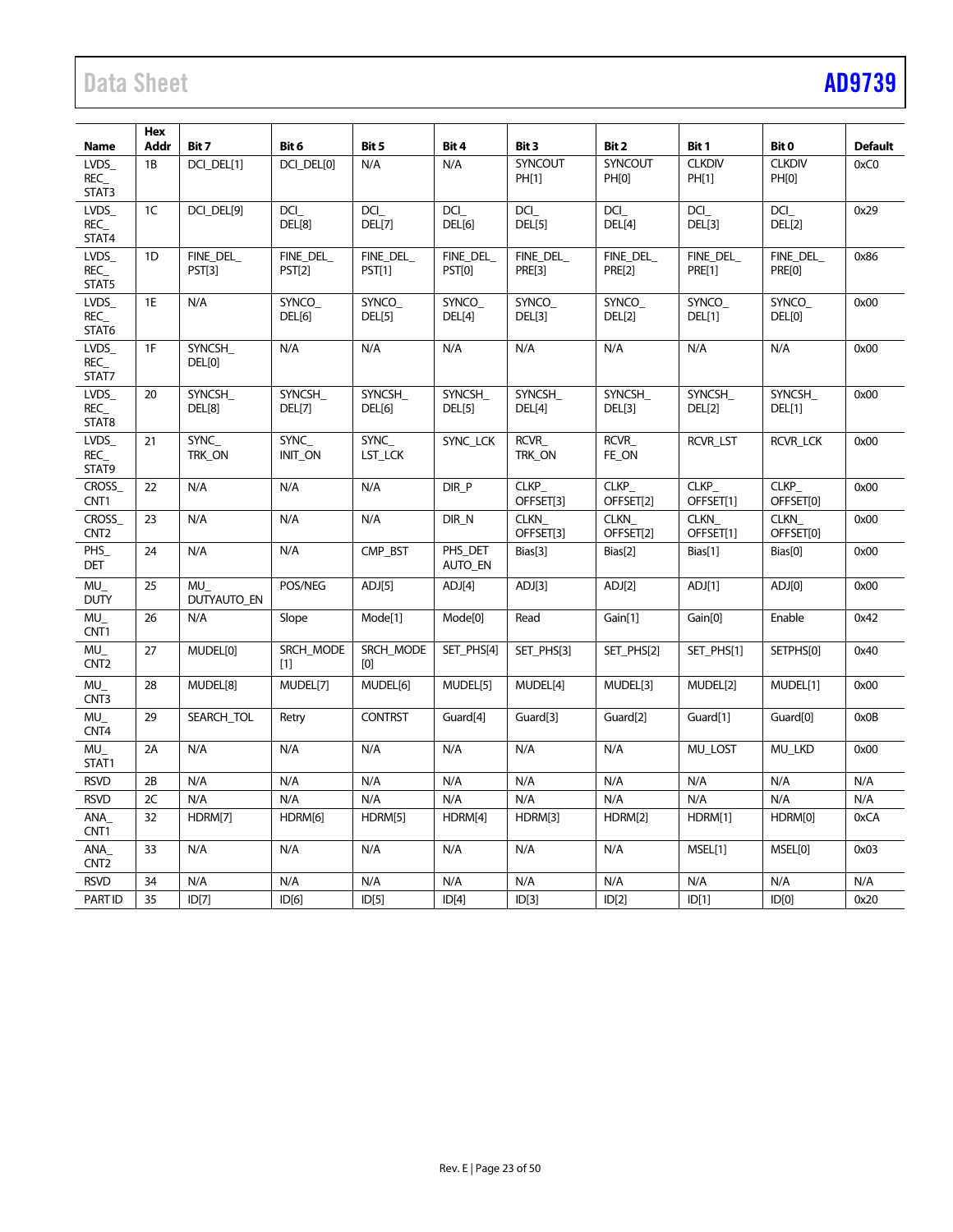| Name | Hex Addr | Bit 7 | Bit 6 | Bit 5 | Bit 4 | Bit 3 | Bit 2 | Bit 1 | Bit 0 | Default |
|---|---|---|---|---|---|---|---|---|---|---|
| LVDS_REC_STAT3 | 1B | DCI_DEL[1] | DCI_DEL[0] | N/A | N/A | SYNCOUT PH[1] | SYNCOUT PH[0] | CLKDIV PH[1] | CLKDIV PH[0] | 0xC0 |
| LVDS_REC_STAT4 | 1C | DCI_DEL[9] | DCI_DEL[8] | DCI_DEL[7] | DCI_DEL[6] | DCI_DEL[5] | DCI_DEL[4] | DCI_DEL[3] | DCI_DEL[2] | 0x29 |
| LVDS_REC_STAT5 | 1D | FINE_DEL_PST[3] | FINE_DEL_PST[2] | FINE_DEL_PST[1] | FINE_DEL_PST[0] | FINE_DEL_PRE[3] | FINE_DEL_PRE[2] | FINE_DEL_PRE[1] | FINE_DEL_PRE[0] | 0x86 |
| LVDS_REC_STAT6 | 1E | N/A | SYNCO_DEL[6] | SYNCO_DEL[5] | SYNCO_DEL[4] | SYNCO_DEL[3] | SYNCO_DEL[2] | SYNCO_DEL[1] | SYNCO_DEL[0] | 0x00 |
| LVDS_REC_STAT7 | 1F | SYNCSH_DEL[0] | N/A | N/A | N/A | N/A | N/A | N/A | N/A | 0x00 |
| LVDS_REC_STAT8 | 20 | SYNCSH_DEL[8] | SYNCSH_DEL[7] | SYNCSH_DEL[6] | SYNCSH_DEL[5] | SYNCSH_DEL[4] | SYNCSH_DEL[3] | SYNCSH_DEL[2] | SYNCSH_DEL[1] | 0x00 |
| LVDS_REC_STAT9 | 21 | SYNC_TRK_ON | SYNC_INIT_ON | SYNC_LST_LCK | SYNC_LCK | RCVR_TRK_ON | RCVR_FE_ON | RCVR_LST | RCVR_LCK | 0x00 |
| CROSS_CNT1 | 22 | N/A | N/A | N/A | DIR_P | CLKP_OFFSET[3] | CLKP_OFFSET[2] | CLKP_OFFSET[1] | CLKP_OFFSET[0] | 0x00 |
| CROSS_CNT2 | 23 | N/A | N/A | N/A | DIR_N | CLKN_OFFSET[3] | CLKN_OFFSET[2] | CLKN_OFFSET[1] | CLKN_OFFSET[0] | 0x00 |
| PHS_DET | 24 | N/A | N/A | CMP_BST | PHS_DET AUTO_EN | Bias[3] | Bias[2] | Bias[1] | Bias[0] | 0x00 |
| MU_DUTY | 25 | MU_DUTYAUTO_EN | POS/NEG | ADJ[5] | ADJ[4] | ADJ[3] | ADJ[2] | ADJ[1] | ADJ[0] | 0x00 |
| MU_CNT1 | 26 | N/A | Slope | Mode[1] | Mode[0] | Read | Gain[1] | Gain[0] | Enable | 0x42 |
| MU_CNT2 | 27 | MUDEL[0] | SRCH_MODE [1] | SRCH_MODE [0] | SET_PHS[4] | SET_PHS[3] | SET_PHS[2] | SET_PHS[1] | SETPHS[0] | 0x40 |
| MU_CNT3 | 28 | MUDEL[8] | MUDEL[7] | MUDEL[6] | MUDEL[5] | MUDEL[4] | MUDEL[3] | MUDEL[2] | MUDEL[1] | 0x00 |
| MU_CNT4 | 29 | SEARCH_TOL | Retry | CONTRST | Guard[4] | Guard[3] | Guard[2] | Guard[1] | Guard[0] | 0x0B |
| MU_STAT1 | 2A | N/A | N/A | N/A | N/A | N/A | N/A | MU_LOST | MU_LKD | 0x00 |
| RSVD | 2B | N/A | N/A | N/A | N/A | N/A | N/A | N/A | N/A | N/A |
| RSVD | 2C | N/A | N/A | N/A | N/A | N/A | N/A | N/A | N/A | N/A |
| ANA_CNT1 | 32 | HDRM[7] | HDRM[6] | HDRM[5] | HDRM[4] | HDRM[3] | HDRM[2] | HDRM[1] | HDRM[0] | 0xCA |
| ANA_CNT2 | 33 | N/A | N/A | N/A | N/A | N/A | N/A | MSEL[1] | MSEL[0] | 0x03 |
| RSVD | 34 | N/A | N/A | N/A | N/A | N/A | N/A | N/A | N/A | N/A |
| PART ID | 35 | ID[7] | ID[6] | ID[5] | ID[4] | ID[3] | ID[2] | ID[1] | ID[0] | 0x20 |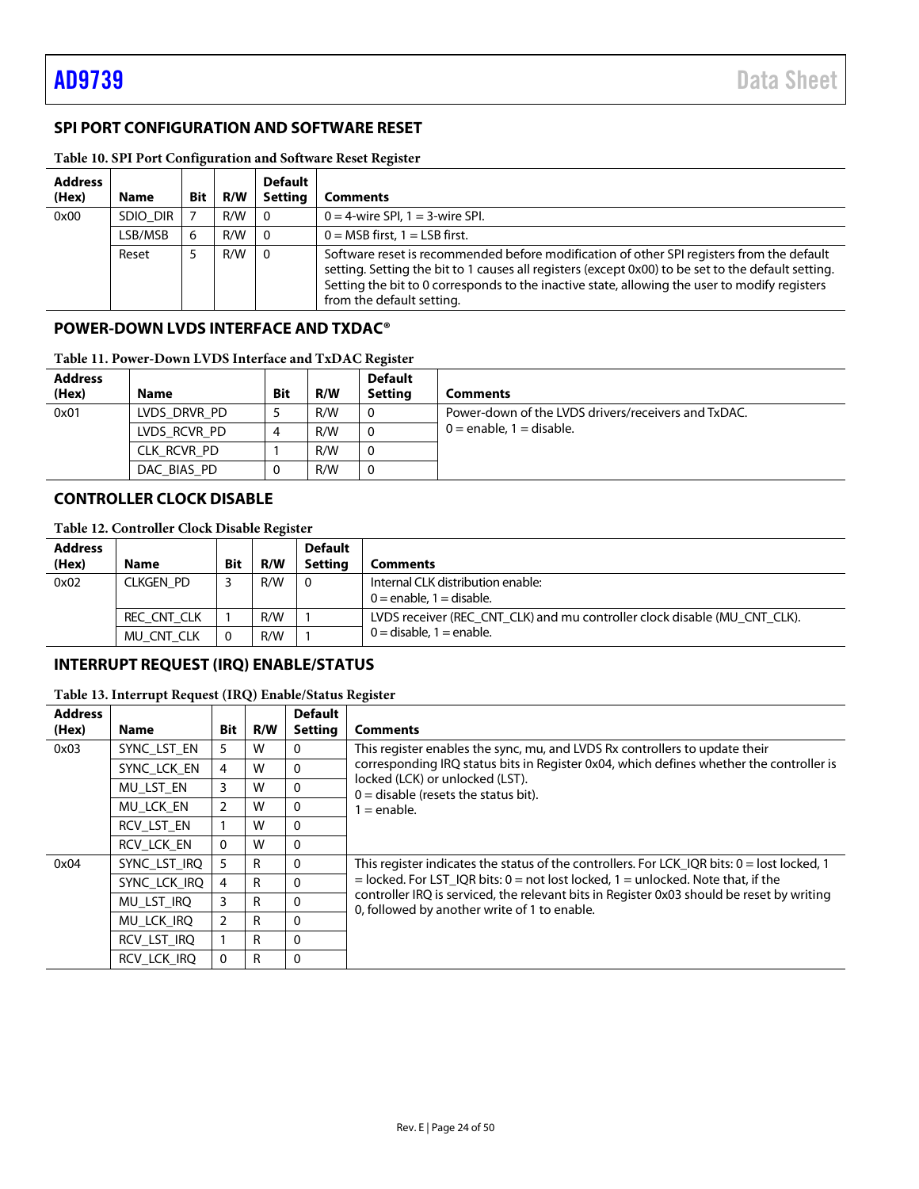## SPI PORT CONFIGURATION AND SOFTWARE RESET

**Table 10. SPI Port Configuration and Software Reset Register**

| Address (Hex) | Name | Bit | R/W | Default Setting | Comments |
|---|---|---|---|---|---|
| 0x00 | SDIO_DIR | 7 | R/W | 0 | 0 = 4-wire SPI, 1 = 3-wire SPI. |
| | LSB/MSB | 6 | R/W | 0 | 0 = MSB first, 1 = LSB first. |
| | Reset | 5 | R/W | 0 | Software reset is recommended before modification of other SPI registers from the default setting. Setting the bit to 1 causes all registers (except 0x00) to be set to the default setting. Setting the bit to 0 corresponds to the inactive state, allowing the user to modify registers from the default setting. |

## POWER-DOWN LVDS INTERFACE AND TXDAC®

**Table 11. Power-Down LVDS Interface and TxDAC Register**

| Address (Hex) | Name | Bit | R/W | Default Setting | Comments |
|---|---|---|---|---|---|
| 0x01 | LVDS_DRVR_PD | 5 | R/W | 0 | Power-down of the LVDS drivers/receivers and TxDAC. 0 = enable, 1 = disable. |
| | LVDS_RCVR_PD | 4 | R/W | 0 | |
| | CLK_RCVR_PD | 1 | R/W | 0 | |
| | DAC_BIAS_PD | 0 | R/W | 0 | |

## CONTROLLER CLOCK DISABLE

**Table 12. Controller Clock Disable Register**

| Address (Hex) | Name | Bit | R/W | Default Setting | Comments |
|---|---|---|---|---|---|
| 0x02 | CLKGEN_PD | 3 | R/W | 0 | Internal CLK distribution enable: 0 = enable, 1 = disable. |
| | REC_CNT_CLK | 1 | R/W | 1 | LVDS receiver (REC_CNT_CLK) and mu controller clock disable (MU_CNT_CLK). 0 = disable, 1 = enable. |
| | MU_CNT_CLK | 0 | R/W | 1 | |

## INTERRUPT REQUEST (IRQ) ENABLE/STATUS

**Table 13. Interrupt Request (IRQ) Enable/Status Register**

| Address (Hex) | Name | Bit | R/W | Default Setting | Comments |
|---|---|---|---|---|---|
| 0x03 | SYNC_LST_EN | 5 | W | 0 | This register enables the sync, mu, and LVDS Rx controllers to update their corresponding IRQ status bits in Register 0x04, which defines whether the controller is locked (LCK) or unlocked (LST). 0 = disable (resets the status bit). 1 = enable. |
| | SYNC_LCK_EN | 4 | W | 0 | |
| | MU_LST_EN | 3 | W | 0 | |
| | MU_LCK_EN | 2 | W | 0 | |
| | RCV_LST_EN | 1 | W | 0 | |
| | RCV_LCK_EN | 0 | W | 0 | |
| 0x04 | SYNC_LST_IRQ | 5 | R | 0 | This register indicates the status of the controllers. For LCK_IQR bits: 0 = lost locked, 1 = locked. For LST_IQR bits: 0 = not lost locked, 1 = unlocked. Note that, if the controller IRQ is serviced, the relevant bits in Register 0x03 should be reset by writing 0, followed by another write of 1 to enable. |
| | SYNC_LCK_IRQ | 4 | R | 0 | |
| | MU_LST_IRQ | 3 | R | 0 | |
| | MU_LCK_IRQ | 2 | R | 0 | |
| | RCV_LST_IRQ | 1 | R | 0 | |
| | RCV_LCK_IRQ | 0 | R | 0 | |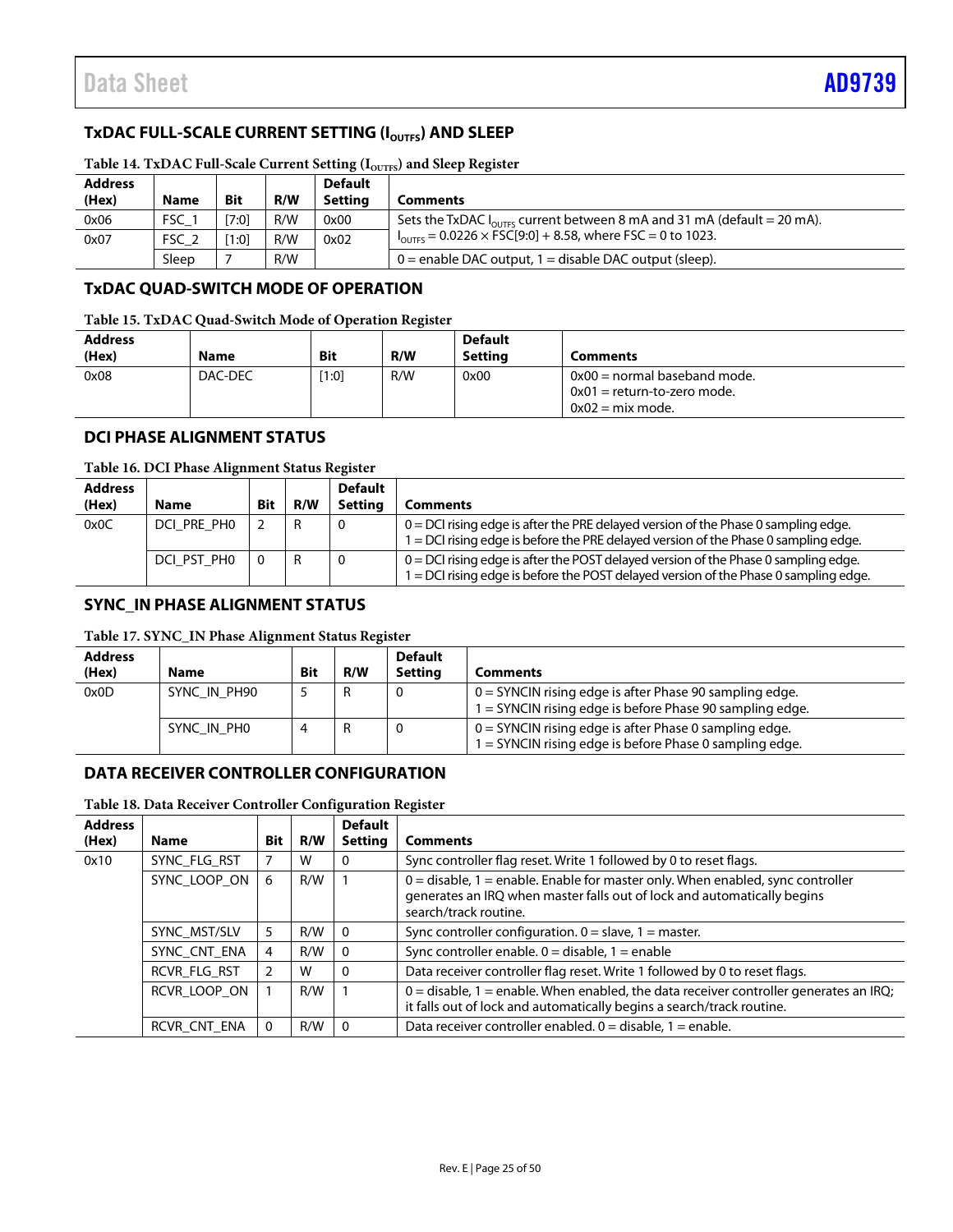## TxDAC FULL-SCALE CURRENT SETTING ($I_{OUTFS}$) AND SLEEP

Table 14. TxDAC Full-Scale Current Setting ($I_{OUTFS}$) and Sleep Register

| Address (Hex) | Name | Bit | R/W | Default Setting | Comments |
|---|---|---|---|---|---|
| 0x06 | FSC_1 | [7:0] | R/W | 0x00 | Sets the TxDAC $I_{OUTFS}$ current between 8 mA and 31 mA (default = 20 mA). |
| 0x07 | FSC_2 | [1:0] | R/W | 0x02 | $I_{OUTFS} = 0.0226 \times FSC[9:0] + 8.58$, where FSC = 0 to 1023. |
| | Sleep | 7 | R/W | | 0 = enable DAC output, 1 = disable DAC output (sleep). |

## TxDAC QUAD-SWITCH MODE OF OPERATION

Table 15. TxDAC Quad-Switch Mode of Operation Register

| Address (Hex) | Name | Bit | R/W | Default Setting | Comments |
|---|---|---|---|---|---|
| 0x08 | DAC-DEC | [1:0] | R/W | 0x00 | 0x00 = normal baseband mode.<br>0x01 = return-to-zero mode.<br>0x02 = mix mode. |

## DCI PHASE ALIGNMENT STATUS

Table 16. DCI Phase Alignment Status Register

| Address (Hex) | Name | Bit | R/W | Default Setting | Comments |
|---|---|---|---|---|---|
| 0x0C | DCI_PRE_PH0 | 2 | R | 0 | 0 = DCI rising edge is after the PRE delayed version of the Phase 0 sampling edge.<br>1 = DCI rising edge is before the PRE delayed version of the Phase 0 sampling edge. |
| | DCI_PST_PH0 | 0 | R | 0 | 0 = DCI rising edge is after the POST delayed version of the Phase 0 sampling edge.<br>1 = DCI rising edge is before the POST delayed version of the Phase 0 sampling edge. |

## SYNC_IN PHASE ALIGNMENT STATUS

Table 17. SYNC_IN Phase Alignment Status Register

| Address (Hex) | Name | Bit | R/W | Default Setting | Comments |
|---|---|---|---|---|---|
| 0x0D | SYNC_IN_PH90 | 5 | R | 0 | 0 = SYNCIN rising edge is after Phase 90 sampling edge.<br>1 = SYNCIN rising edge is before Phase 90 sampling edge. |
| | SYNC_IN_PH0 | 4 | R | 0 | 0 = SYNCIN rising edge is after Phase 0 sampling edge.<br>1 = SYNCIN rising edge is before Phase 0 sampling edge. |

## DATA RECEIVER CONTROLLER CONFIGURATION

Table 18. Data Receiver Controller Configuration Register

| Address (Hex) | Name | Bit | R/W | Default Setting | Comments |
|---|---|---|---|---|---|
| 0x10 | SYNC_FLG_RST | 7 | W | 0 | Sync controller flag reset. Write 1 followed by 0 to reset flags. |
| | SYNC_LOOP_ON | 6 | R/W | 1 | 0 = disable, 1 = enable. Enable for master only. When enabled, sync controller generates an IRQ when master falls out of lock and automatically begins search/track routine. |
| | SYNC_MST/SLV | 5 | R/W | 0 | Sync controller configuration. 0 = slave, 1 = master. |
| | SYNC_CNT_ENA | 4 | R/W | 0 | Sync controller enable. 0 = disable, 1 = enable |
| | RCVR_FLG_RST | 2 | W | 0 | Data receiver controller flag reset. Write 1 followed by 0 to reset flags. |
| | RCVR_LOOP_ON | 1 | R/W | 1 | 0 = disable, 1 = enable. When enabled, the data receiver controller generates an IRQ; it falls out of lock and automatically begins a search/track routine. |
| | RCVR_CNT_ENA | 0 | R/W | 0 | Data receiver controller enabled. 0 = disable, 1 = enable. |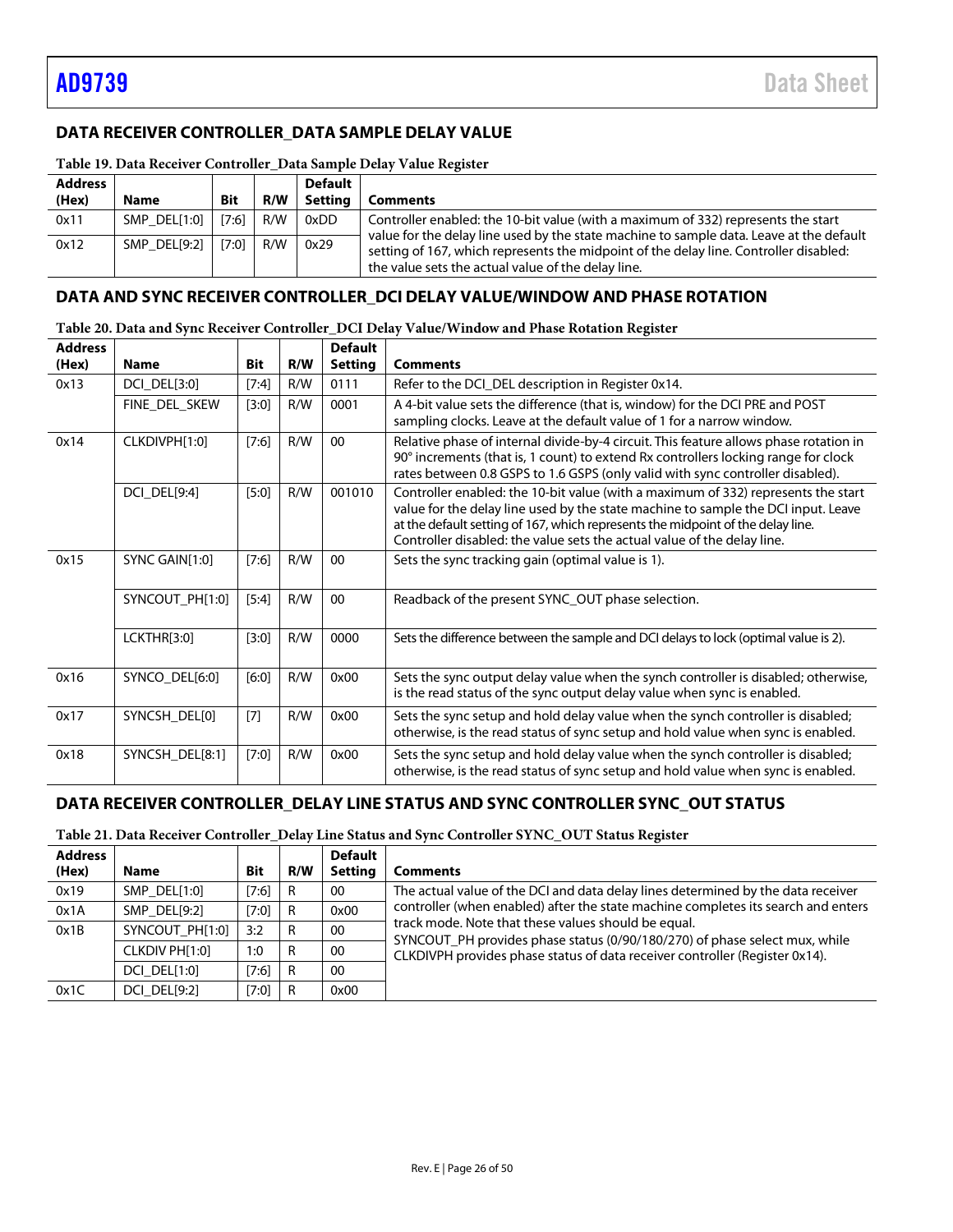## DATA RECEIVER CONTROLLER_DATA SAMPLE DELAY VALUE

**Table 19. Data Receiver Controller_Data Sample Delay Value Register**

| Address (Hex) | Name | Bit | R/W | Default Setting | Comments |
|---|---|---|---|---|---|
| 0x11 | SMP_DEL[1:0] | [7:6] | R/W | 0xDD | Controller enabled: the 10-bit value (with a maximum of 332) represents the start value for the delay line used by the state machine to sample data. Leave at the default setting of 167, which represents the midpoint of the delay line. Controller disabled: the value sets the actual value of the delay line. |
| 0x12 | SMP_DEL[9:2] | [7:0] | R/W | 0x29 | |

## DATA AND SYNC RECEIVER CONTROLLER_DCI DELAY VALUE/WINDOW AND PHASE ROTATION

**Table 20. Data and Sync Receiver Controller_DCI Delay Value/Window and Phase Rotation Register**

| Address (Hex) | Name | Bit | R/W | Default Setting | Comments |
|---|---|---|---|---|---|
| 0x13 | DCI_DEL[3:0] | [7:4] | R/W | 0111 | Refer to the DCI_DEL description in Register 0x14. |
| | FINE_DEL_SKEW | [3:0] | R/W | 0001 | A 4-bit value sets the difference (that is, window) for the DCI PRE and POST sampling clocks. Leave at the default value of 1 for a narrow window. |
| 0x14 | CLKDIVPH[1:0] | [7:6] | R/W | 00 | Relative phase of internal divide-by-4 circuit. This feature allows phase rotation in 90° increments (that is, 1 count) to extend Rx controllers locking range for clock rates between 0.8 GSPS to 1.6 GSPS (only valid with sync controller disabled). |
| | DCI_DEL[9:4] | [5:0] | R/W | 001010 | Controller enabled: the 10-bit value (with a maximum of 332) represents the start value for the delay line used by the state machine to sample the DCI input. Leave at the default setting of 167, which represents the midpoint of the delay line. Controller disabled: the value sets the actual value of the delay line. |
| 0x15 | SYNC GAIN[1:0] | [7:6] | R/W | 00 | Sets the sync tracking gain (optimal value is 1). |
| | SYNCOUT_PH[1:0] | [5:4] | R/W | 00 | Readback of the present SYNC_OUT phase selection. |
| | LCKTHR[3:0] | [3:0] | R/W | 0000 | Sets the difference between the sample and DCI delays to lock (optimal value is 2). |
| 0x16 | SYNCO_DEL[6:0] | [6:0] | R/W | 0x00 | Sets the sync output delay value when the synch controller is disabled; otherwise, is the read status of the sync output delay value when sync is enabled. |
| 0x17 | SYNCSH_DEL[0] | [7] | R/W | 0x00 | Sets the sync setup and hold delay value when the synch controller is disabled; otherwise, is the read status of sync setup and hold value when sync is enabled. |
| 0x18 | SYNCSH_DEL[8:1] | [7:0] | R/W | 0x00 | Sets the sync setup and hold delay value when the synch controller is disabled; otherwise, is the read status of sync setup and hold value when sync is enabled. |

## DATA RECEIVER CONTROLLER_DELAY LINE STATUS AND SYNC CONTROLLER SYNC_OUT STATUS

**Table 21. Data Receiver Controller_Delay Line Status and Sync Controller SYNC_OUT Status Register**

| Address (Hex) | Name | Bit | R/W | Default Setting | Comments |
|---|---|---|---|---|---|
| 0x19 | SMP_DEL[1:0] | [7:6] | R | 00 | The actual value of the DCI and data delay lines determined by the data receiver controller (when enabled) after the state machine completes its search and enters track mode. Note that these values should be equal. SYNCOUT_PH provides phase status (0/90/180/270) of phase select mux, while CLKDIVPH provides phase status of data receiver controller (Register 0x14). |
| 0x1A | SMP_DEL[9:2] | [7:0] | R | 0x00 | |
| 0x1B | SYNCOUT_PH[1:0] | 3:2 | R | 00 | |
| | CLKDIV PH[1:0] | 1:0 | R | 00 | |
| | DCI_DEL[1:0] | [7:6] | R | 00 | |
| 0x1C | DCI_DEL[9:2] | [7:0] | R | 0x00 | |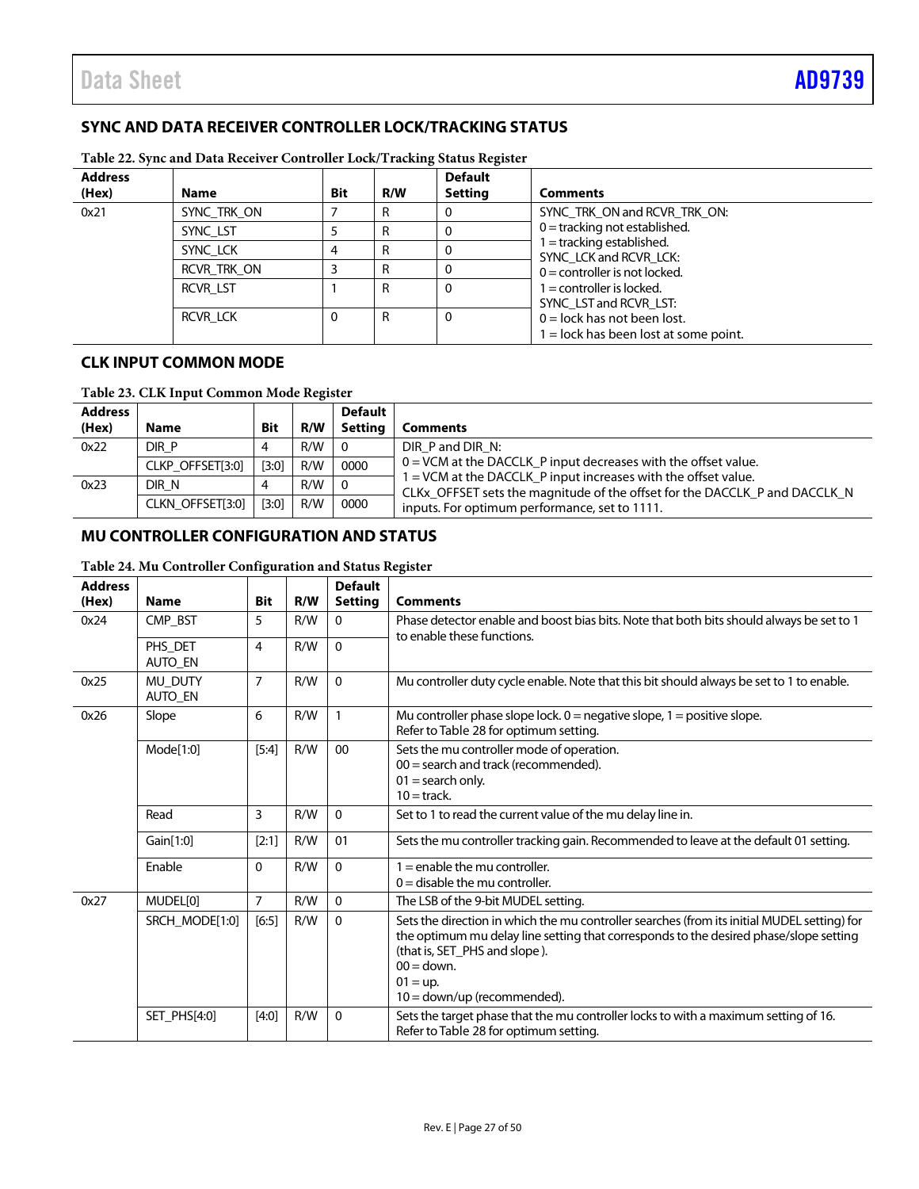## SYNC AND DATA RECEIVER CONTROLLER LOCK/TRACKING STATUS

Table 22. Sync and Data Receiver Controller Lock/Tracking Status Register

| Address (Hex) | Name | Bit | R/W | Default Setting | Comments |
|---|---|---|---|---|---|
| 0x21 | SYNC_TRK_ON | 7 | R | 0 | SYNC_TRK_ON and RCVR_TRK_ON: 0 = tracking not established. 1 = tracking established. SYNC_LCK and RCVR_LCK: 0 = controller is not locked. 1 = controller is locked. SYNC_LST and RCVR_LST: 0 = lock has not been lost. 1 = lock has been lost at some point. |
| | SYNC_LST | 5 | R | 0 | |
| | SYNC_LCK | 4 | R | 0 | |
| | RCVR_TRK_ON | 3 | R | 0 | |
| | RCVR_LST | 1 | R | 0 | |
| | RCVR_LCK | 0 | R | 0 | |

## CLK INPUT COMMON MODE

Table 23. CLK Input Common Mode Register

| Address (Hex) | Name | Bit | R/W | Default Setting | Comments |
|---|---|---|---|---|---|
| 0x22 | DIR_P | 4 | R/W | 0 | DIR_P and DIR_N: 0 = VCM at the DACCLK_P input decreases with the offset value. 1 = VCM at the DACCLK_P input increases with the offset value. CLKx_OFFSET sets the magnitude of the offset for the DACCLK_P and DACCLK_N inputs. For optimum performance, set to 1111. |
| | CLKP_OFFSET[3:0] | [3:0] | R/W | 0000 | |
| 0x23 | DIR_N | 4 | R/W | 0 | |
| | CLKN_OFFSET[3:0] | [3:0] | R/W | 0000 | |

## MU CONTROLLER CONFIGURATION AND STATUS

Table 24. Mu Controller Configuration and Status Register

| Address (Hex) | Name | Bit | R/W | Default Setting | Comments |
|---|---|---|---|---|---|
| 0x24 | CMP_BST | 5 | R/W | 0 | Phase detector enable and boost bias bits. Note that both bits should always be set to 1 to enable these functions. |
| | PHS_DET AUTO_EN | 4 | R/W | 0 | |
| 0x25 | MU_DUTY AUTO_EN | 7 | R/W | 0 | Mu controller duty cycle enable. Note that this bit should always be set to 1 to enable. |
| 0x26 | Slope | 6 | R/W | 1 | Mu controller phase slope lock. 0 = negative slope, 1 = positive slope. Refer to Table 28 for optimum setting. |
| | Mode[1:0] | [5:4] | R/W | 00 | Sets the mu controller mode of operation. 00 = search and track (recommended). 01 = search only. 10 = track. |
| | Read | 3 | R/W | 0 | Set to 1 to read the current value of the mu delay line in. |
| | Gain[1:0] | [2:1] | R/W | 01 | Sets the mu controller tracking gain. Recommended to leave at the default 01 setting. |
| | Enable | 0 | R/W | 0 | 1 = enable the mu controller. 0 = disable the mu controller. |
| 0x27 | MUDEL[0] | 7 | R/W | 0 | The LSB of the 9-bit MUDEL setting. |
| | SRCH_MODE[1:0] | [6:5] | R/W | 0 | Sets the direction in which the mu controller searches (from its initial MUDEL setting) for the optimum mu delay line setting that corresponds to the desired phase/slope setting (that is, SET_PHS and slope ). 00 = down. 01 = up. 10 = down/up (recommended). |
| | SET_PHS[4:0] | [4:0] | R/W | 0 | Sets the target phase that the mu controller locks to with a maximum setting of 16. Refer to Table 28 for optimum setting. |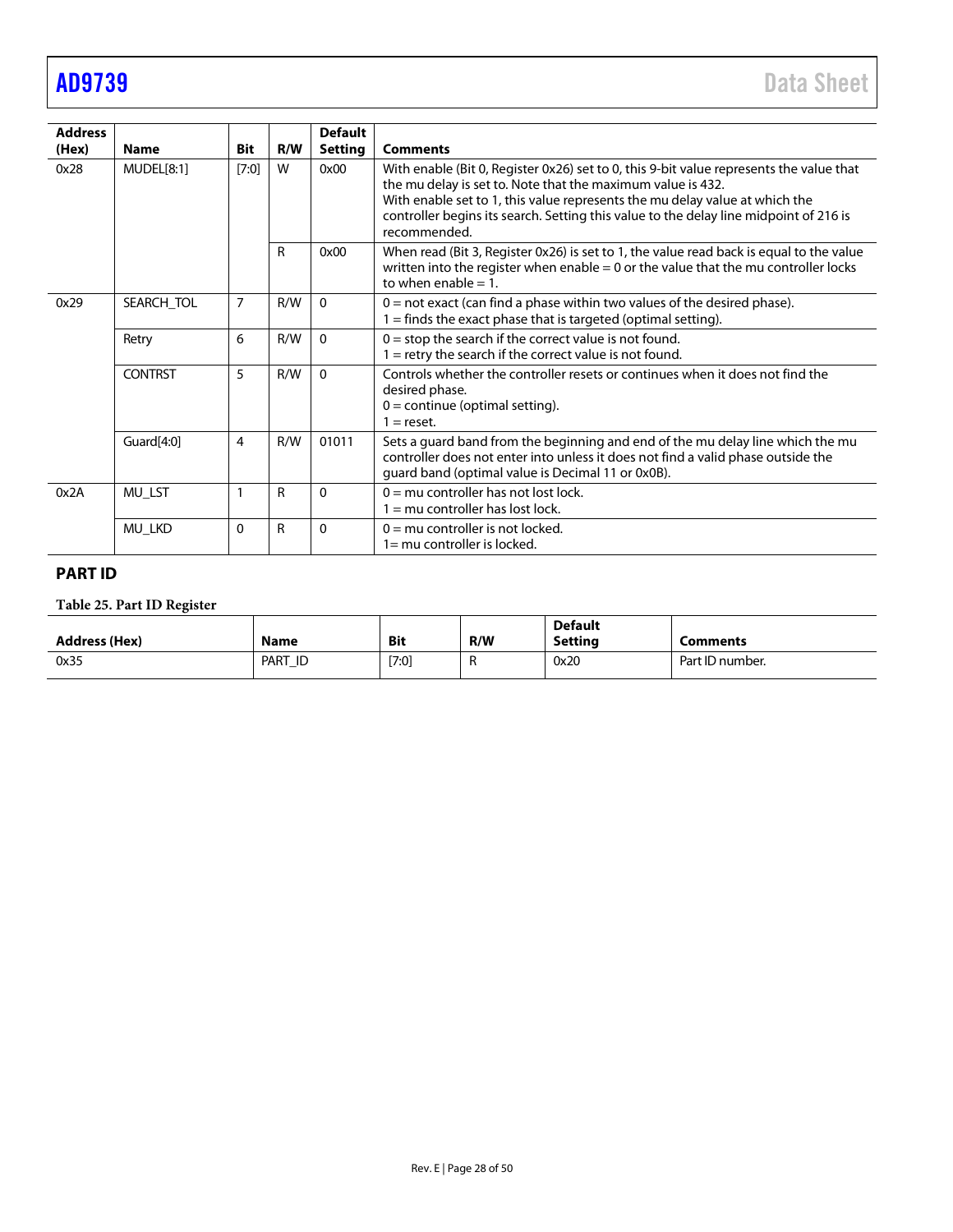| Address (Hex) | Name | Bit | R/W | Default Setting | Comments |
|---|---|---|---|---|---|
| 0x28 | MUDEL[8:1] | [7:0] | W | 0x00 | With enable (Bit 0, Register 0x26) set to 0, this 9-bit value represents the value that the mu delay is set to. Note that the maximum value is 432. With enable set to 1, this value represents the mu delay value at which the controller begins its search. Setting this value to the delay line midpoint of 216 is recommended. |
| | | | R | 0x00 | When read (Bit 3, Register 0x26) is set to 1, the value read back is equal to the value written into the register when enable = 0 or the value that the mu controller locks to when enable = 1. |
| 0x29 | SEARCH_TOL | 7 | R/W | 0 | 0 = not exact (can find a phase within two values of the desired phase). 1 = finds the exact phase that is targeted (optimal setting). |
| | Retry | 6 | R/W | 0 | 0 = stop the search if the correct value is not found. 1 = retry the search if the correct value is not found. |
| | CONTRST | 5 | R/W | 0 | Controls whether the controller resets or continues when it does not find the desired phase. 0 = continue (optimal setting). 1 = reset. |
| | Guard[4:0] | 4 | R/W | 01011 | Sets a guard band from the beginning and end of the mu delay line which the mu controller does not enter into unless it does not find a valid phase outside the guard band (optimal value is Decimal 11 or 0x0B). |
| 0x2A | MU_LST | 1 | R | 0 | 0 = mu controller has not lost lock. 1 = mu controller has lost lock. |
| | MU_LKD | 0 | R | 0 | 0 = mu controller is not locked. 1= mu controller is locked. |

## PART ID

**Table 25. Part ID Register**

| Address (Hex) | Name | Bit | R/W | Default Setting | Comments |
|---|---|---|---|---|---|
| 0x35 | PART_ID | [7:0] | R | 0x20 | Part ID number. |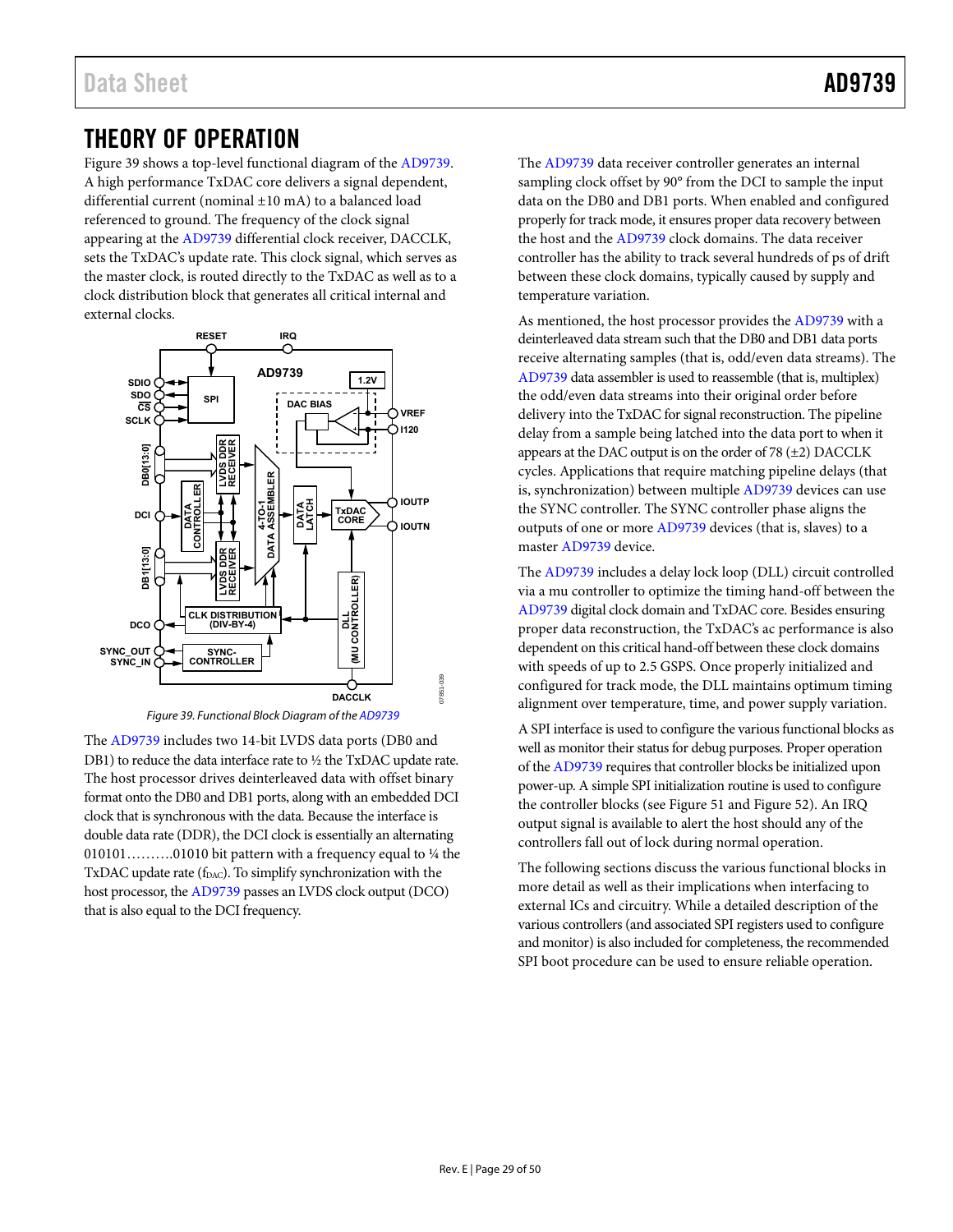# THEORY OF OPERATION

Figure 39 shows a top-level functional diagram of the AD9739. A high performance TxDAC core delivers a signal dependent, differential current (nominal ±10 mA) to a balanced load referenced to ground. The frequency of the clock signal appearing at the AD9739 differential clock receiver, DACCLK, sets the TxDAC's update rate. This clock signal, which serves as the master clock, is routed directly to the TxDAC as well as to a clock distribution block that generates all critical internal and external clocks.

Figure 39. Functional Block Diagram of the AD9739

The AD9739 includes two 14-bit LVDS data ports (DB0 and DB1) to reduce the data interface rate to ½ the TxDAC update rate. The host processor drives deinterleaved data with offset binary format onto the DB0 and DB1 ports, along with an embedded DCI clock that is synchronous with the data. Because the interface is double data rate (DDR), the DCI clock is essentially an alternating 010101……….01010 bit pattern with a frequency equal to ¼ the TxDAC update rate ($f_{DAC}$). To simplify synchronization with the host processor, the AD9739 passes an LVDS clock output (DCO) that is also equal to the DCI frequency.

The AD9739 data receiver controller generates an internal sampling clock offset by 90° from the DCI to sample the input data on the DB0 and DB1 ports. When enabled and configured properly for track mode, it ensures proper data recovery between the host and the AD9739 clock domains. The data receiver controller has the ability to track several hundreds of ps of drift between these clock domains, typically caused by supply and temperature variation.

As mentioned, the host processor provides the AD9739 with a deinterleaved data stream such that the DB0 and DB1 data ports receive alternating samples (that is, odd/even data streams). The AD9739 data assembler is used to reassemble (that is, multiplex) the odd/even data streams into their original order before delivery into the TxDAC for signal reconstruction. The pipeline delay from a sample being latched into the data port to when it appears at the DAC output is on the order of 78 (±2) DACCLK cycles. Applications that require matching pipeline delays (that is, synchronization) between multiple AD9739 devices can use the SYNC controller. The SYNC controller phase aligns the outputs of one or more AD9739 devices (that is, slaves) to a master AD9739 device.

The AD9739 includes a delay lock loop (DLL) circuit controlled via a mu controller to optimize the timing hand-off between the AD9739 digital clock domain and TxDAC core. Besides ensuring proper data reconstruction, the TxDAC's ac performance is also dependent on this critical hand-off between these clock domains with speeds of up to 2.5 GSPS. Once properly initialized and configured for track mode, the DLL maintains optimum timing alignment over temperature, time, and power supply variation.

A SPI interface is used to configure the various functional blocks as well as monitor their status for debug purposes. Proper operation of the AD9739 requires that controller blocks be initialized upon power-up. A simple SPI initialization routine is used to configure the controller blocks (see Figure 51 and Figure 52). An IRQ output signal is available to alert the host should any of the controllers fall out of lock during normal operation.

The following sections discuss the various functional blocks in more detail as well as their implications when interfacing to external ICs and circuitry. While a detailed description of the various controllers (and associated SPI registers used to configure and monitor) is also included for completeness, the recommended SPI boot procedure can be used to ensure reliable operation.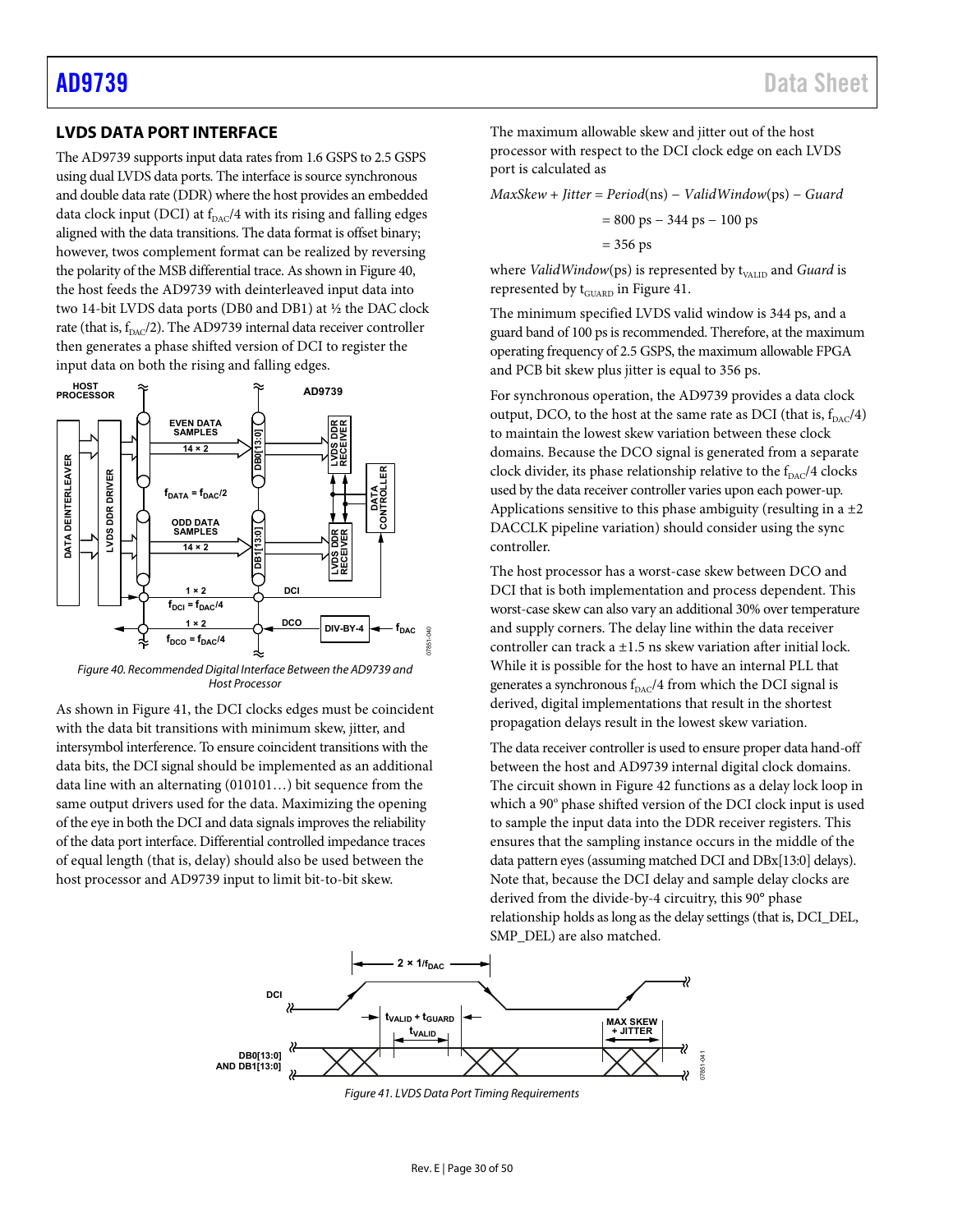## LVDS DATA PORT INTERFACE

The AD9739 supports input data rates from 1.6 GSPS to 2.5 GSPS using dual LVDS data ports. The interface is source synchronous and double data rate (DDR) where the host provides an embedded data clock input (DCI) at $f_{DAC}/4$ with its rising and falling edges aligned with the data transitions. The data format is offset binary; however, twos complement format can be realized by reversing the polarity of the MSB differential trace. As shown in Figure 40, the host feeds the AD9739 with deinterleaved input data into two 14-bit LVDS data ports (DB0 and DB1) at ½ the DAC clock rate (that is, $f_{DAC}/2$). The AD9739 internal data receiver controller then generates a phase shifted version of DCI to register the input data on both the rising and falling edges.

Figure 40. Recommended Digital Interface Between the AD9739 and Host Processor

As shown in Figure 41, the DCI clocks edges must be coincident with the data bit transitions with minimum skew, jitter, and intersymbol interference. To ensure coincident transitions with the data bits, the DCI signal should be implemented as an additional data line with an alternating (010101…) bit sequence from the same output drivers used for the data. Maximizing the opening of the eye in both the DCI and data signals improves the reliability of the data port interface. Differential controlled impedance traces of equal length (that is, delay) should also be used between the host processor and AD9739 input to limit bit-to-bit skew.

The maximum allowable skew and jitter out of the host processor with respect to the DCI clock edge on each LVDS port is calculated as

$$MaxSkew + Jitter = Period(\text{ns}) - ValidWindow(\text{ps}) - Guard$$

$$= 800 \text{ ps} - 344 \text{ ps} - 100 \text{ ps}$$

$$= 356 \text{ ps}$$

where *ValidWindow*(ps) is represented by $t_{VALID}$ and *Guard* is represented by $t_{GUARD}$ in Figure 41.

The minimum specified LVDS valid window is 344 ps, and a guard band of 100 ps is recommended. Therefore, at the maximum operating frequency of 2.5 GSPS, the maximum allowable FPGA and PCB bit skew plus jitter is equal to 356 ps.

For synchronous operation, the AD9739 provides a data clock output, DCO, to the host at the same rate as DCI (that is, $f_{DAC}/4$) to maintain the lowest skew variation between these clock domains. Because the DCO signal is generated from a separate clock divider, its phase relationship relative to the $f_{DAC}/4$ clocks used by the data receiver controller varies upon each power-up. Applications sensitive to this phase ambiguity (resulting in a ±2 DACCLK pipeline variation) should consider using the sync controller.

The host processor has a worst-case skew between DCO and DCI that is both implementation and process dependent. This worst-case skew can also vary an additional 30% over temperature and supply corners. The delay line within the data receiver controller can track a ±1.5 ns skew variation after initial lock. While it is possible for the host to have an internal PLL that generates a synchronous $f_{DAC}/4$ from which the DCI signal is derived, digital implementations that result in the shortest propagation delays result in the lowest skew variation.

The data receiver controller is used to ensure proper data hand-off between the host and AD9739 internal digital clock domains. The circuit shown in Figure 42 functions as a delay lock loop in which a 90° phase shifted version of the DCI clock input is used to sample the input data into the DDR receiver registers. This ensures that the sampling instance occurs in the middle of the data pattern eyes (assuming matched DCI and DBx[13:0] delays). Note that, because the DCI delay and sample delay clocks are derived from the divide-by-4 circuitry, this 90° phase relationship holds as long as the delay settings (that is, DCI_DEL, SMP_DEL) are also matched.

Figure 41. LVDS Data Port Timing Requirements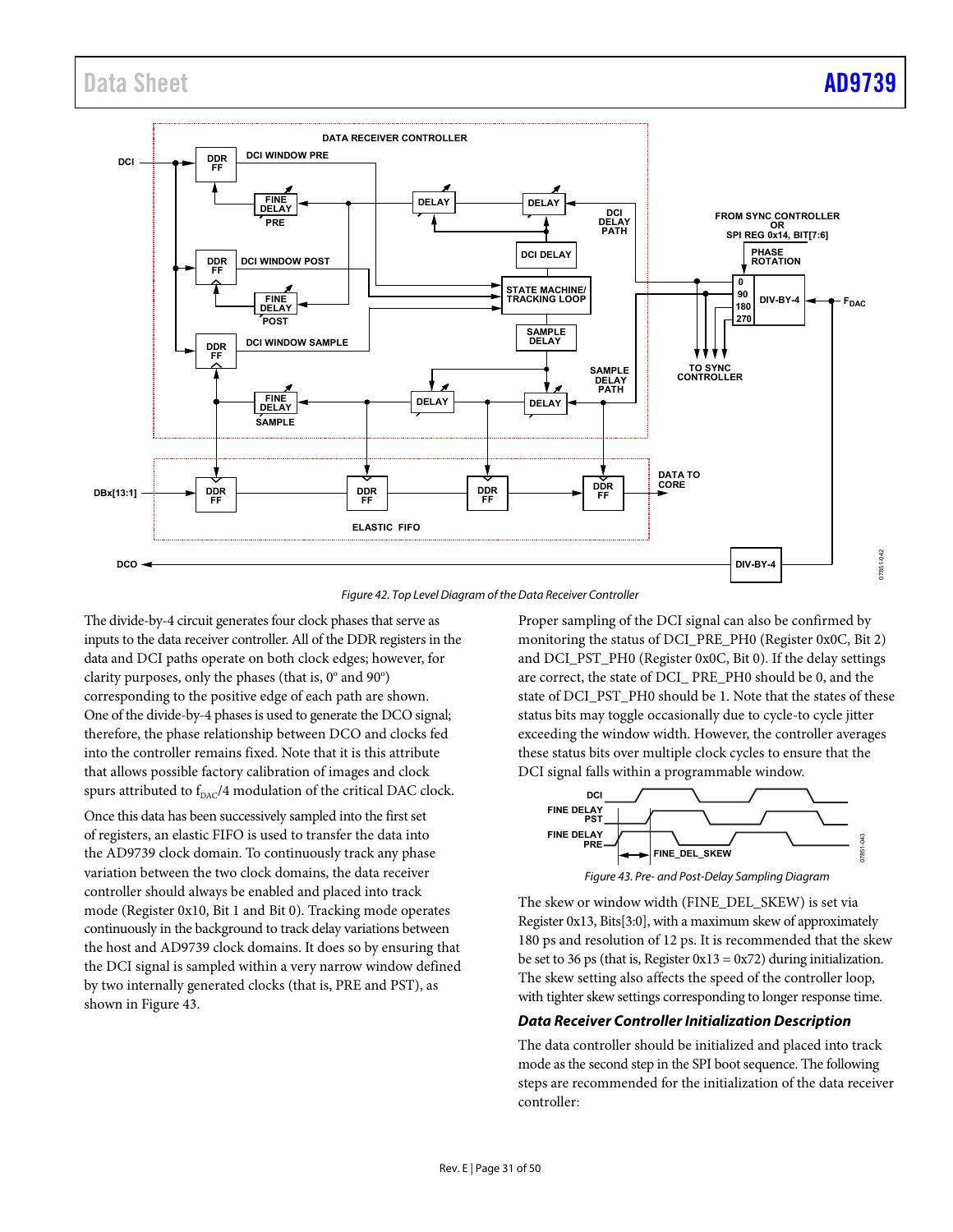Figure 42. Top Level Diagram of the Data Receiver Controller

The divide-by-4 circuit generates four clock phases that serve as inputs to the data receiver controller. All of the DDR registers in the data and DCI paths operate on both clock edges; however, for clarity purposes, only the phases (that is, 0° and 90°) corresponding to the positive edge of each path are shown. One of the divide-by-4 phases is used to generate the DCO signal; therefore, the phase relationship between DCO and clocks fed into the controller remains fixed. Note that it is this attribute that allows possible factory calibration of images and clock spurs attributed to $f_{DAC}/4$ modulation of the critical DAC clock.

Once this data has been successively sampled into the first set of registers, an elastic FIFO is used to transfer the data into the AD9739 clock domain. To continuously track any phase variation between the two clock domains, the data receiver controller should always be enabled and placed into track mode (Register 0x10, Bit 1 and Bit 0). Tracking mode operates continuously in the background to track delay variations between the host and AD9739 clock domains. It does so by ensuring that the DCI signal is sampled within a very narrow window defined by two internally generated clocks (that is, PRE and PST), as shown in Figure 43.

Proper sampling of the DCI signal can also be confirmed by monitoring the status of DCI_PRE_PH0 (Register 0x0C, Bit 2) and DCI_PST_PH0 (Register 0x0C, Bit 0). If the delay settings are correct, the state of DCI_ PRE_PH0 should be 0, and the state of DCI_PST_PH0 should be 1. Note that the states of these status bits may toggle occasionally due to cycle-to cycle jitter exceeding the window width. However, the controller averages these status bits over multiple clock cycles to ensure that the DCI signal falls within a programmable window.

Figure 43. Pre- and Post-Delay Sampling Diagram

The skew or window width (FINE_DEL_SKEW) is set via Register 0x13, Bits[3:0], with a maximum skew of approximately 180 ps and resolution of 12 ps. It is recommended that the skew be set to 36 ps (that is, Register 0x13 = 0x72) during initialization. The skew setting also affects the speed of the controller loop, with tighter skew settings corresponding to longer response time.

### *Data Receiver Controller Initialization Description*

The data controller should be initialized and placed into track mode as the second step in the SPI boot sequence. The following steps are recommended for the initialization of the data receiver controller: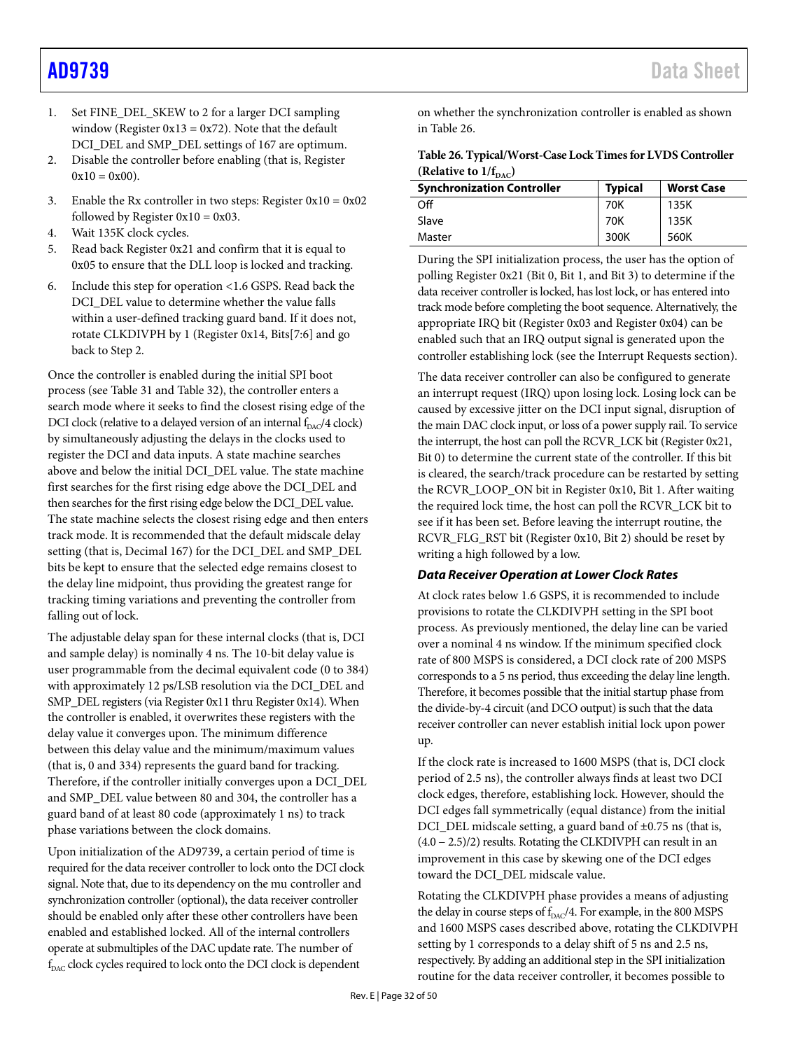1. Set FINE_DEL_SKEW to 2 for a larger DCI sampling window (Register 0x13 = 0x72). Note that the default DCI_DEL and SMP_DEL settings of 167 are optimum.
2. Disable the controller before enabling (that is, Register 0x10 = 0x00).
3. Enable the Rx controller in two steps: Register 0x10 = 0x02 followed by Register 0x10 = 0x03.
4. Wait 135K clock cycles.
5. Read back Register 0x21 and confirm that it is equal to 0x05 to ensure that the DLL loop is locked and tracking.
6. Include this step for operation <1.6 GSPS. Read back the DCI_DEL value to determine whether the value falls within a user-defined tracking guard band. If it does not, rotate CLKDIVPH by 1 (Register 0x14, Bits[7:6] and go back to Step 2.

Once the controller is enabled during the initial SPI boot process (see Table 31 and Table 32), the controller enters a search mode where it seeks to find the closest rising edge of the DCI clock (relative to a delayed version of an internal $f_{DAC}/4$ clock) by simultaneously adjusting the delays in the clocks used to register the DCI and data inputs. A state machine searches above and below the initial DCI_DEL value. The state machine first searches for the first rising edge above the DCI_DEL and then searches for the first rising edge below the DCI_DEL value. The state machine selects the closest rising edge and then enters track mode. It is recommended that the default midscale delay setting (that is, Decimal 167) for the DCI_DEL and SMP_DEL bits be kept to ensure that the selected edge remains closest to the delay line midpoint, thus providing the greatest range for tracking timing variations and preventing the controller from falling out of lock.

The adjustable delay span for these internal clocks (that is, DCI and sample delay) is nominally 4 ns. The 10-bit delay value is user programmable from the decimal equivalent code (0 to 384) with approximately 12 ps/LSB resolution via the DCI_DEL and SMP_DEL registers (via Register 0x11 thru Register 0x14). When the controller is enabled, it overwrites these registers with the delay value it converges upon. The minimum difference between this delay value and the minimum/maximum values (that is, 0 and 334) represents the guard band for tracking. Therefore, if the controller initially converges upon a DCI_DEL and SMP_DEL value between 80 and 304, the controller has a guard band of at least 80 code (approximately 1 ns) to track phase variations between the clock domains.

Upon initialization of the AD9739, a certain period of time is required for the data receiver controller to lock onto the DCI clock signal. Note that, due to its dependency on the mu controller and synchronization controller (optional), the data receiver controller should be enabled only after these other controllers have been enabled and established locked. All of the internal controllers operate at submultiples of the DAC update rate. The number of $f_{DAC}$ clock cycles required to lock onto the DCI clock is dependent on whether the synchronization controller is enabled as shown in Table 26.

**Table 26. Typical/Worst-Case Lock Times for LVDS Controller (Relative to $1/f_{DAC}$)**

| Synchronization Controller | Typical | Worst Case |
|---|---|---|
| Off | 70K | 135K |
| Slave | 70K | 135K |
| Master | 300K | 560K |

During the SPI initialization process, the user has the option of polling Register 0x21 (Bit 0, Bit 1, and Bit 3) to determine if the data receiver controller is locked, has lost lock, or has entered into track mode before completing the boot sequence. Alternatively, the appropriate IRQ bit (Register 0x03 and Register 0x04) can be enabled such that an IRQ output signal is generated upon the controller establishing lock (see the Interrupt Requests section).

The data receiver controller can also be configured to generate an interrupt request (IRQ) upon losing lock. Losing lock can be caused by excessive jitter on the DCI input signal, disruption of the main DAC clock input, or loss of a power supply rail. To service the interrupt, the host can poll the RCVR_LCK bit (Register 0x21, Bit 0) to determine the current state of the controller. If this bit is cleared, the search/track procedure can be restarted by setting the RCVR_LOOP_ON bit in Register 0x10, Bit 1. After waiting the required lock time, the host can poll the RCVR_LCK bit to see if it has been set. Before leaving the interrupt routine, the RCVR_FLG_RST bit (Register 0x10, Bit 2) should be reset by writing a high followed by a low.

### *Data Receiver Operation at Lower Clock Rates*

At clock rates below 1.6 GSPS, it is recommended to include provisions to rotate the CLKDIVPH setting in the SPI boot process. As previously mentioned, the delay line can be varied over a nominal 4 ns window. If the minimum specified clock rate of 800 MSPS is considered, a DCI clock rate of 200 MSPS corresponds to a 5 ns period, thus exceeding the delay line length. Therefore, it becomes possible that the initial startup phase from the divide-by-4 circuit (and DCO output) is such that the data receiver controller can never establish initial lock upon power up.

If the clock rate is increased to 1600 MSPS (that is, DCI clock period of 2.5 ns), the controller always finds at least two DCI clock edges, therefore, establishing lock. However, should the DCI edges fall symmetrically (equal distance) from the initial DCI_DEL midscale setting, a guard band of ±0.75 ns (that is, (4.0 − 2.5)/2) results. Rotating the CLKDIVPH can result in an improvement in this case by skewing one of the DCI edges toward the DCI_DEL midscale value.

Rotating the CLKDIVPH phase provides a means of adjusting the delay in course steps of $f_{DAC}/4$. For example, in the 800 MSPS and 1600 MSPS cases described above, rotating the CLKDIVPH setting by 1 corresponds to a delay shift of 5 ns and 2.5 ns, respectively. By adding an additional step in the SPI initialization routine for the data receiver controller, it becomes possible to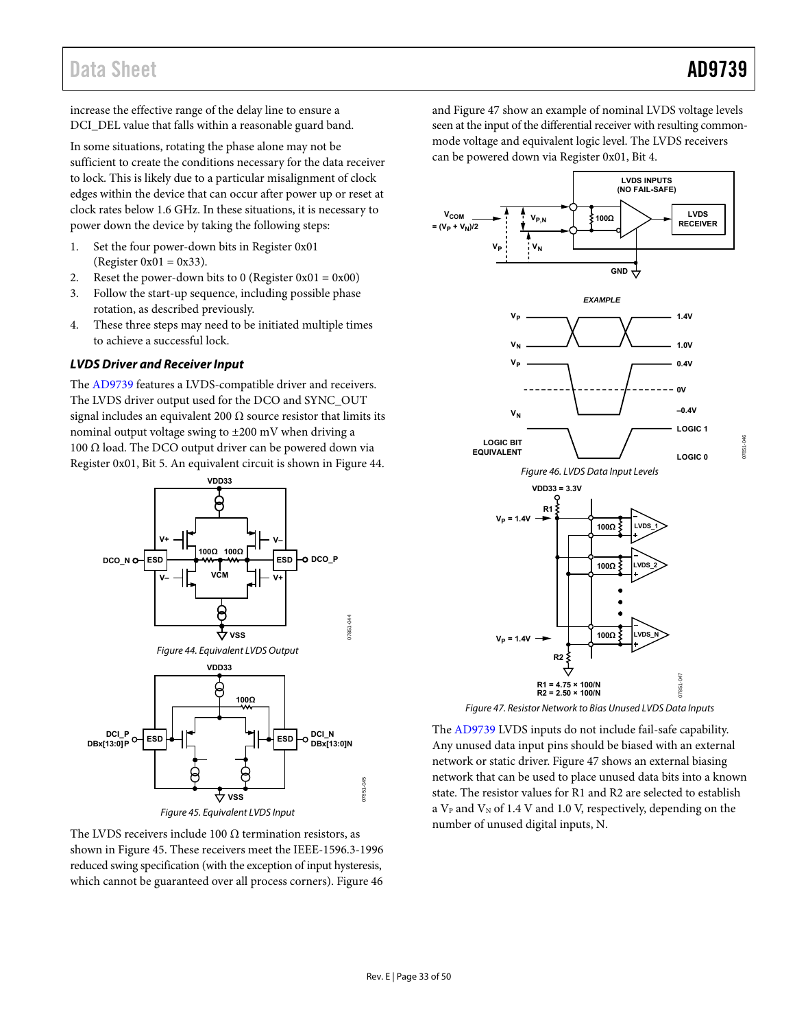increase the effective range of the delay line to ensure a DCI_DEL value that falls within a reasonable guard band.

In some situations, rotating the phase alone may not be sufficient to create the conditions necessary for the data receiver to lock. This is likely due to a particular misalignment of clock edges within the device that can occur after power up or reset at clock rates below 1.6 GHz. In these situations, it is necessary to power down the device by taking the following steps:

1. Set the four power-down bits in Register 0x01 (Register 0x01 = 0x33).
2. Reset the power-down bits to 0 (Register 0x01 = 0x00)
3. Follow the start-up sequence, including possible phase rotation, as described previously.
4. These three steps may need to be initiated multiple times to achieve a successful lock.

### *LVDS Driver and Receiver Input*

The AD9739 features a LVDS-compatible driver and receivers. The LVDS driver output used for the DCO and SYNC_OUT signal includes an equivalent 200 Ω source resistor that limits its nominal output voltage swing to ±200 mV when driving a 100 Ω load. The DCO output driver can be powered down via Register 0x01, Bit 5. An equivalent circuit is shown in Figure 44.

*Figure 44. Equivalent LVDS Output*

*Figure 45. Equivalent LVDS Input*

The LVDS receivers include 100 Ω termination resistors, as shown in Figure 45. These receivers meet the IEEE-1596.3-1996 reduced swing specification (with the exception of input hysteresis, which cannot be guaranteed over all process corners). Figure 46 and Figure 47 show an example of nominal LVDS voltage levels seen at the input of the differential receiver with resulting common-mode voltage and equivalent logic level. The LVDS receivers can be powered down via Register 0x01, Bit 4.

*Figure 46. LVDS Data Input Levels*

*Figure 47. Resistor Network to Bias Unused LVDS Data Inputs*

The AD9739 LVDS inputs do not include fail-safe capability. Any unused data input pins should be biased with an external network or static driver. Figure 47 shows an external biasing network that can be used to place unused data bits into a known state. The resistor values for R1 and R2 are selected to establish a $V_P$ and $V_N$ of 1.4 V and 1.0 V, respectively, depending on the number of unused digital inputs, N.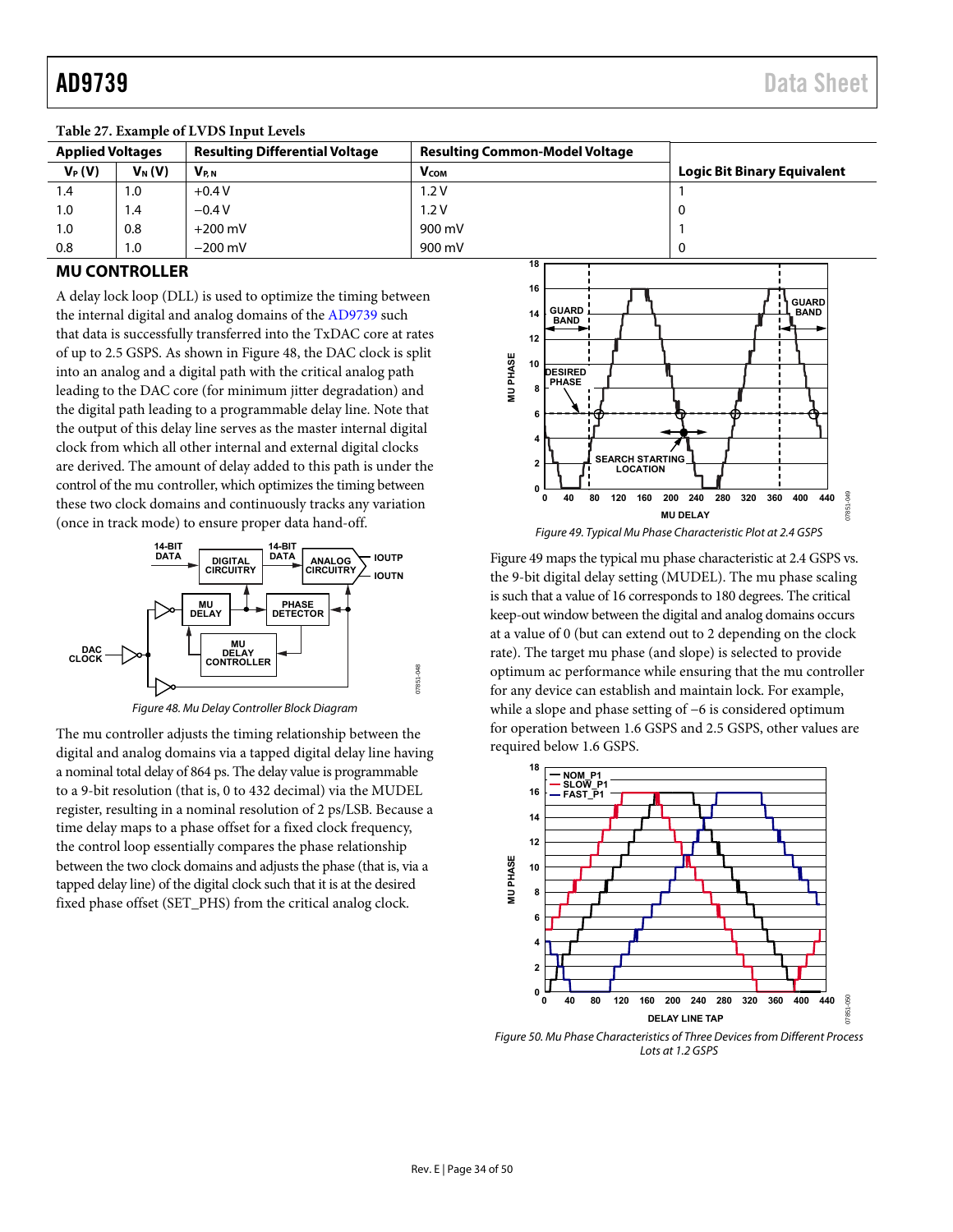Table 27. Example of LVDS Input Levels

| Applied Voltages | | Resulting Differential Voltage | Resulting Common-Model Voltage | |
|---|---|---|---|---|
| $V_P$ (V) | $V_N$ (V) | $V_{P,N}$ | $V_{COM}$ | Logic Bit Binary Equivalent |
| 1.4 | 1.0 | +0.4 V | 1.2 V | 1 |
| 1.0 | 1.4 | −0.4 V | 1.2 V | 0 |
| 1.0 | 0.8 | +200 mV | 900 mV | 1 |
| 0.8 | 1.0 | −200 mV | 900 mV | 0 |

## MU CONTROLLER

A delay lock loop (DLL) is used to optimize the timing between the internal digital and analog domains of the AD9739 such that data is successfully transferred into the TxDAC core at rates of up to 2.5 GSPS. As shown in Figure 48, the DAC clock is split into an analog and a digital path with the critical analog path leading to the DAC core (for minimum jitter degradation) and the digital path leading to a programmable delay line. Note that the output of this delay line serves as the master internal digital clock from which all other internal and external digital clocks are derived. The amount of delay added to this path is under the control of the mu controller, which optimizes the timing between these two clock domains and continuously tracks any variation (once in track mode) to ensure proper data hand-off.

*Figure 48. Mu Delay Controller Block Diagram*

The mu controller adjusts the timing relationship between the digital and analog domains via a tapped digital delay line having a nominal total delay of 864 ps. The delay value is programmable to a 9-bit resolution (that is, 0 to 432 decimal) via the MUDEL register, resulting in a nominal resolution of 2 ps/LSB. Because a time delay maps to a phase offset for a fixed clock frequency, the control loop essentially compares the phase relationship between the two clock domains and adjusts the phase (that is, via a tapped delay line) of the digital clock such that it is at the desired fixed phase offset (SET_PHS) from the critical analog clock.

*Figure 49. Typical Mu Phase Characteristic Plot at 2.4 GSPS*

Figure 49 maps the typical mu phase characteristic at 2.4 GSPS vs. the 9-bit digital delay setting (MUDEL). The mu phase scaling is such that a value of 16 corresponds to 180 degrees. The critical keep-out window between the digital and analog domains occurs at a value of 0 (but can extend out to 2 depending on the clock rate). The target mu phase (and slope) is selected to provide optimum ac performance while ensuring that the mu controller for any device can establish and maintain lock. For example, while a slope and phase setting of −6 is considered optimum for operation between 1.6 GSPS and 2.5 GSPS, other values are required below 1.6 GSPS.

*Figure 50. Mu Phase Characteristics of Three Devices from Different Process Lots at 1.2 GSPS*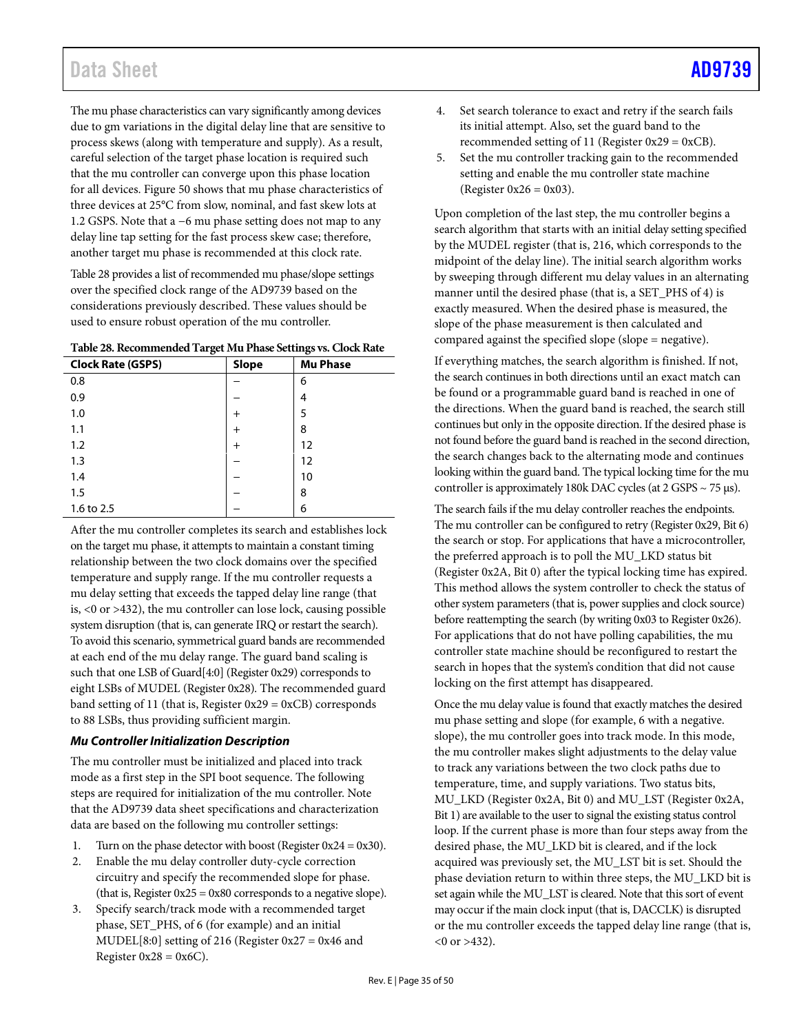The mu phase characteristics can vary significantly among devices due to gm variations in the digital delay line that are sensitive to process skews (along with temperature and supply). As a result, careful selection of the target phase location is required such that the mu controller can converge upon this phase location for all devices. Figure 50 shows that mu phase characteristics of three devices at 25°C from slow, nominal, and fast skew lots at 1.2 GSPS. Note that a −6 mu phase setting does not map to any delay line tap setting for the fast process skew case; therefore, another target mu phase is recommended at this clock rate.

Table 28 provides a list of recommended mu phase/slope settings over the specified clock range of the AD9739 based on the considerations previously described. These values should be used to ensure robust operation of the mu controller.

**Table 28. Recommended Target Mu Phase Settings vs. Clock Rate**

| Clock Rate (GSPS) | Slope | Mu Phase |
|---|---|---|
| 0.8 | − | 6 |
| 0.9 | − | 4 |
| 1.0 | + | 5 |
| 1.1 | + | 8 |
| 1.2 | + | 12 |
| 1.3 | − | 12 |
| 1.4 | − | 10 |
| 1.5 | − | 8 |
| 1.6 to 2.5 | − | 6 |

After the mu controller completes its search and establishes lock on the target mu phase, it attempts to maintain a constant timing relationship between the two clock domains over the specified temperature and supply range. If the mu controller requests a mu delay setting that exceeds the tapped delay line range (that is, <0 or >432), the mu controller can lose lock, causing possible system disruption (that is, can generate IRQ or restart the search). To avoid this scenario, symmetrical guard bands are recommended at each end of the mu delay range. The guard band scaling is such that one LSB of Guard[4:0] (Register 0x29) corresponds to eight LSBs of MUDEL (Register 0x28). The recommended guard band setting of 11 (that is, Register 0x29 = 0xCB) corresponds to 88 LSBs, thus providing sufficient margin.

### *Mu Controller Initialization Description*

The mu controller must be initialized and placed into track mode as a first step in the SPI boot sequence. The following steps are required for initialization of the mu controller. Note that the AD9739 data sheet specifications and characterization data are based on the following mu controller settings:

1. Turn on the phase detector with boost (Register 0x24 = 0x30).
2. Enable the mu delay controller duty-cycle correction circuitry and specify the recommended slope for phase. (that is, Register 0x25 = 0x80 corresponds to a negative slope).
3. Specify search/track mode with a recommended target phase, SET_PHS, of 6 (for example) and an initial MUDEL[8:0] setting of 216 (Register 0x27 = 0x46 and Register 0x28 = 0x6C).
4. Set search tolerance to exact and retry if the search fails its initial attempt. Also, set the guard band to the recommended setting of 11 (Register 0x29 = 0xCB).
5. Set the mu controller tracking gain to the recommended setting and enable the mu controller state machine (Register 0x26 = 0x03).

Upon completion of the last step, the mu controller begins a search algorithm that starts with an initial delay setting specified by the MUDEL register (that is, 216, which corresponds to the midpoint of the delay line). The initial search algorithm works by sweeping through different mu delay values in an alternating manner until the desired phase (that is, a SET_PHS of 4) is exactly measured. When the desired phase is measured, the slope of the phase measurement is then calculated and compared against the specified slope (slope = negative).

If everything matches, the search algorithm is finished. If not, the search continues in both directions until an exact match can be found or a programmable guard band is reached in one of the directions. When the guard band is reached, the search still continues but only in the opposite direction. If the desired phase is not found before the guard band is reached in the second direction, the search changes back to the alternating mode and continues looking within the guard band. The typical locking time for the mu controller is approximately 180k DAC cycles (at 2 GSPS ~ 75 μs).

The search fails if the mu delay controller reaches the endpoints. The mu controller can be configured to retry (Register 0x29, Bit 6) the search or stop. For applications that have a microcontroller, the preferred approach is to poll the MU_LKD status bit (Register 0x2A, Bit 0) after the typical locking time has expired. This method allows the system controller to check the status of other system parameters (that is, power supplies and clock source) before reattempting the search (by writing 0x03 to Register 0x26). For applications that do not have polling capabilities, the mu controller state machine should be reconfigured to restart the search in hopes that the system's condition that did not cause locking on the first attempt has disappeared.

Once the mu delay value is found that exactly matches the desired mu phase setting and slope (for example, 6 with a negative. slope), the mu controller goes into track mode. In this mode, the mu controller makes slight adjustments to the delay value to track any variations between the two clock paths due to temperature, time, and supply variations. Two status bits, MU_LKD (Register 0x2A, Bit 0) and MU_LST (Register 0x2A, Bit 1) are available to the user to signal the existing status control loop. If the current phase is more than four steps away from the desired phase, the MU_LKD bit is cleared, and if the lock acquired was previously set, the MU_LST bit is set. Should the phase deviation return to within three steps, the MU_LKD bit is set again while the MU_LST is cleared. Note that this sort of event may occur if the main clock input (that is, DACCLK) is disrupted or the mu controller exceeds the tapped delay line range (that is, <0 or >432).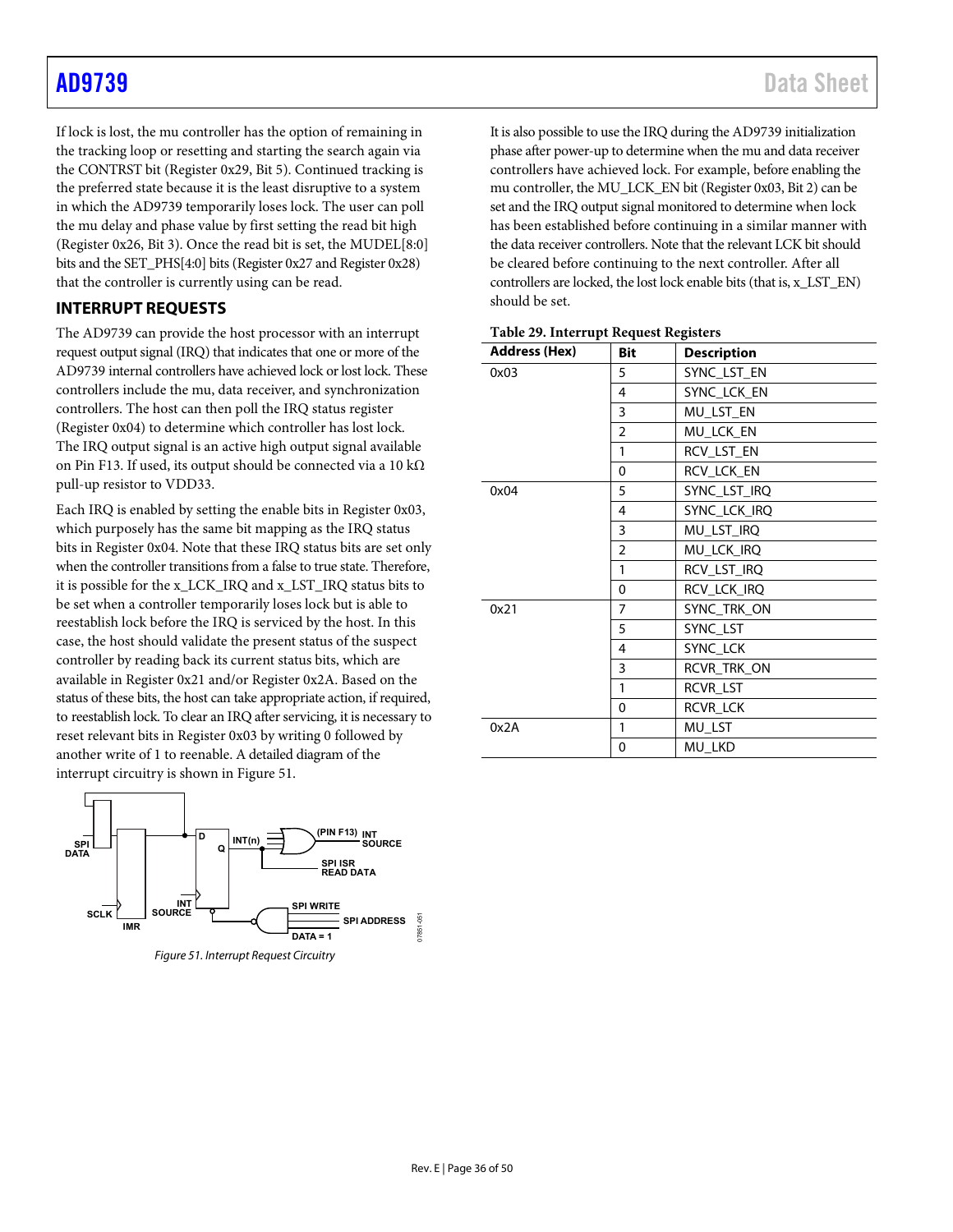If lock is lost, the mu controller has the option of remaining in the tracking loop or resetting and starting the search again via the CONTRST bit (Register 0x29, Bit 5). Continued tracking is the preferred state because it is the least disruptive to a system in which the AD9739 temporarily loses lock. The user can poll the mu delay and phase value by first setting the read bit high (Register 0x26, Bit 3). Once the read bit is set, the MUDEL[8:0] bits and the SET_PHS[4:0] bits (Register 0x27 and Register 0x28) that the controller is currently using can be read.

## INTERRUPT REQUESTS

The AD9739 can provide the host processor with an interrupt request output signal (IRQ) that indicates that one or more of the AD9739 internal controllers have achieved lock or lost lock. These controllers include the mu, data receiver, and synchronization controllers. The host can then poll the IRQ status register (Register 0x04) to determine which controller has lost lock. The IRQ output signal is an active high output signal available on Pin F13. If used, its output should be connected via a 10 kΩ pull-up resistor to VDD33.

Each IRQ is enabled by setting the enable bits in Register 0x03, which purposely has the same bit mapping as the IRQ status bits in Register 0x04. Note that these IRQ status bits are set only when the controller transitions from a false to true state. Therefore, it is possible for the x_LCK_IRQ and x_LST_IRQ status bits to be set when a controller temporarily loses lock but is able to reestablish lock before the IRQ is serviced by the host. In this case, the host should validate the present status of the suspect controller by reading back its current status bits, which are available in Register 0x21 and/or Register 0x2A. Based on the status of these bits, the host can take appropriate action, if required, to reestablish lock. To clear an IRQ after servicing, it is necessary to reset relevant bits in Register 0x03 by writing 0 followed by another write of 1 to reenable. A detailed diagram of the interrupt circuitry is shown in Figure 51.

*Figure 51. Interrupt Request Circuitry*

It is also possible to use the IRQ during the AD9739 initialization phase after power-up to determine when the mu and data receiver controllers have achieved lock. For example, before enabling the mu controller, the MU_LCK_EN bit (Register 0x03, Bit 2) can be set and the IRQ output signal monitored to determine when lock has been established before continuing in a similar manner with the data receiver controllers. Note that the relevant LCK bit should be cleared before continuing to the next controller. After all controllers are locked, the lost lock enable bits (that is, x_LST_EN) should be set.

**Table 29. Interrupt Request Registers**

| Address (Hex) | Bit | Description |
|---|---|---|
| 0x03 | 5 | SYNC_LST_EN |
| | 4 | SYNC_LCK_EN |
| | 3 | MU_LST_EN |
| | 2 | MU_LCK_EN |
| | 1 | RCV_LST_EN |
| | 0 | RCV_LCK_EN |
| 0x04 | 5 | SYNC_LST_IRQ |
| | 4 | SYNC_LCK_IRQ |
| | 3 | MU_LST_IRQ |
| | 2 | MU_LCK_IRQ |
| | 1 | RCV_LST_IRQ |
| | 0 | RCV_LCK_IRQ |
| 0x21 | 7 | SYNC_TRK_ON |
| | 5 | SYNC_LST |
| | 4 | SYNC_LCK |
| | 3 | RCVR_TRK_ON |
| | 1 | RCVR_LST |
| | 0 | RCVR_LCK |
| 0x2A | 1 | MU_LST |
| | 0 | MU_LKD |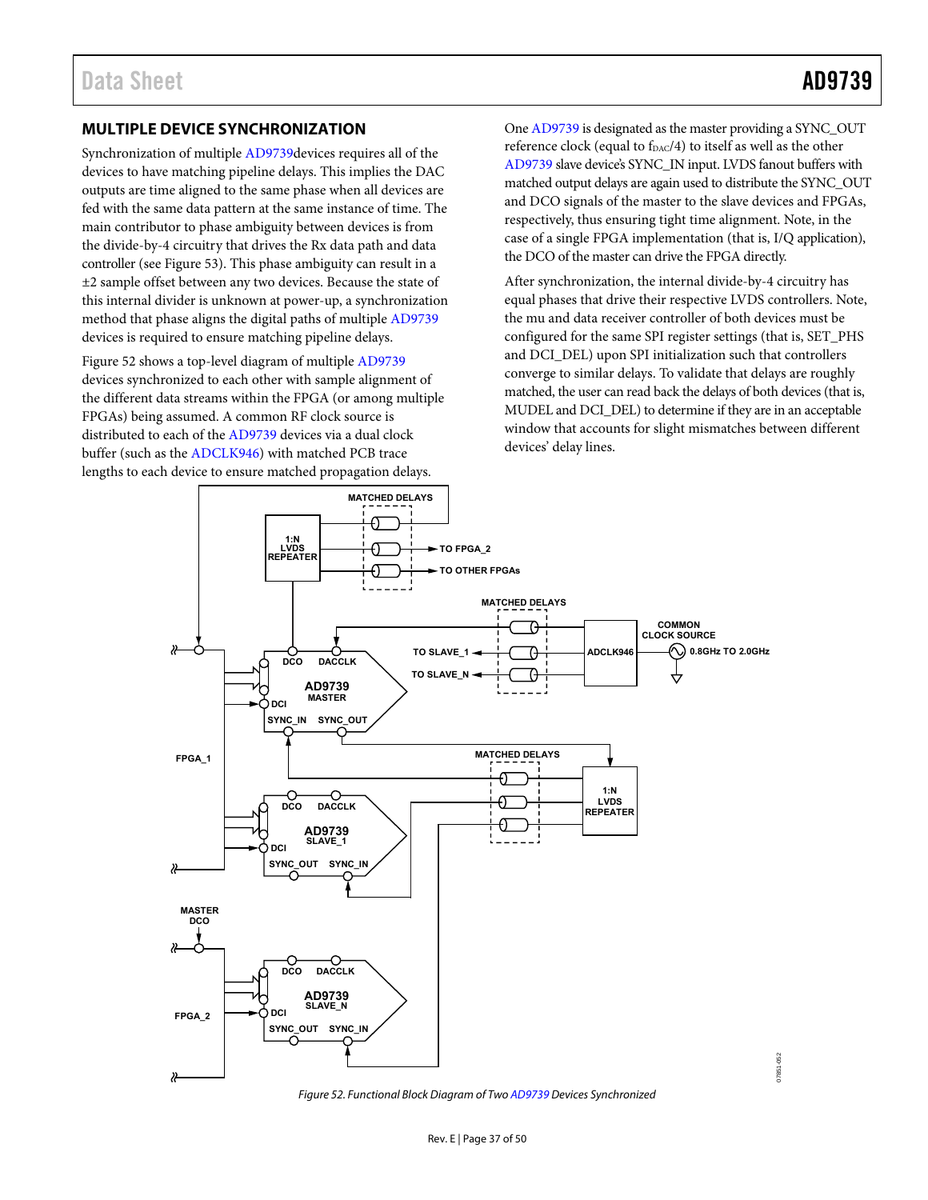## MULTIPLE DEVICE SYNCHRONIZATION

Synchronization of multiple AD9739devices requires all of the devices to have matching pipeline delays. This implies the DAC outputs are time aligned to the same phase when all devices are fed with the same data pattern at the same instance of time. The main contributor to phase ambiguity between devices is from the divide-by-4 circuitry that drives the Rx data path and data controller (see Figure 53). This phase ambiguity can result in a ±2 sample offset between any two devices. Because the state of this internal divider is unknown at power-up, a synchronization method that phase aligns the digital paths of multiple AD9739 devices is required to ensure matching pipeline delays.

Figure 52 shows a top-level diagram of multiple AD9739 devices synchronized to each other with sample alignment of the different data streams within the FPGA (or among multiple FPGAs) being assumed. A common RF clock source is distributed to each of the AD9739 devices via a dual clock buffer (such as the ADCLK946) with matched PCB trace lengths to each device to ensure matched propagation delays.

One AD9739 is designated as the master providing a SYNC_OUT reference clock (equal to $f_{DAC}/4$) to itself as well as the other AD9739 slave device's SYNC_IN input. LVDS fanout buffers with matched output delays are again used to distribute the SYNC_OUT and DCO signals of the master to the slave devices and FPGAs, respectively, thus ensuring tight time alignment. Note, in the case of a single FPGA implementation (that is, I/Q application), the DCO of the master can drive the FPGA directly.

After synchronization, the internal divide-by-4 circuitry has equal phases that drive their respective LVDS controllers. Note, the mu and data receiver controller of both devices must be configured for the same SPI register settings (that is, SET_PHS and DCI_DEL) upon SPI initialization such that controllers converge to similar delays. To validate that delays are roughly matched, the user can read back the delays of both devices (that is, MUDEL and DCI_DEL) to determine if they are in an acceptable window that accounts for slight mismatches between different devices' delay lines.

*Figure 52. Functional Block Diagram of Two AD9739 Devices Synchronized*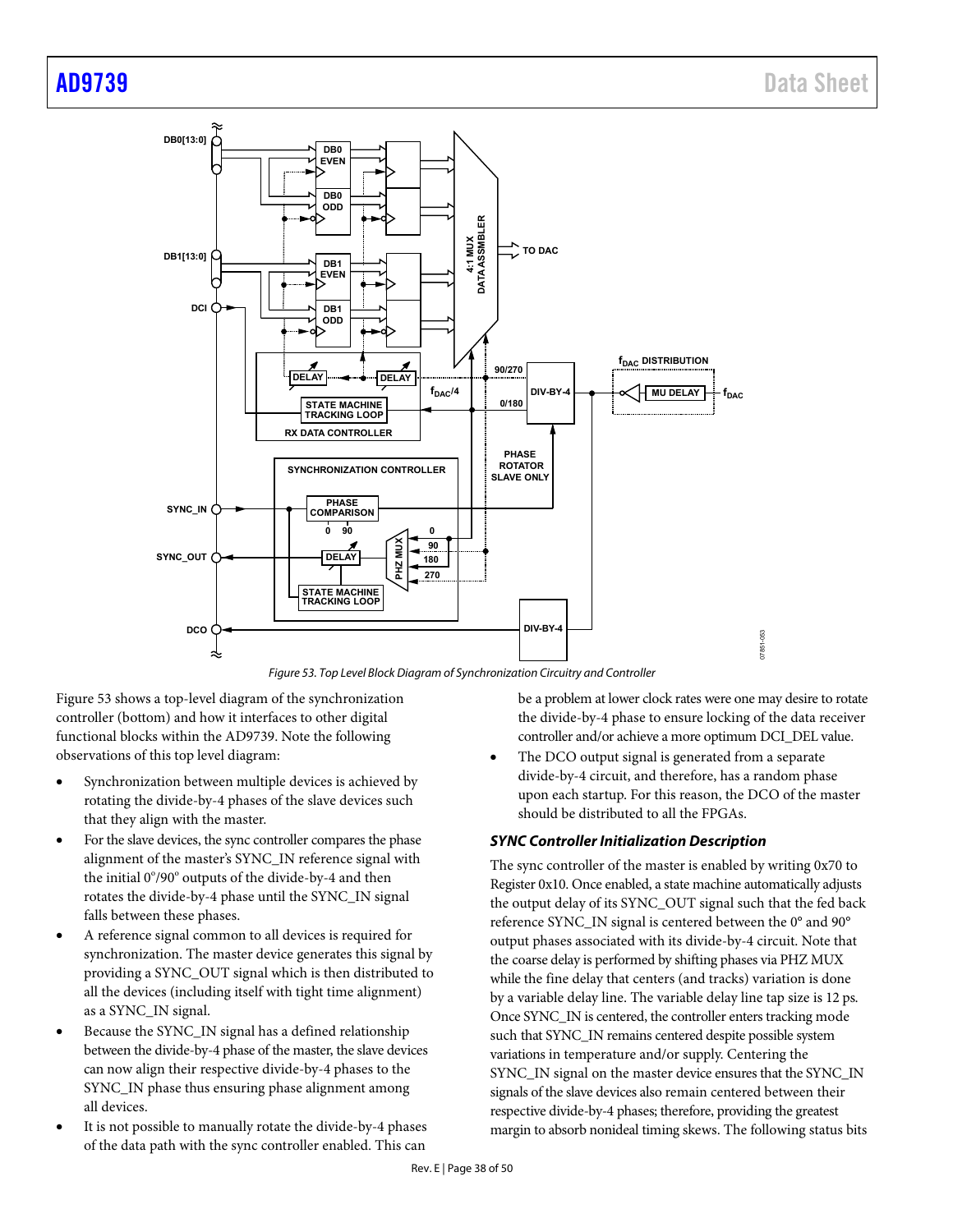Figure 53. Top Level Block Diagram of Synchronization Circuitry and Controller

Figure 53 shows a top-level diagram of the synchronization controller (bottom) and how it interfaces to other digital functional blocks within the AD9739. Note the following observations of this top level diagram:

- Synchronization between multiple devices is achieved by rotating the divide-by-4 phases of the slave devices such that they align with the master.
- For the slave devices, the sync controller compares the phase alignment of the master's SYNC_IN reference signal with the initial 0°/90° outputs of the divide-by-4 and then rotates the divide-by-4 phase until the SYNC_IN signal falls between these phases.
- A reference signal common to all devices is required for synchronization. The master device generates this signal by providing a SYNC_OUT signal which is then distributed to all the devices (including itself with tight time alignment) as a SYNC_IN signal.
- Because the SYNC_IN signal has a defined relationship between the divide-by-4 phase of the master, the slave devices can now align their respective divide-by-4 phases to the SYNC_IN phase thus ensuring phase alignment among all devices.
- It is not possible to manually rotate the divide-by-4 phases of the data path with the sync controller enabled. This can be a problem at lower clock rates were one may desire to rotate the divide-by-4 phase to ensure locking of the data receiver controller and/or achieve a more optimum DCI_DEL value.
- The DCO output signal is generated from a separate divide-by-4 circuit, and therefore, has a random phase upon each startup. For this reason, the DCO of the master should be distributed to all the FPGAs.

### *SYNC Controller Initialization Description*

The sync controller of the master is enabled by writing 0x70 to Register 0x10. Once enabled, a state machine automatically adjusts the output delay of its SYNC_OUT signal such that the fed back reference SYNC_IN signal is centered between the 0° and 90° output phases associated with its divide-by-4 circuit. Note that the coarse delay is performed by shifting phases via PHZ MUX while the fine delay that centers (and tracks) variation is done by a variable delay line. The variable delay line tap size is 12 ps. Once SYNC_IN is centered, the controller enters tracking mode such that SYNC_IN remains centered despite possible system variations in temperature and/or supply. Centering the SYNC_IN signal on the master device ensures that the SYNC_IN signals of the slave devices also remain centered between their respective divide-by-4 phases; therefore, providing the greatest margin to absorb nonideal timing skews. The following status bits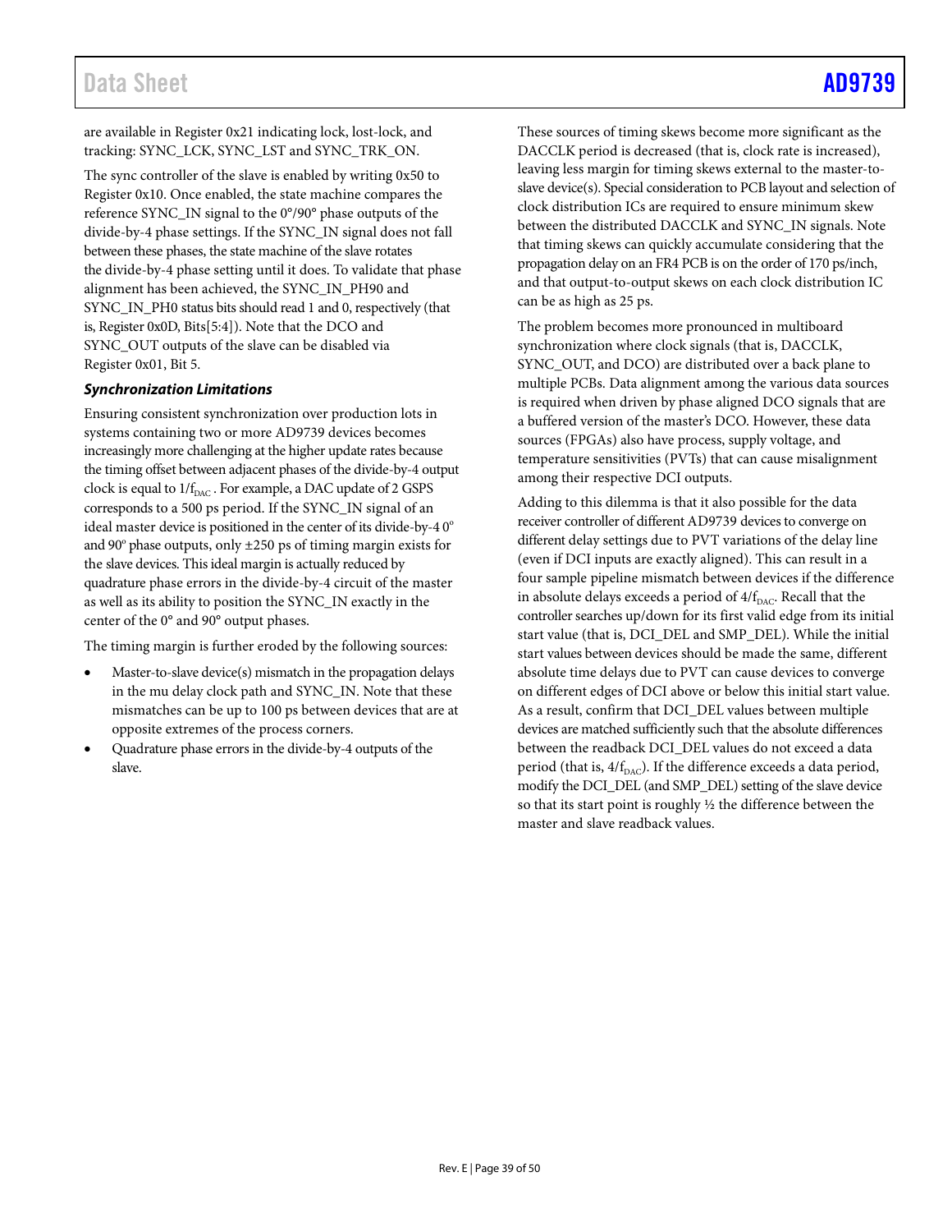are available in Register 0x21 indicating lock, lost-lock, and tracking: SYNC_LCK, SYNC_LST and SYNC_TRK_ON.

The sync controller of the slave is enabled by writing 0x50 to Register 0x10. Once enabled, the state machine compares the reference SYNC_IN signal to the 0°/90° phase outputs of the divide-by-4 phase settings. If the SYNC_IN signal does not fall between these phases, the state machine of the slave rotates the divide-by-4 phase setting until it does. To validate that phase alignment has been achieved, the SYNC_IN_PH90 and SYNC_IN_PH0 status bits should read 1 and 0, respectively (that is, Register 0x0D, Bits[5:4]). Note that the DCO and SYNC_OUT outputs of the slave can be disabled via Register 0x01, Bit 5.

### *Synchronization Limitations*

Ensuring consistent synchronization over production lots in systems containing two or more AD9739 devices becomes increasingly more challenging at the higher update rates because the timing offset between adjacent phases of the divide-by-4 output clock is equal to $1/f_{DAC}$. For example, a DAC update of 2 GSPS corresponds to a 500 ps period. If the SYNC_IN signal of an ideal master device is positioned in the center of its divide-by-4 0° and 90° phase outputs, only ±250 ps of timing margin exists for the slave devices. This ideal margin is actually reduced by quadrature phase errors in the divide-by-4 circuit of the master as well as its ability to position the SYNC_IN exactly in the center of the 0° and 90° output phases.

The timing margin is further eroded by the following sources:

- Master-to-slave device(s) mismatch in the propagation delays in the mu delay clock path and SYNC_IN. Note that these mismatches can be up to 100 ps between devices that are at opposite extremes of the process corners.
- Quadrature phase errors in the divide-by-4 outputs of the slave.

These sources of timing skews become more significant as the DACCLK period is decreased (that is, clock rate is increased), leaving less margin for timing skews external to the master-to-slave device(s). Special consideration to PCB layout and selection of clock distribution ICs are required to ensure minimum skew between the distributed DACCLK and SYNC_IN signals. Note that timing skews can quickly accumulate considering that the propagation delay on an FR4 PCB is on the order of 170 ps/inch, and that output-to-output skews on each clock distribution IC can be as high as 25 ps.

The problem becomes more pronounced in multiboard synchronization where clock signals (that is, DACCLK, SYNC_OUT, and DCO) are distributed over a back plane to multiple PCBs. Data alignment among the various data sources is required when driven by phase aligned DCO signals that are a buffered version of the master's DCO. However, these data sources (FPGAs) also have process, supply voltage, and temperature sensitivities (PVTs) that can cause misalignment among their respective DCI outputs.

Adding to this dilemma is that it also possible for the data receiver controller of different AD9739 devices to converge on different delay settings due to PVT variations of the delay line (even if DCI inputs are exactly aligned). This can result in a four sample pipeline mismatch between devices if the difference in absolute delays exceeds a period of $4/f_{DAC}$. Recall that the controller searches up/down for its first valid edge from its initial start value (that is, DCI_DEL and SMP_DEL). While the initial start values between devices should be made the same, different absolute time delays due to PVT can cause devices to converge on different edges of DCI above or below this initial start value. As a result, confirm that DCI_DEL values between multiple devices are matched sufficiently such that the absolute differences between the readback DCI_DEL values do not exceed a data period (that is, $4/f_{DAC}$). If the difference exceeds a data period, modify the DCI_DEL (and SMP_DEL) setting of the slave device so that its start point is roughly ½ the difference between the master and slave readback values.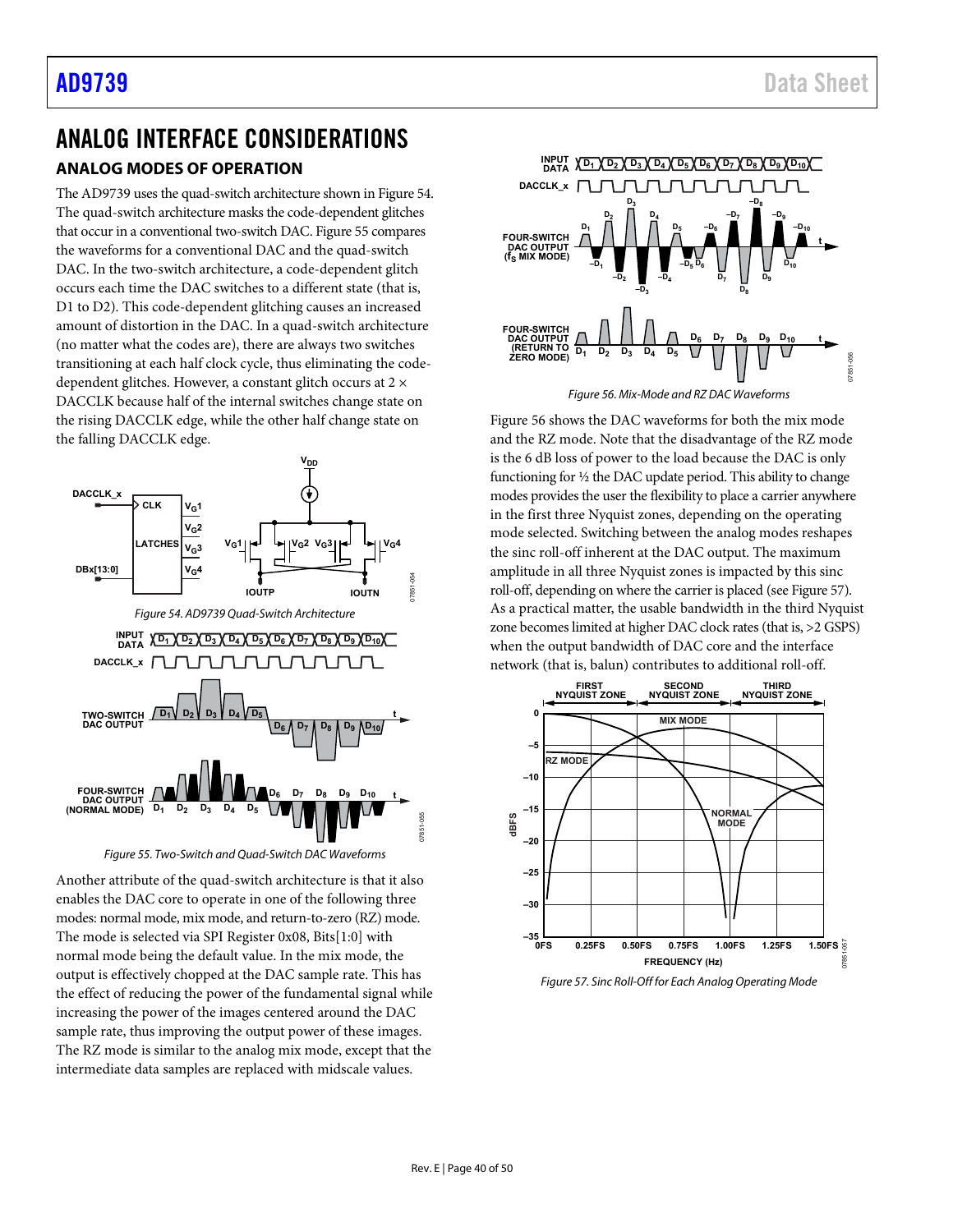# ANALOG INTERFACE CONSIDERATIONS

## ANALOG MODES OF OPERATION

The AD9739 uses the quad-switch architecture shown in Figure 54. The quad-switch architecture masks the code-dependent glitches that occur in a conventional two-switch DAC. Figure 55 compares the waveforms for a conventional DAC and the quad-switch DAC. In the two-switch architecture, a code-dependent glitch occurs each time the DAC switches to a different state (that is, D1 to D2). This code-dependent glitching causes an increased amount of distortion in the DAC. In a quad-switch architecture (no matter what the codes are), there are always two switches transitioning at each half clock cycle, thus eliminating the code-dependent glitches. However, a constant glitch occurs at 2 × DACCLK because half of the internal switches change state on the rising DACCLK edge, while the other half change state on the falling DACCLK edge.

*Figure 54. AD9739 Quad-Switch Architecture*

*Figure 55. Two-Switch and Quad-Switch DAC Waveforms*

Another attribute of the quad-switch architecture is that it also enables the DAC core to operate in one of the following three modes: normal mode, mix mode, and return-to-zero (RZ) mode. The mode is selected via SPI Register 0x08, Bits[1:0] with normal mode being the default value. In the mix mode, the output is effectively chopped at the DAC sample rate. This has the effect of reducing the power of the fundamental signal while increasing the power of the images centered around the DAC sample rate, thus improving the output power of these images. The RZ mode is similar to the analog mix mode, except that the intermediate data samples are replaced with midscale values.

*Figure 56. Mix-Mode and RZ DAC Waveforms*

Figure 56 shows the DAC waveforms for both the mix mode and the RZ mode. Note that the disadvantage of the RZ mode is the 6 dB loss of power to the load because the DAC is only functioning for ½ the DAC update period. This ability to change modes provides the user the flexibility to place a carrier anywhere in the first three Nyquist zones, depending on the operating mode selected. Switching between the analog modes reshapes the sinc roll-off inherent at the DAC output. The maximum amplitude in all three Nyquist zones is impacted by this sinc roll-off, depending on where the carrier is placed (see Figure 57). As a practical matter, the usable bandwidth in the third Nyquist zone becomes limited at higher DAC clock rates (that is, >2 GSPS) when the output bandwidth of DAC core and the interface network (that is, balun) contributes to additional roll-off.

*Figure 57. Sinc Roll-Off for Each Analog Operating Mode*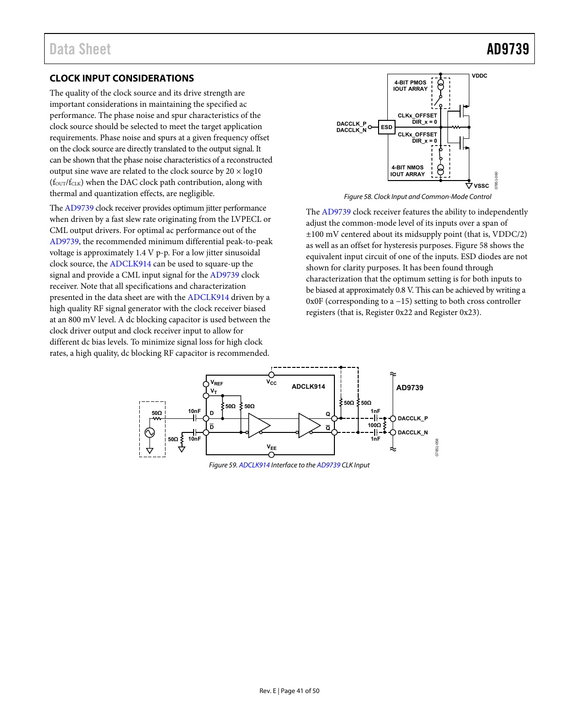## CLOCK INPUT CONSIDERATIONS

The quality of the clock source and its drive strength are important considerations in maintaining the specified ac performance. The phase noise and spur characteristics of the clock source should be selected to meet the target application requirements. Phase noise and spurs at a given frequency offset on the clock source are directly translated to the output signal. It can be shown that the phase noise characteristics of a reconstructed output sine wave are related to the clock source by 20 × log10 ($f_{OUT}/f_{CLK}$) when the DAC clock path contribution, along with thermal and quantization effects, are negligible.

The AD9739 clock receiver provides optimum jitter performance when driven by a fast slew rate originating from the LVPECL or CML output drivers. For optimal ac performance out of the AD9739, the recommended minimum differential peak-to-peak voltage is approximately 1.4 V p-p. For a low jitter sinusoidal clock source, the ADCLK914 can be used to square-up the signal and provide a CML input signal for the AD9739 clock receiver. Note that all specifications and characterization presented in the data sheet are with the ADCLK914 driven by a high quality RF signal generator with the clock receiver biased at an 800 mV level. A dc blocking capacitor is used between the clock driver output and clock receiver input to allow for different dc bias levels. To minimize signal loss for high clock rates, a high quality, dc blocking RF capacitor is recommended.

*Figure 58. Clock Input and Common-Mode Control*

The AD9739 clock receiver features the ability to independently adjust the common-mode level of its inputs over a span of ±100 mV centered about its midsupply point (that is, VDDC/2) as well as an offset for hysteresis purposes. Figure 58 shows the equivalent input circuit of one of the inputs. ESD diodes are not shown for clarity purposes. It has been found through characterization that the optimum setting is for both inputs to be biased at approximately 0.8 V. This can be achieved by writing a 0x0F (corresponding to a −15) setting to both cross controller registers (that is, Register 0x22 and Register 0x23).

*Figure 59. ADCLK914 Interface to the AD9739 CLK Input*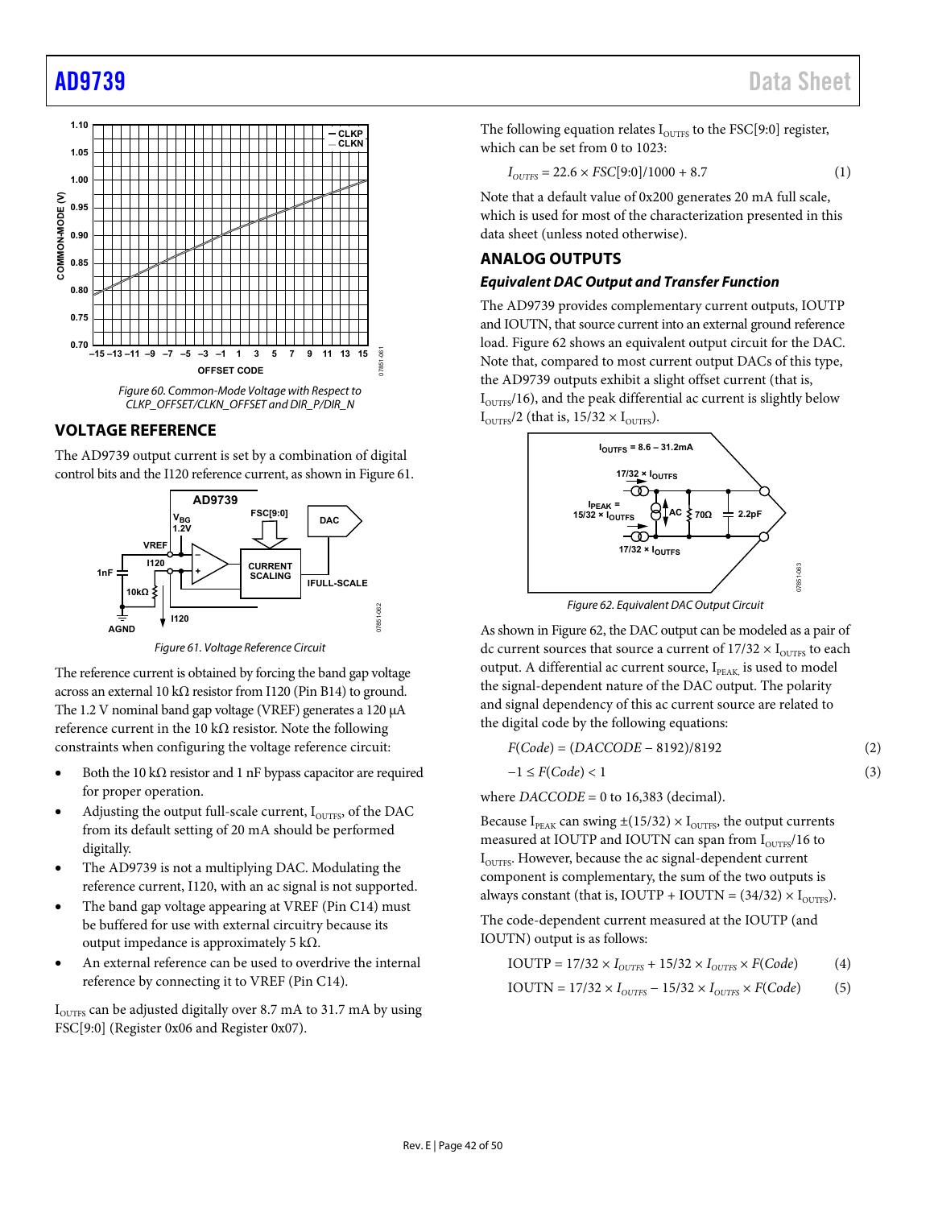Figure 60. Common-Mode Voltage with Respect to CLKP_OFFSET/CLKN_OFFSET and DIR_P/DIR_N

## VOLTAGE REFERENCE

The AD9739 output current is set by a combination of digital control bits and the I120 reference current, as shown in Figure 61.

Figure 61. Voltage Reference Circuit

The reference current is obtained by forcing the band gap voltage across an external 10 kΩ resistor from I120 (Pin B14) to ground. The 1.2 V nominal band gap voltage (VREF) generates a 120 μA reference current in the 10 kΩ resistor. Note the following constraints when configuring the voltage reference circuit:

- Both the 10 kΩ resistor and 1 nF bypass capacitor are required for proper operation.
- Adjusting the output full-scale current, $I_{OUTFS}$, of the DAC from its default setting of 20 mA should be performed digitally.
- The AD9739 is not a multiplying DAC. Modulating the reference current, I120, with an ac signal is not supported.
- The band gap voltage appearing at VREF (Pin C14) must be buffered for use with external circuitry because its output impedance is approximately 5 kΩ.
- An external reference can be used to overdrive the internal reference by connecting it to VREF (Pin C14).

$I_{OUTFS}$ can be adjusted digitally over 8.7 mA to 31.7 mA by using FSC[9:0] (Register 0x06 and Register 0x07).

The following equation relates $I_{OUTFS}$ to the FSC[9:0] register, which can be set from 0 to 1023:

$$I_{OUTFS} = 22.6 \times FSC[9:0]/1000 + 8.7 \quad (1)$$

Note that a default value of 0x200 generates 20 mA full scale, which is used for most of the characterization presented in this data sheet (unless noted otherwise).

## ANALOG OUTPUTS

### *Equivalent DAC Output and Transfer Function*

The AD9739 provides complementary current outputs, IOUTP and IOUTN, that source current into an external ground reference load. Figure 62 shows an equivalent output circuit for the DAC. Note that, compared to most current output DACs of this type, the AD9739 outputs exhibit a slight offset current (that is, $I_{OUTFS}/16$), and the peak differential ac current is slightly below $I_{OUTFS}/2$ (that is, $15/32 \times I_{OUTFS}$).

Figure 62. Equivalent DAC Output Circuit

As shown in Figure 62, the DAC output can be modeled as a pair of dc current sources that source a current of $17/32 \times I_{OUTFS}$ to each output. A differential ac current source, $I_{PEAK}$, is used to model the signal-dependent nature of the DAC output. The polarity and signal dependency of this ac current source are related to the digital code by the following equations:

$$F(Code) = (DACCODE - 8192)/8192 \quad (2)$$

$$-1 \leq F(Code) < 1 \quad (3)$$

where $DACCODE$ = 0 to 16,383 (decimal).

Because $I_{PEAK}$ can swing $\pm(15/32) \times I_{OUTFS}$, the output currents measured at IOUTP and IOUTN can span from $I_{OUTFS}/16$ to $I_{OUTFS}$. However, because the ac signal-dependent current component is complementary, the sum of the two outputs is always constant (that is, IOUTP + IOUTN = $(34/32) \times I_{OUTFS}$).

The code-dependent current measured at the IOUTP (and IOUTN) output is as follows:

$$\text{IOUTP} = 17/32 \times I_{OUTFS} + 15/32 \times I_{OUTFS} \times F(Code) \quad (4)$$

$$\text{IOUTN} = 17/32 \times I_{OUTFS} - 15/32 \times I_{OUTFS} \times F(Code) \quad (5)$$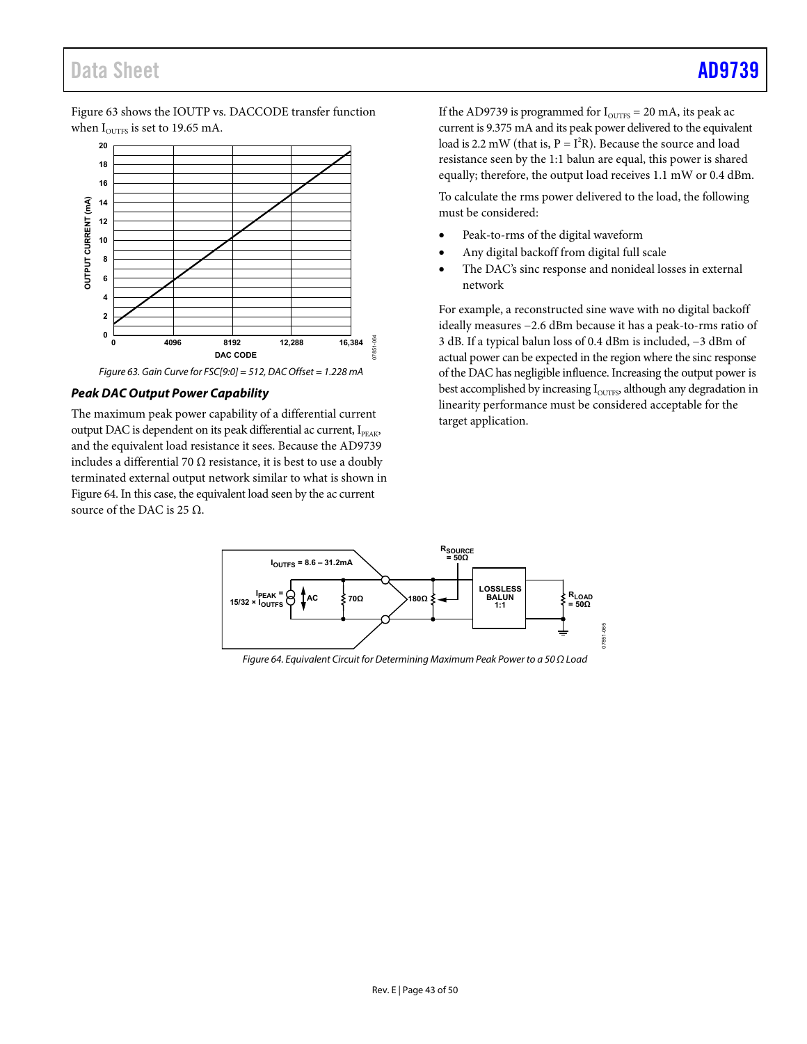Figure 63 shows the IOUTP vs. DACCODE transfer function when $I_{OUTFS}$ is set to 19.65 mA.

*Figure 63. Gain Curve for FSC[9:0] = 512, DAC Offset = 1.228 mA*

### *Peak DAC Output Power Capability*

The maximum peak power capability of a differential current output DAC is dependent on its peak differential ac current, $I_{PEAK}$, and the equivalent load resistance it sees. Because the AD9739 includes a differential 70 Ω resistance, it is best to use a doubly terminated external output network similar to what is shown in Figure 64. In this case, the equivalent load seen by the ac current source of the DAC is 25 Ω.

If the AD9739 is programmed for $I_{OUTFS}$ = 20 mA, its peak ac current is 9.375 mA and its peak power delivered to the equivalent load is 2.2 mW (that is, $P = I^2R$). Because the source and load resistance seen by the 1:1 balun are equal, this power is shared equally; therefore, the output load receives 1.1 mW or 0.4 dBm.

To calculate the rms power delivered to the load, the following must be considered:

- Peak-to-rms of the digital waveform
- Any digital backoff from digital full scale
- The DAC's sinc response and nonideal losses in external network

For example, a reconstructed sine wave with no digital backoff ideally measures −2.6 dBm because it has a peak-to-rms ratio of 3 dB. If a typical balun loss of 0.4 dBm is included, −3 dBm of actual power can be expected in the region where the sinc response of the DAC has negligible influence. Increasing the output power is best accomplished by increasing $I_{OUTFS}$, although any degradation in linearity performance must be considered acceptable for the target application.

*Figure 64. Equivalent Circuit for Determining Maximum Peak Power to a 50 Ω Load*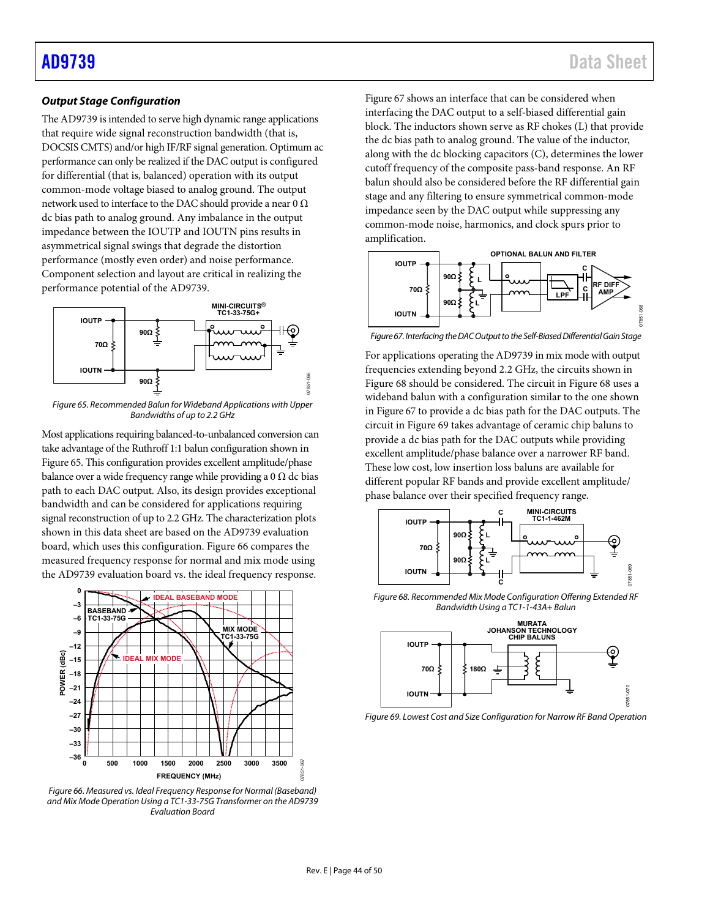### Output Stage Configuration

The AD9739 is intended to serve high dynamic range applications that require wide signal reconstruction bandwidth (that is, DOCSIS CMTS) and/or high IF/RF signal generation. Optimum ac performance can only be realized if the DAC output is configured for differential (that is, balanced) operation with its output common-mode voltage biased to analog ground. The output network used to interface to the DAC should provide a near 0 Ω dc bias path to analog ground. Any imbalance in the output impedance between the IOUTP and IOUTN pins results in asymmetrical signal swings that degrade the distortion performance (mostly even order) and noise performance. Component selection and layout are critical in realizing the performance potential of the AD9739.

*Figure 65. Recommended Balun for Wideband Applications with Upper Bandwidths of up to 2.2 GHz*

Most applications requiring balanced-to-unbalanced conversion can take advantage of the Ruthroff 1:1 balun configuration shown in Figure 65. This configuration provides excellent amplitude/phase balance over a wide frequency range while providing a 0 Ω dc bias path to each DAC output. Also, its design provides exceptional bandwidth and can be considered for applications requiring signal reconstruction of up to 2.2 GHz. The characterization plots shown in this data sheet are based on the AD9739 evaluation board, which uses this configuration. Figure 66 compares the measured frequency response for normal and mix mode using the AD9739 evaluation board vs. the ideal frequency response.

*Figure 66. Measured vs. Ideal Frequency Response for Normal (Baseband) and Mix Mode Operation Using a TC1-33-75G Transformer on the AD9739 Evaluation Board*

Figure 67 shows an interface that can be considered when interfacing the DAC output to a self-biased differential gain block. The inductors shown serve as RF chokes (L) that provide the dc bias path to analog ground. The value of the inductor, along with the dc blocking capacitors (C), determines the lower cutoff frequency of the composite pass-band response. An RF balun should also be considered before the RF differential gain stage and any filtering to ensure symmetrical common-mode impedance seen by the DAC output while suppressing any common-mode noise, harmonics, and clock spurs prior to amplification.

*Figure 67. Interfacing the DAC Output to the Self-Biased Differential Gain Stage*

For applications operating the AD9739 in mix mode with output frequencies extending beyond 2.2 GHz, the circuits shown in Figure 68 should be considered. The circuit in Figure 68 uses a wideband balun with a configuration similar to the one shown in Figure 67 to provide a dc bias path for the DAC outputs. The circuit in Figure 69 takes advantage of ceramic chip baluns to provide a dc bias path for the DAC outputs while providing excellent amplitude/phase balance over a narrower RF band. These low cost, low insertion loss baluns are available for different popular RF bands and provide excellent amplitude/phase balance over their specified frequency range.

*Figure 68. Recommended Mix Mode Configuration Offering Extended RF Bandwidth Using a TC1-1-43A+ Balun*

*Figure 69. Lowest Cost and Size Configuration for Narrow RF Band Operation*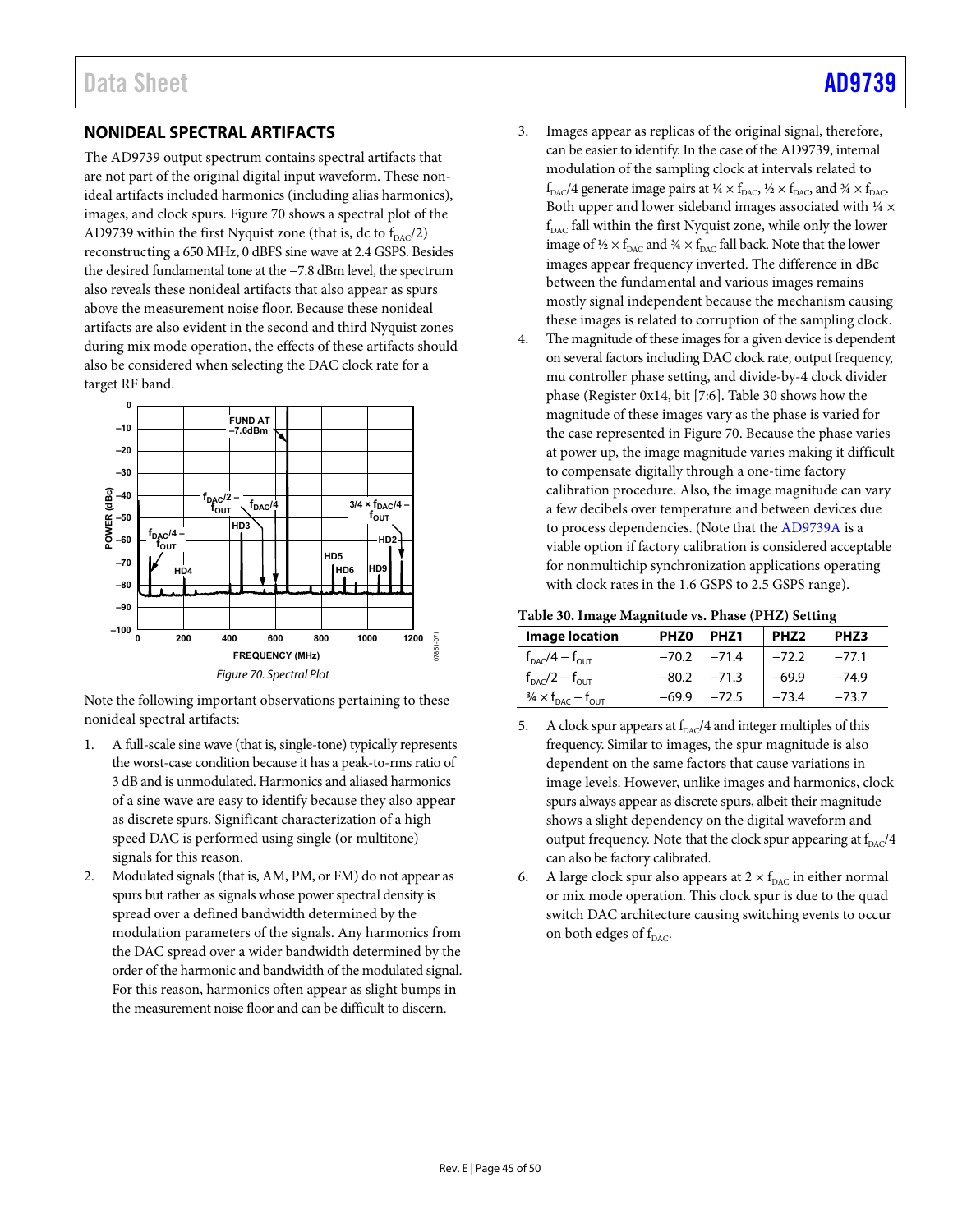## NONIDEAL SPECTRAL ARTIFACTS

The AD9739 output spectrum contains spectral artifacts that are not part of the original digital input waveform. These nonideal artifacts included harmonics (including alias harmonics), images, and clock spurs. Figure 70 shows a spectral plot of the AD9739 within the first Nyquist zone (that is, dc to $f_{DAC}/2$) reconstructing a 650 MHz, 0 dBFS sine wave at 2.4 GSPS. Besides the desired fundamental tone at the −7.8 dBm level, the spectrum also reveals these nonideal artifacts that also appear as spurs above the measurement noise floor. Because these nonideal artifacts are also evident in the second and third Nyquist zones during mix mode operation, the effects of these artifacts should also be considered when selecting the DAC clock rate for a target RF band.

*Figure 70. Spectral Plot*

Note the following important observations pertaining to these nonideal spectral artifacts:

1. A full-scale sine wave (that is, single-tone) typically represents the worst-case condition because it has a peak-to-rms ratio of 3 dB and is unmodulated. Harmonics and aliased harmonics of a sine wave are easy to identify because they also appear as discrete spurs. Significant characterization of a high speed DAC is performed using single (or multitone) signals for this reason.
2. Modulated signals (that is, AM, PM, or FM) do not appear as spurs but rather as signals whose power spectral density is spread over a defined bandwidth determined by the modulation parameters of the signals. Any harmonics from the DAC spread over a wider bandwidth determined by the order of the harmonic and bandwidth of the modulated signal. For this reason, harmonics often appear as slight bumps in the measurement noise floor and can be difficult to discern.
3. Images appear as replicas of the original signal, therefore, can be easier to identify. In the case of the AD9739, internal modulation of the sampling clock at intervals related to $f_{DAC}/4$ generate image pairs at ¼ × $f_{DAC}$, ½ × $f_{DAC}$, and ¾ × $f_{DAC}$. Both upper and lower sideband images associated with ¼ × $f_{DAC}$ fall within the first Nyquist zone, while only the lower image of ½ × $f_{DAC}$ and ¾ × $f_{DAC}$ fall back. Note that the lower images appear frequency inverted. The difference in dBc between the fundamental and various images remains mostly signal independent because the mechanism causing these images is related to corruption of the sampling clock.
4. The magnitude of these images for a given device is dependent on several factors including DAC clock rate, output frequency, mu controller phase setting, and divide-by-4 clock divider phase (Register 0x14, bit [7:6]. Table 30 shows how the magnitude of these images vary as the phase is varied for the case represented in Figure 70. Because the phase varies at power up, the image magnitude varies making it difficult to compensate digitally through a one-time factory calibration procedure. Also, the image magnitude can vary a few decibels over temperature and between devices due to process dependencies. (Note that the AD9739A is a viable option if factory calibration is considered acceptable for nonmultichip synchronization applications operating with clock rates in the 1.6 GSPS to 2.5 GSPS range).

**Table 30. Image Magnitude vs. Phase (PHZ) Setting**

| Image location | PHZ0 | PHZ1 | PHZ2 | PHZ3 |
|---|---|---|---|---|
| $f_{DAC}/4 - f_{OUT}$ | −70.2 | −71.4 | −72.2 | −77.1 |
| $f_{DAC}/2 - f_{OUT}$ | −80.2 | −71.3 | −69.9 | −74.9 |
| ¾ × $f_{DAC} - f_{OUT}$ | −69.9 | −72.5 | −73.4 | −73.7 |

5. A clock spur appears at $f_{DAC}/4$ and integer multiples of this frequency. Similar to images, the spur magnitude is also dependent on the same factors that cause variations in image levels. However, unlike images and harmonics, clock spurs always appear as discrete spurs, albeit their magnitude shows a slight dependency on the digital waveform and output frequency. Note that the clock spur appearing at $f_{DAC}/4$ can also be factory calibrated.
6. A large clock spur also appears at 2 × $f_{DAC}$ in either normal or mix mode operation. This clock spur is due to the quad switch DAC architecture causing switching events to occur on both edges of $f_{DAC}$.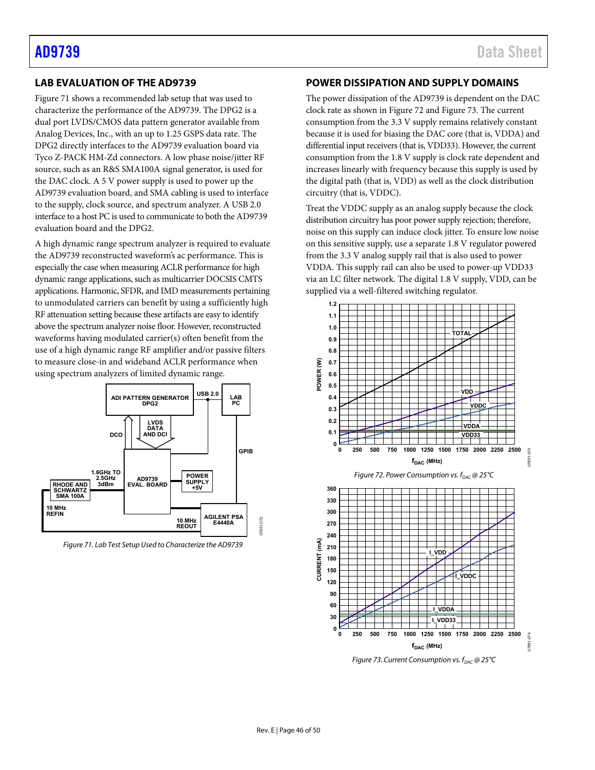## LAB EVALUATION OF THE AD9739

Figure 71 shows a recommended lab setup that was used to characterize the performance of the AD9739. The DPG2 is a dual port LVDS/CMOS data pattern generator available from Analog Devices, Inc., with an up to 1.25 GSPS data rate. The DPG2 directly interfaces to the AD9739 evaluation board via Tyco Z-PACK HM-Zd connectors. A low phase noise/jitter RF source, such as an R&S SMA100A signal generator, is used for the DAC clock. A 5 V power supply is used to power up the AD9739 evaluation board, and SMA cabling is used to interface to the supply, clock source, and spectrum analyzer. A USB 2.0 interface to a host PC is used to communicate to both the AD9739 evaluation board and the DPG2.

A high dynamic range spectrum analyzer is required to evaluate the AD9739 reconstructed waveform's ac performance. This is especially the case when measuring ACLR performance for high dynamic range applications, such as multicarrier DOCSIS CMTS applications. Harmonic, SFDR, and IMD measurements pertaining to unmodulated carriers can benefit by using a sufficiently high RF attenuation setting because these artifacts are easy to identify above the spectrum analyzer noise floor. However, reconstructed waveforms having modulated carrier(s) often benefit from the use of a high dynamic range RF amplifier and/or passive filters to measure close-in and wideband ACLR performance when using spectrum analyzers of limited dynamic range.

*Figure 71. Lab Test Setup Used to Characterize the AD9739*

## POWER DISSIPATION AND SUPPLY DOMAINS

The power dissipation of the AD9739 is dependent on the DAC clock rate as shown in Figure 72 and Figure 73. The current consumption from the 3.3 V supply remains relatively constant because it is used for biasing the DAC core (that is, VDDA) and differential input receivers (that is, VDD33). However, the current consumption from the 1.8 V supply is clock rate dependent and increases linearly with frequency because this supply is used by the digital path (that is, VDD) as well as the clock distribution circuitry (that is, VDDC).

Treat the VDDC supply as an analog supply because the clock distribution circuitry has poor power supply rejection; therefore, noise on this supply can induce clock jitter. To ensure low noise on this sensitive supply, use a separate 1.8 V regulator powered from the 3.3 V analog supply rail that is also used to power VDDA. This supply rail can also be used to power-up VDD33 via an LC filter network. The digital 1.8 V supply, VDD, can be supplied via a well-filtered switching regulator.

*Figure 72. Power Consumption vs. $f_{DAC}$ @ 25°C*

*Figure 73. Current Consumption vs. $f_{DAC}$ @ 25°C*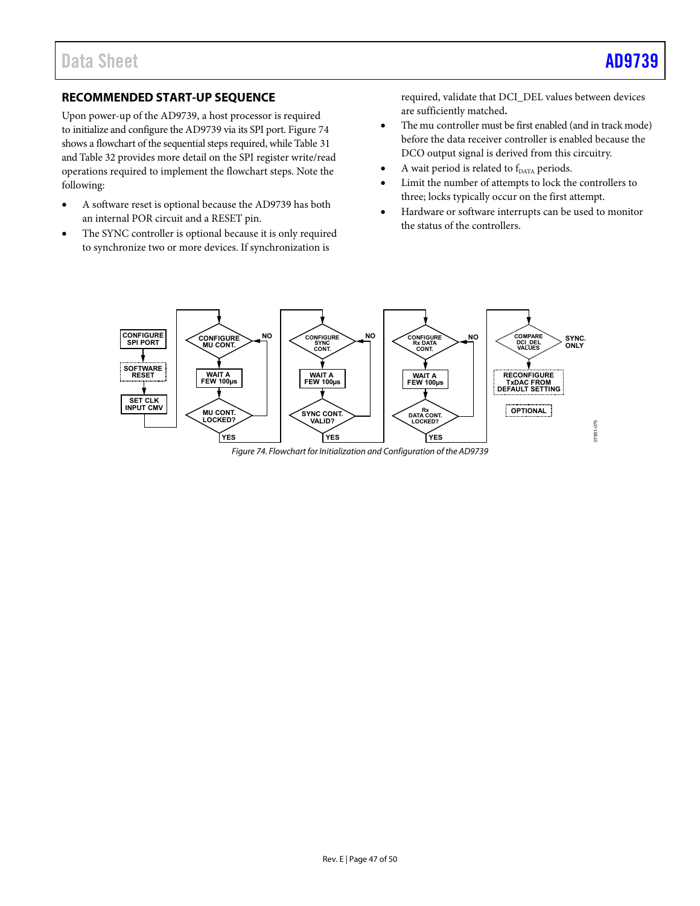## RECOMMENDED START-UP SEQUENCE

Upon power-up of the AD9739, a host processor is required to initialize and configure the AD9739 via its SPI port. Figure 74 shows a flowchart of the sequential steps required, while Table 31 and Table 32 provides more detail on the SPI register write/read operations required to implement the flowchart steps. Note the following:

- A software reset is optional because the AD9739 has both an internal POR circuit and a RESET pin.
- The SYNC controller is optional because it is only required to synchronize two or more devices. If synchronization is required, validate that DCI_DEL values between devices are sufficiently matched**.**
- The mu controller must be first enabled (and in track mode) before the data receiver controller is enabled because the DCO output signal is derived from this circuitry.
- A wait period is related to $f_{DATA}$ periods.
- Limit the number of attempts to lock the controllers to three; locks typically occur on the first attempt.
- Hardware or software interrupts can be used to monitor the status of the controllers.

CONFIGURE SPI PORT → SOFTWARE RESET → SET CLK INPUT CMV → CONFIGURE MU CONT. → WAIT A FEW 100µs → MU CONT. LOCKED? (NO → CONFIGURE MU CONT.; YES →) CONFIGURE SYNC CONT. → WAIT A FEW 100µs → SYNC CONT. VALID? (NO → CONFIGURE SYNC CONT.; YES →) CONFIGURE Rx DATA CONT. → WAIT A FEW 100µs → Rx DATA CONT. LOCKED? (NO → CONFIGURE Rx DATA CONT.; YES →) COMPARE DCI_DEL VALUES (SYNC. ONLY) → RECONFIGURE TxDAC FROM DEFAULT SETTING

OPTIONAL

*Figure 74. Flowchart for Initialization and Configuration of the AD9739*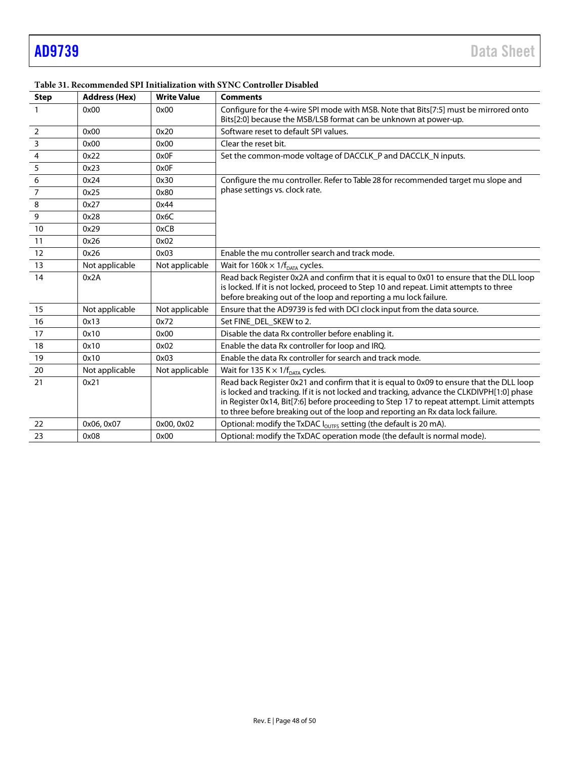**Table 31. Recommended SPI Initialization with SYNC Controller Disabled**

| Step | Address (Hex) | Write Value | Comments |
|---|---|---|---|
| 1 | 0x00 | 0x00 | Configure for the 4-wire SPI mode with MSB. Note that Bits[7:5] must be mirrored onto Bits[2:0] because the MSB/LSB format can be unknown at power-up. |
| 2 | 0x00 | 0x20 | Software reset to default SPI values. |
| 3 | 0x00 | 0x00 | Clear the reset bit. |
| 4 | 0x22 | 0x0F | Set the common-mode voltage of DACCLK_P and DACCLK_N inputs. |
| 5 | 0x23 | 0x0F | |
| 6 | 0x24 | 0x30 | Configure the mu controller. Refer to Table 28 for recommended target mu slope and phase settings vs. clock rate. |
| 7 | 0x25 | 0x80 | |
| 8 | 0x27 | 0x44 | |
| 9 | 0x28 | 0x6C | |
| 10 | 0x29 | 0xCB | |
| 11 | 0x26 | 0x02 | |
| 12 | 0x26 | 0x03 | Enable the mu controller search and track mode. |
| 13 | Not applicable | Not applicable | Wait for 160k × 1/$f_{DATA}$ cycles. |
| 14 | 0x2A | | Read back Register 0x2A and confirm that it is equal to 0x01 to ensure that the DLL loop is locked. If it is not locked, proceed to Step 10 and repeat. Limit attempts to three before breaking out of the loop and reporting a mu lock failure. |
| 15 | Not applicable | Not applicable | Ensure that the AD9739 is fed with DCI clock input from the data source. |
| 16 | 0x13 | 0x72 | Set FINE_DEL_SKEW to 2. |
| 17 | 0x10 | 0x00 | Disable the data Rx controller before enabling it. |
| 18 | 0x10 | 0x02 | Enable the data Rx controller for loop and IRQ. |
| 19 | 0x10 | 0x03 | Enable the data Rx controller for search and track mode. |
| 20 | Not applicable | Not applicable | Wait for 135 K × 1/$f_{DATA}$ cycles. |
| 21 | 0x21 | | Read back Register 0x21 and confirm that it is equal to 0x09 to ensure that the DLL loop is locked and tracking. If it is not locked and tracking, advance the CLKDIVPH[1:0] phase in Register 0x14, Bit[7:6] before proceeding to Step 17 to repeat attempt. Limit attempts to three before breaking out of the loop and reporting an Rx data lock failure. |
| 22 | 0x06, 0x07 | 0x00, 0x02 | Optional: modify the TxDAC $I_{OUTFS}$ setting (the default is 20 mA). |
| 23 | 0x08 | 0x00 | Optional: modify the TxDAC operation mode (the default is normal mode). |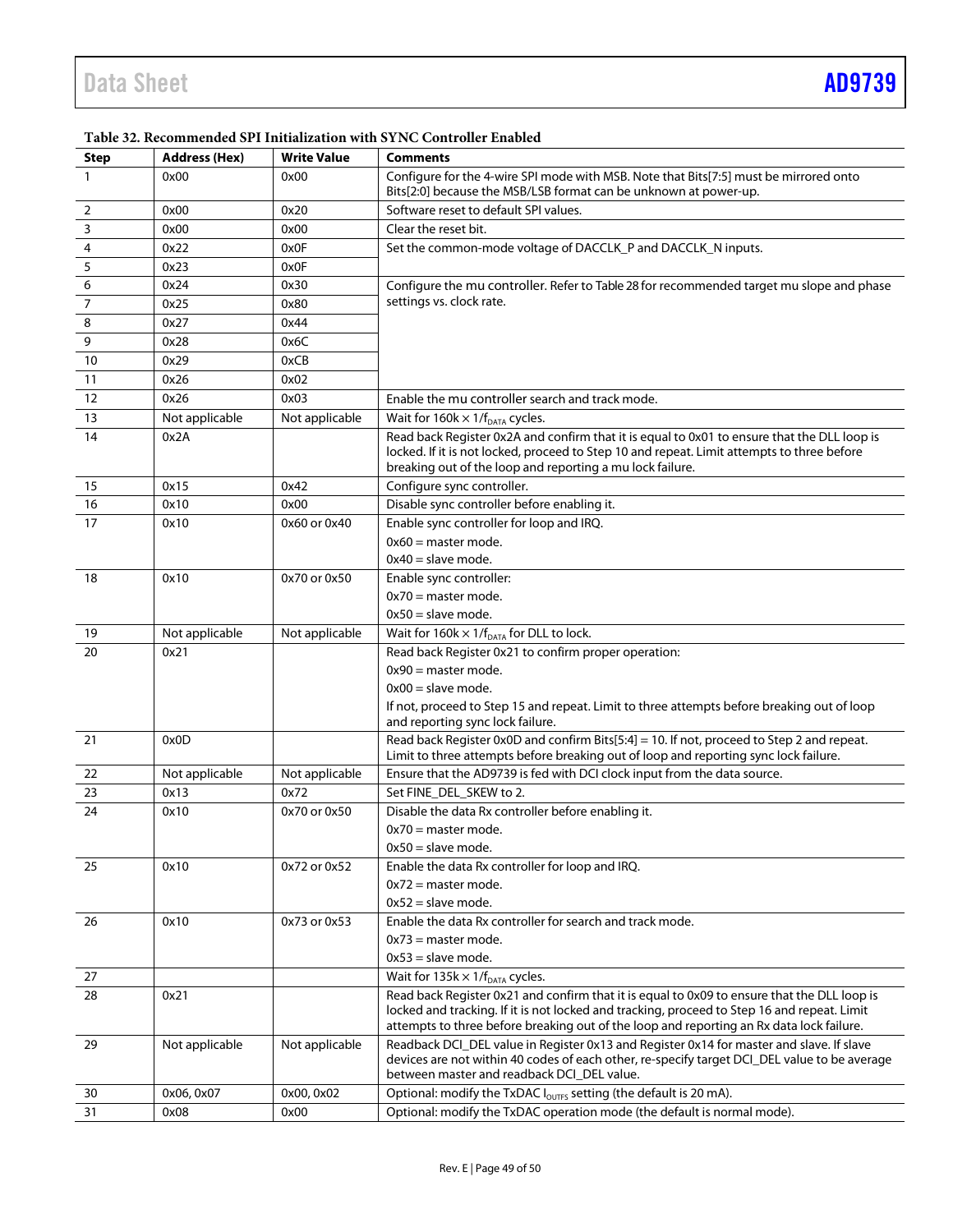**Table 32. Recommended SPI Initialization with SYNC Controller Enabled**

| Step | Address (Hex) | Write Value | Comments |
|---|---|---|---|
| 1 | 0x00 | 0x00 | Configure for the 4-wire SPI mode with MSB. Note that Bits[7:5] must be mirrored onto Bits[2:0] because the MSB/LSB format can be unknown at power-up. |
| 2 | 0x00 | 0x20 | Software reset to default SPI values. |
| 3 | 0x00 | 0x00 | Clear the reset bit. |
| 4 | 0x22 | 0x0F | Set the common-mode voltage of DACCLK_P and DACCLK_N inputs. |
| 5 | 0x23 | 0x0F | |
| 6 | 0x24 | 0x30 | Configure the mu controller. Refer to Table 28 for recommended target mu slope and phase settings vs. clock rate. |
| 7 | 0x25 | 0x80 | |
| 8 | 0x27 | 0x44 | |
| 9 | 0x28 | 0x6C | |
| 10 | 0x29 | 0xCB | |
| 11 | 0x26 | 0x02 | |
| 12 | 0x26 | 0x03 | Enable the mu controller search and track mode. |
| 13 | Not applicable | Not applicable | Wait for 160k × $1/f_{DATA}$ cycles. |
| 14 | 0x2A | | Read back Register 0x2A and confirm that it is equal to 0x01 to ensure that the DLL loop is locked. If it is not locked, proceed to Step 10 and repeat. Limit attempts to three before breaking out of the loop and reporting a mu lock failure. |
| 15 | 0x15 | 0x42 | Configure sync controller. |
| 16 | 0x10 | 0x00 | Disable sync controller before enabling it. |
| 17 | 0x10 | 0x60 or 0x40 | Enable sync controller for loop and IRQ.<br>0x60 = master mode.<br>0x40 = slave mode. |
| 18 | 0x10 | 0x70 or 0x50 | Enable sync controller:<br>0x70 = master mode.<br>0x50 = slave mode. |
| 19 | Not applicable | Not applicable | Wait for 160k × $1/f_{DATA}$ for DLL to lock. |
| 20 | 0x21 | | Read back Register 0x21 to confirm proper operation:<br>0x90 = master mode.<br>0x00 = slave mode.<br>If not, proceed to Step 15 and repeat. Limit to three attempts before breaking out of loop and reporting sync lock failure. |
| 21 | 0x0D | | Read back Register 0x0D and confirm Bits[5:4] = 10. If not, proceed to Step 2 and repeat. Limit to three attempts before breaking out of loop and reporting sync lock failure. |
| 22 | Not applicable | Not applicable | Ensure that the AD9739 is fed with DCI clock input from the data source. |
| 23 | 0x13 | 0x72 | Set FINE_DEL_SKEW to 2. |
| 24 | 0x10 | 0x70 or 0x50 | Disable the data Rx controller before enabling it.<br>0x70 = master mode.<br>0x50 = slave mode. |
| 25 | 0x10 | 0x72 or 0x52 | Enable the data Rx controller for loop and IRQ.<br>0x72 = master mode.<br>0x52 = slave mode. |
| 26 | 0x10 | 0x73 or 0x53 | Enable the data Rx controller for search and track mode.<br>0x73 = master mode.<br>0x53 = slave mode. |
| 27 | | | Wait for 135k × $1/f_{DATA}$ cycles. |
| 28 | 0x21 | | Read back Register 0x21 and confirm that it is equal to 0x09 to ensure that the DLL loop is locked and tracking. If it is not locked and tracking, proceed to Step 16 and repeat. Limit attempts to three before breaking out of the loop and reporting an Rx data lock failure. |
| 29 | Not applicable | Not applicable | Readback DCI_DEL value in Register 0x13 and Register 0x14 for master and slave. If slave devices are not within 40 codes of each other, re-specify target DCI_DEL value to be average between master and readback DCI_DEL value. |
| 30 | 0x06, 0x07 | 0x00, 0x02 | Optional: modify the TxDAC $I_{OUTFS}$ setting (the default is 20 mA). |
| 31 | 0x08 | 0x00 | Optional: modify the TxDAC operation mode (the default is normal mode). |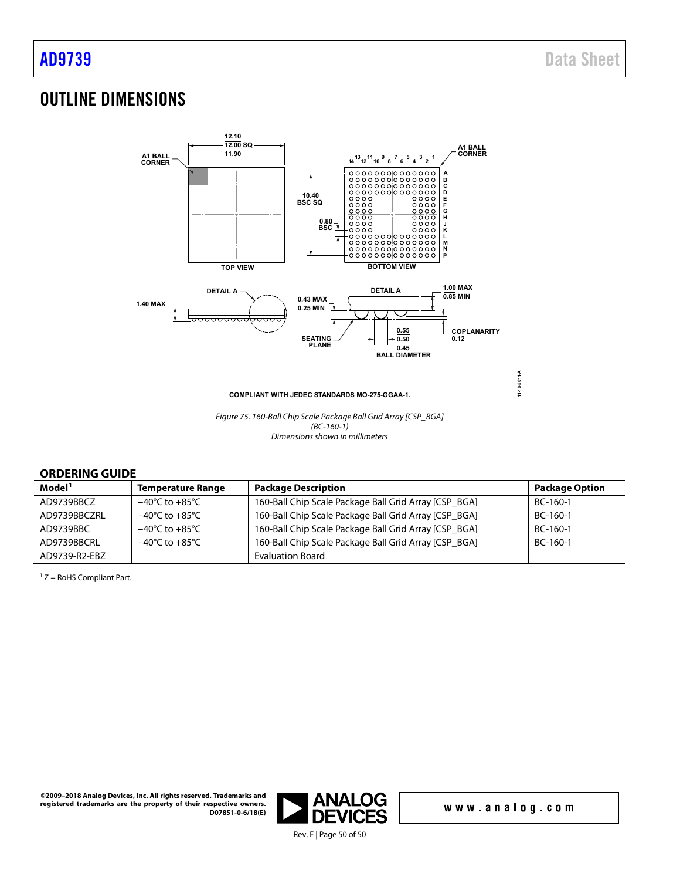# OUTLINE DIMENSIONS

12.10
12.00 SQ
11.90

A1 BALL CORNER

TOP VIEW

14 13 12 11 10 9 8 7 6 5 4 3 2 1

A B C D E F G H J K L M N P

A1 BALL CORNER

10.40 BSC SQ

0.80 BSC

BOTTOM VIEW

DETAIL A

1.40 MAX

DETAIL A

0.43 MAX
0.25 MIN

1.00 MAX
0.85 MIN

SEATING PLANE

0.55
0.50
0.45
BALL DIAMETER

COPLANARITY 0.12

COMPLIANT WITH JEDEC STANDARDS MO-275-GGAA-1.

11-18-2011-A

*Figure 75. 160-Ball Chip Scale Package Ball Grid Array [CSP_BGA] (BC-160-1) Dimensions shown in millimeters*

## ORDERING GUIDE

| Model[1] | Temperature Range | Package Description | Package Option |
|---|---|---|---|
| AD9739BBCZ | −40°C to +85°C | 160-Ball Chip Scale Package Ball Grid Array [CSP_BGA] | BC-160-1 |
| AD9739BBCZRL | −40°C to +85°C | 160-Ball Chip Scale Package Ball Grid Array [CSP_BGA] | BC-160-1 |
| AD9739BBC | −40°C to +85°C | 160-Ball Chip Scale Package Ball Grid Array [CSP_BGA] | BC-160-1 |
| AD9739BBCRL | −40°C to +85°C | 160-Ball Chip Scale Package Ball Grid Array [CSP_BGA] | BC-160-1 |
| AD9739-R2-EBZ | | Evaluation Board | |

[1] Z = RoHS Compliant Part.

**©2009–2018 Analog Devices, Inc. All rights reserved. Trademarks and registered trademarks are the property of their respective owners. D07851-0-6/18(E)**

www.analog.com